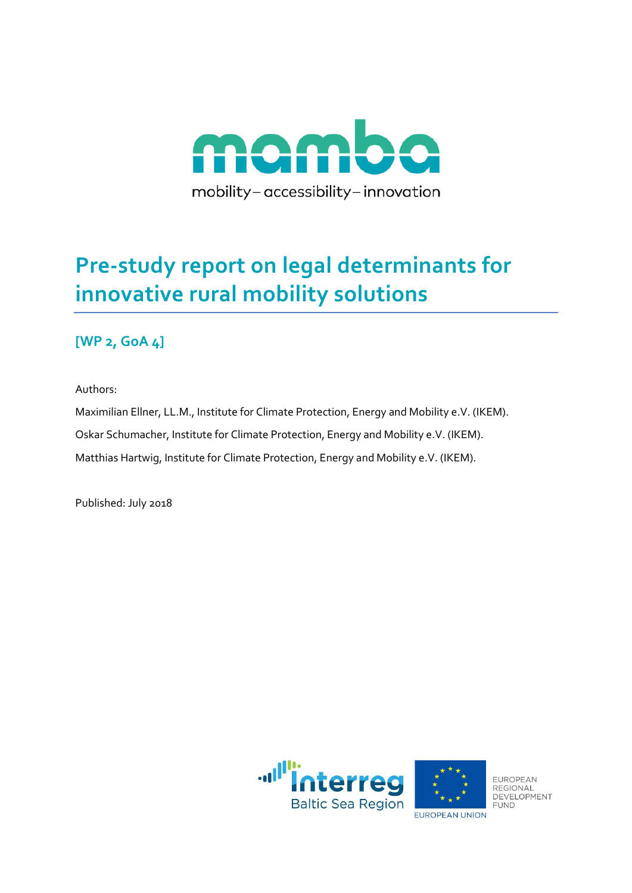mamba

mobility – accessibility – innovation

# Pre-study report on legal determinants for innovative rural mobility solutions

## [WP 2, GoA 4]

Authors:

Maximilian Ellner, LL.M., Institute for Climate Protection, Energy and Mobility e.V. (IKEM).

Oskar Schumacher, Institute for Climate Protection, Energy and Mobility e.V. (IKEM).

Matthias Hartwig, Institute for Climate Protection, Energy and Mobility e.V. (IKEM).

Published: July 2018

Interreg Baltic Sea Region

EUROPEAN UNION

EUROPEAN REGIONAL DEVELOPMENT FUND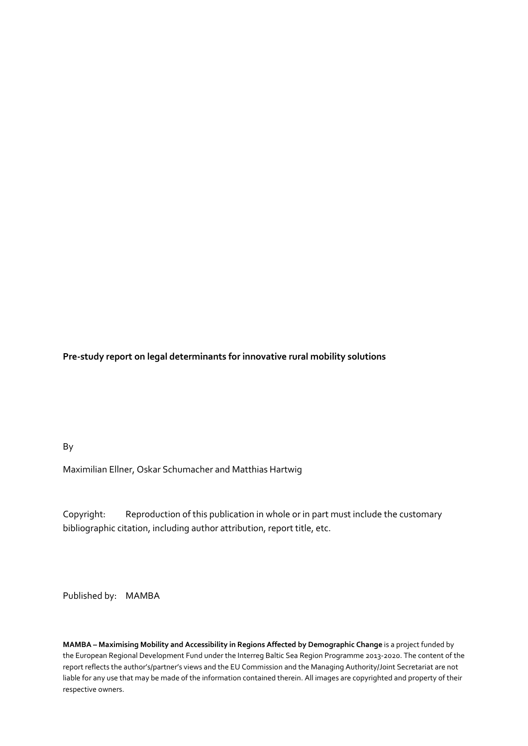**Pre-study report on legal determinants for innovative rural mobility solutions**

By

Maximilian Ellner, Oskar Schumacher and Matthias Hartwig

Copyright: Reproduction of this publication in whole or in part must include the customary bibliographic citation, including author attribution, report title, etc.

Published by: MAMBA

**MAMBA – Maximising Mobility and Accessibility in Regions Affected by Demographic Change** is a project funded by the European Regional Development Fund under the Interreg Baltic Sea Region Programme 2013-2020. The content of the report reflects the author's/partner's views and the EU Commission and the Managing Authority/Joint Secretariat are not liable for any use that may be made of the information contained therein. All images are copyrighted and property of their respective owners.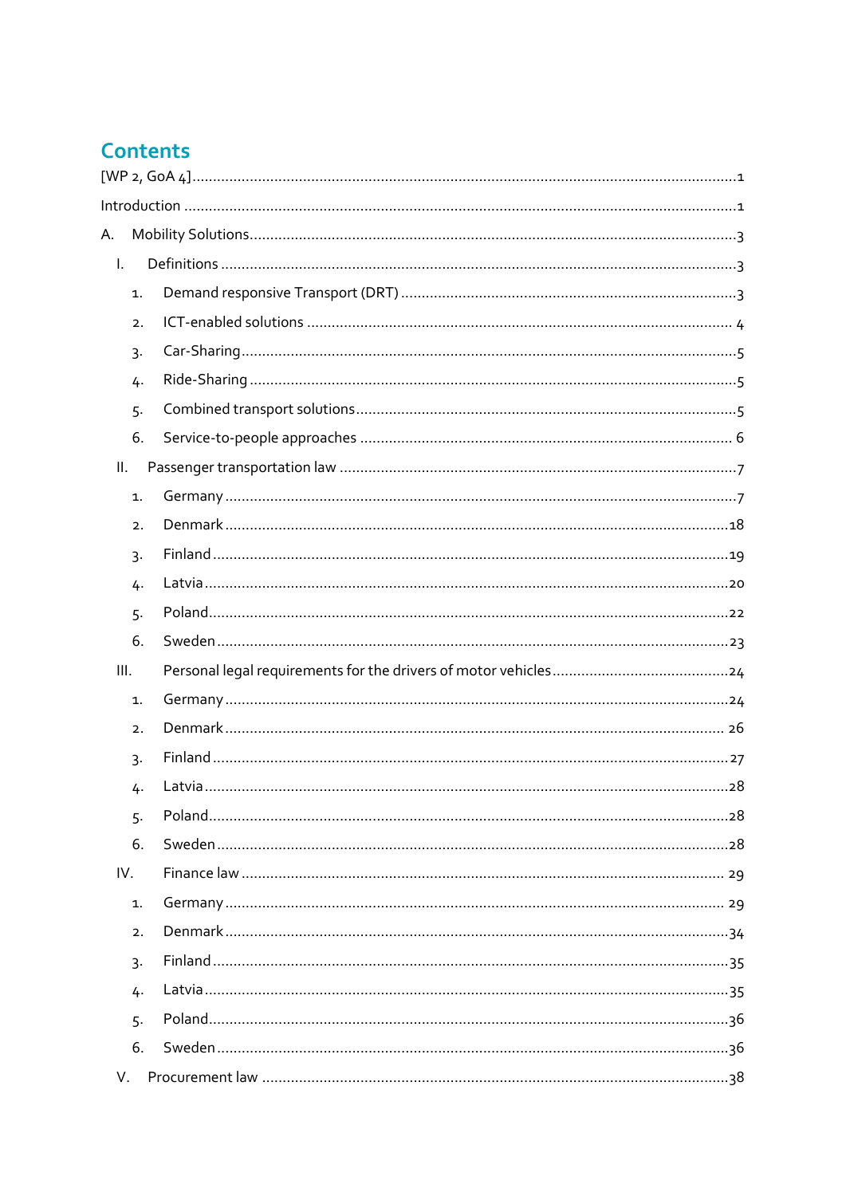# Contents

[WP 2, GoA 4] ........................................................................................................ 1

Introduction ........................................................................................................ 1

A. Mobility Solutions ........................................................................................ 3

I. Definitions ........................................................................................................ 3

1. Demand responsive Transport (DRT) ........................................................ 3

2. ICT-enabled solutions ................................................................................ 4

3. Car-Sharing ................................................................................................ 5

4. Ride-Sharing ............................................................................................... 5

5. Combined transport solutions ................................................................... 5

6. Service-to-people approaches ................................................................... 6

II. Passenger transportation law ..................................................................... 7

1. Germany ..................................................................................................... 7

2. Denmark ..................................................................................................... 18

3. Finland ........................................................................................................ 19

4. Latvia .......................................................................................................... 20

5. Poland ......................................................................................................... 22

6. Sweden ....................................................................................................... 23

III. Personal legal requirements for the drivers of motor vehicles ............ 24

1. Germany ..................................................................................................... 24

2. Denmark ..................................................................................................... 26

3. Finland ........................................................................................................ 27

4. Latvia .......................................................................................................... 28

5. Poland ......................................................................................................... 28

6. Sweden ....................................................................................................... 28

IV. Finance law .................................................................................................. 29

1. Germany ..................................................................................................... 29

2. Denmark ..................................................................................................... 34

3. Finland ........................................................................................................ 35

4. Latvia .......................................................................................................... 35

5. Poland ......................................................................................................... 36

6. Sweden ....................................................................................................... 36

V. Procurement law ........................................................................................... 38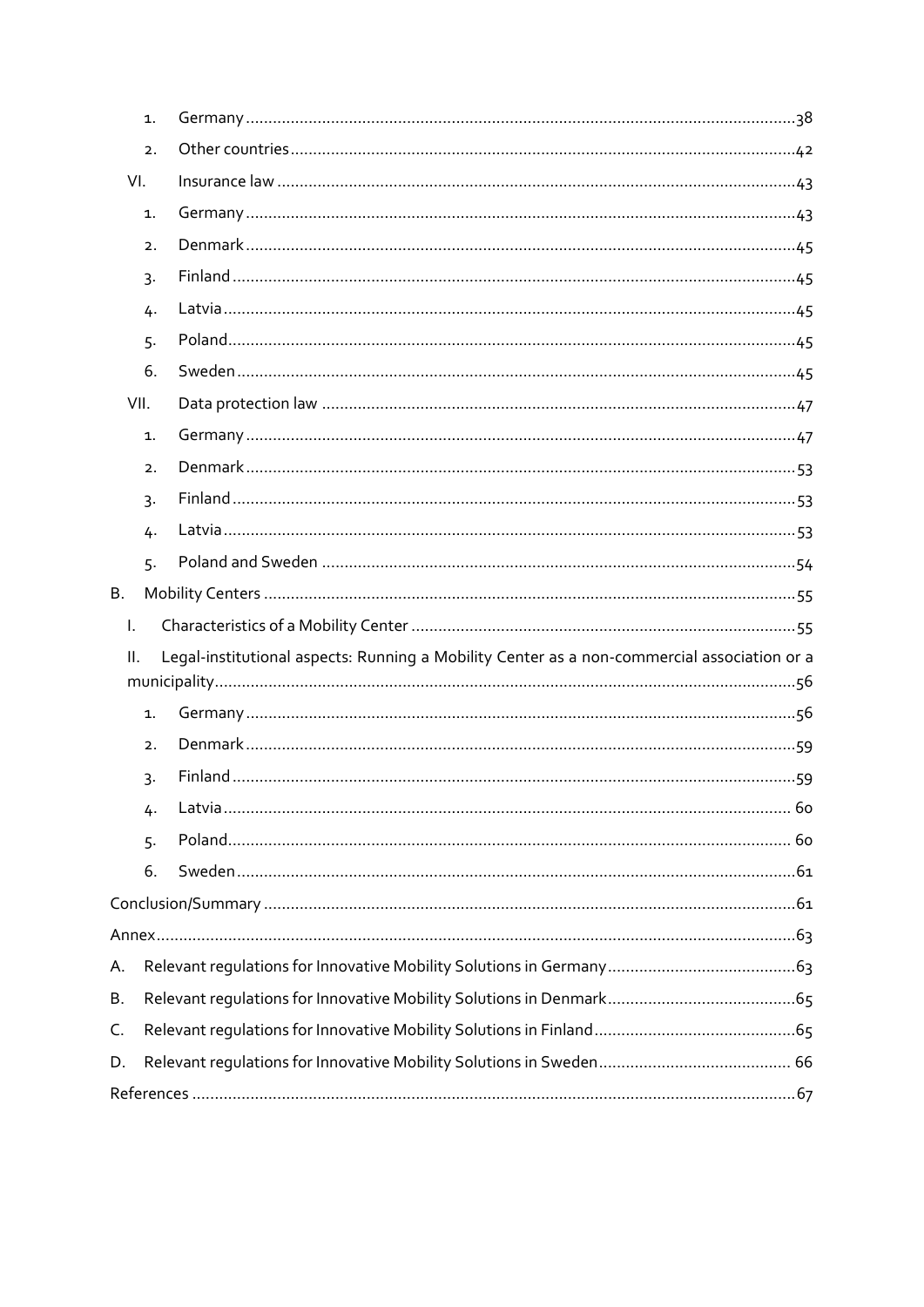1. Germany ......................................................................................................................38
2. Other countries ...........................................................................................................42

VI. Insurance law ..............................................................................................................43

1. Germany ......................................................................................................................43
2. Denmark .....................................................................................................................45
3. Finland ........................................................................................................................45
4. Latvia ..........................................................................................................................45
5. Poland .........................................................................................................................45
6. Sweden ........................................................................................................................45

VII. Data protection law ....................................................................................................47

1. Germany ......................................................................................................................47
2. Denmark .....................................................................................................................53
3. Finland ........................................................................................................................53
4. Latvia ..........................................................................................................................53
5. Poland and Sweden ....................................................................................................54

B. Mobility Centers ..........................................................................................................55

I. Characteristics of a Mobility Center ..........................................................................55

II. Legal-institutional aspects: Running a Mobility Center as a non-commercial association or a municipality ............................................................................................................56

1. Germany ......................................................................................................................56
2. Denmark .....................................................................................................................59
3. Finland ........................................................................................................................59
4. Latvia .......................................................................................................................... 60
5. Poland ......................................................................................................................... 60
6. Sweden ........................................................................................................................61

Conclusion/Summary .....................................................................................................61

Annex ...............................................................................................................................63

A. Relevant regulations for Innovative Mobility Solutions in Germany .........................63

B. Relevant regulations for Innovative Mobility Solutions in Denmark .........................65

C. Relevant regulations for Innovative Mobility Solutions in Finland ............................65

D. Relevant regulations for Innovative Mobility Solutions in Sweden ........................... 66

References .......................................................................................................................67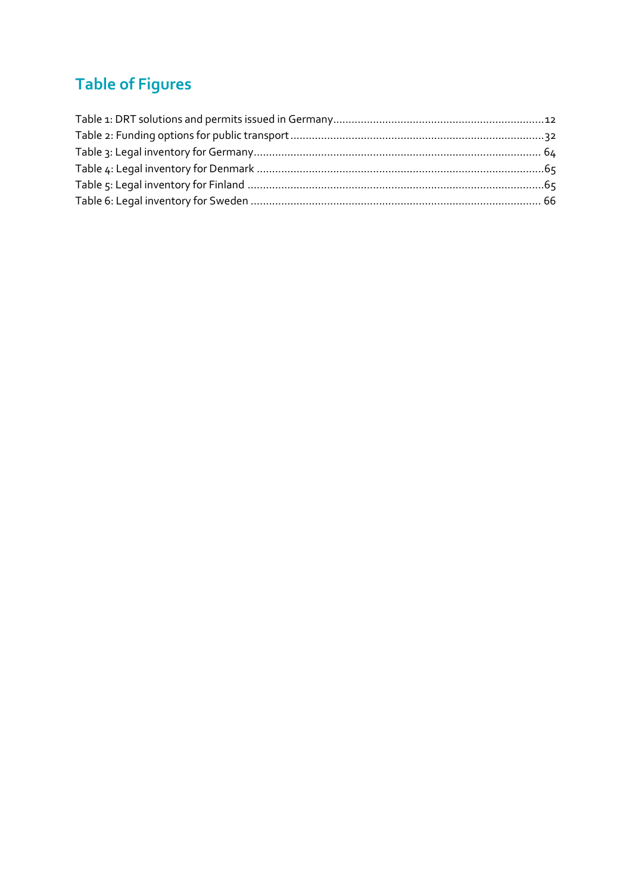# Table of Figures

Table 1: DRT solutions and permits issued in Germany....................................................................12
Table 2: Funding options for public transport..................................................................................32
Table 3: Legal inventory for Germany............................................................................................ 64
Table 4: Legal inventory for Denmark ............................................................................................65
Table 5: Legal inventory for Finland ...............................................................................................65
Table 6: Legal inventory for Sweden ............................................................................................. 66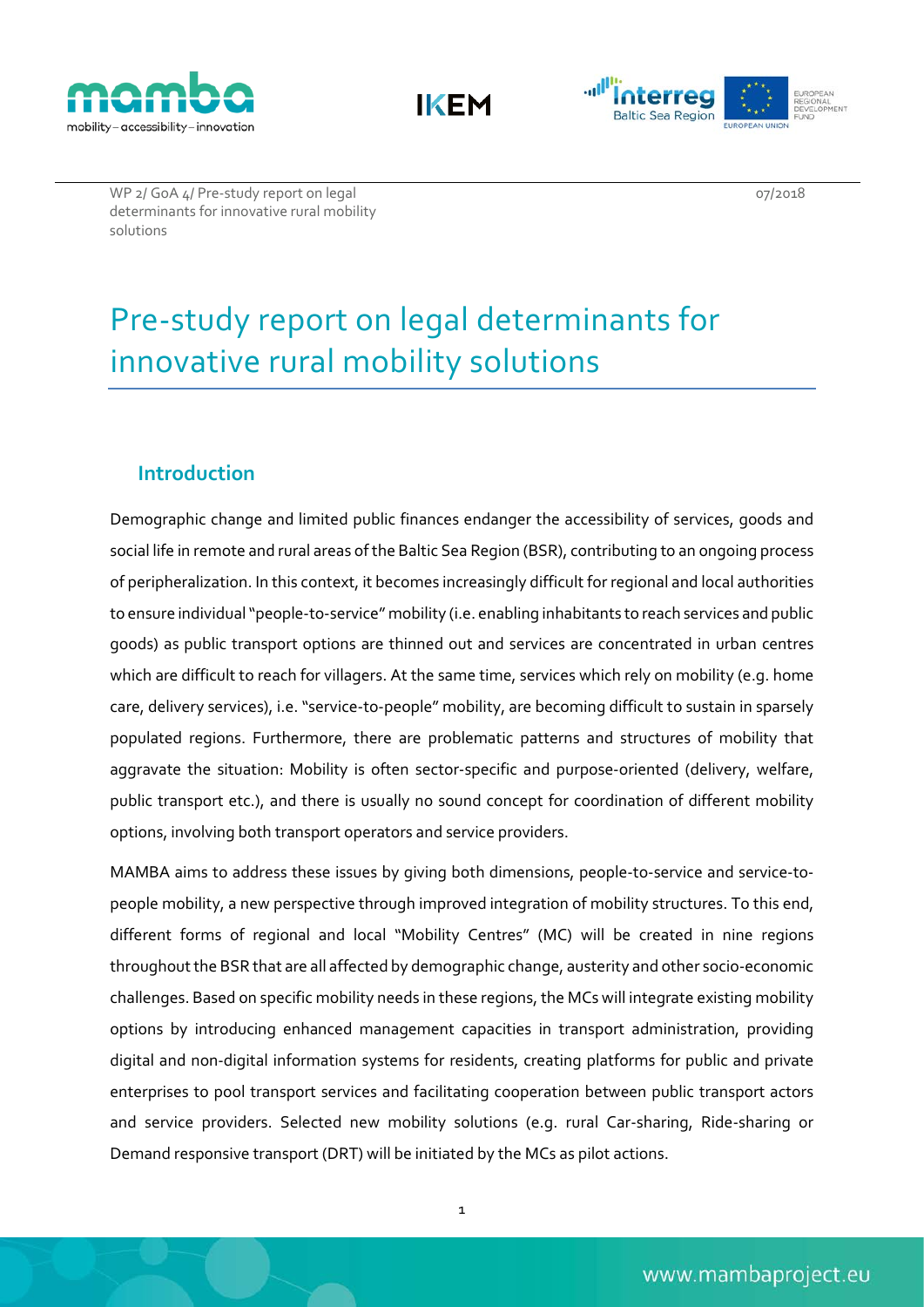WP 2/ GoA 4/ Pre-study report on legal determinants for innovative rural mobility solutions

07/2018

# Pre-study report on legal determinants for innovative rural mobility solutions

## Introduction

Demographic change and limited public finances endanger the accessibility of services, goods and social life in remote and rural areas of the Baltic Sea Region (BSR), contributing to an ongoing process of peripheralization. In this context, it becomes increasingly difficult for regional and local authorities to ensure individual "people-to-service" mobility (i.e. enabling inhabitants to reach services and public goods) as public transport options are thinned out and services are concentrated in urban centres which are difficult to reach for villagers. At the same time, services which rely on mobility (e.g. home care, delivery services), i.e. "service-to-people" mobility, are becoming difficult to sustain in sparsely populated regions. Furthermore, there are problematic patterns and structures of mobility that aggravate the situation: Mobility is often sector-specific and purpose-oriented (delivery, welfare, public transport etc.), and there is usually no sound concept for coordination of different mobility options, involving both transport operators and service providers.

MAMBA aims to address these issues by giving both dimensions, people-to-service and service-to-people mobility, a new perspective through improved integration of mobility structures. To this end, different forms of regional and local "Mobility Centres" (MC) will be created in nine regions throughout the BSR that are all affected by demographic change, austerity and other socio-economic challenges. Based on specific mobility needs in these regions, the MCs will integrate existing mobility options by introducing enhanced management capacities in transport administration, providing digital and non-digital information systems for residents, creating platforms for public and private enterprises to pool transport services and facilitating cooperation between public transport actors and service providers. Selected new mobility solutions (e.g. rural Car-sharing, Ride-sharing or Demand responsive transport (DRT) will be initiated by the MCs as pilot actions.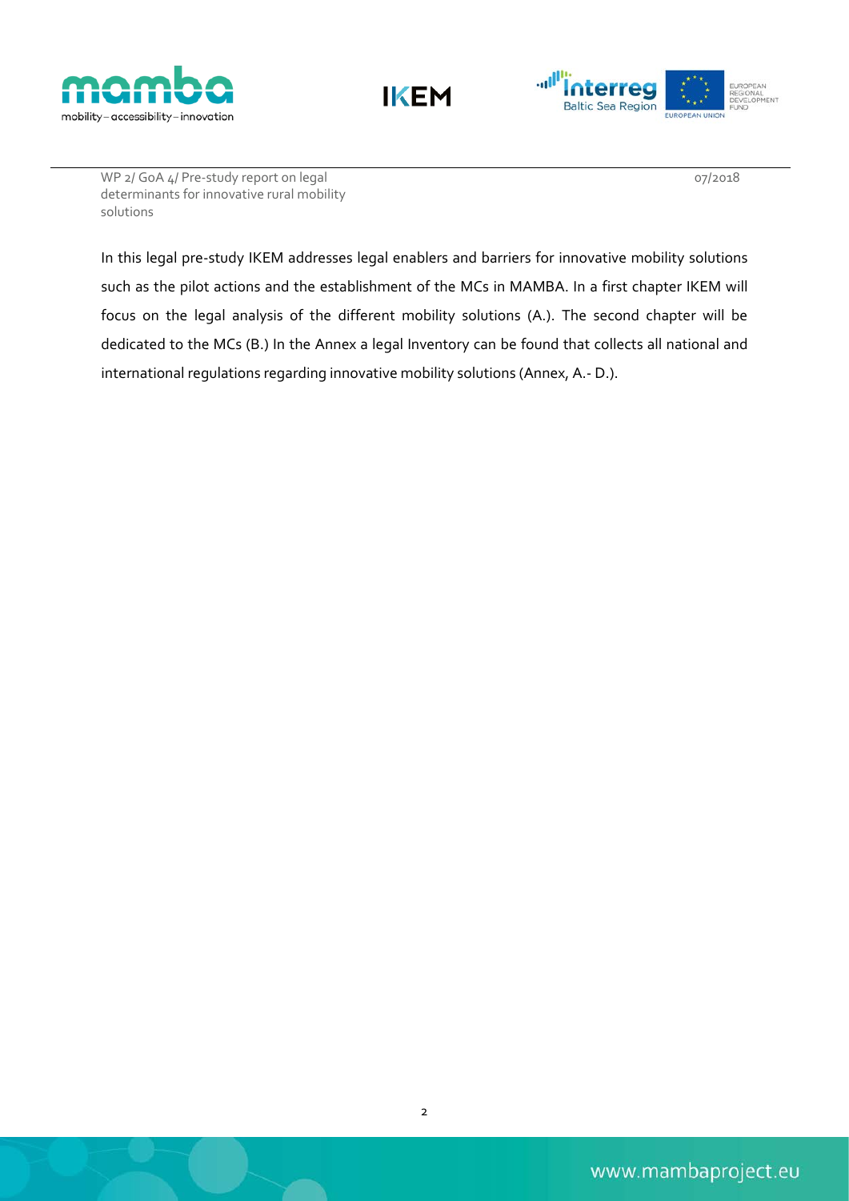In this legal pre-study IKEM addresses legal enablers and barriers for innovative mobility solutions such as the pilot actions and the establishment of the MCs in MAMBA. In a first chapter IKEM will focus on the legal analysis of the different mobility solutions (A.). The second chapter will be dedicated to the MCs (B.) In the Annex a legal Inventory can be found that collects all national and international regulations regarding innovative mobility solutions (Annex, A.- D.).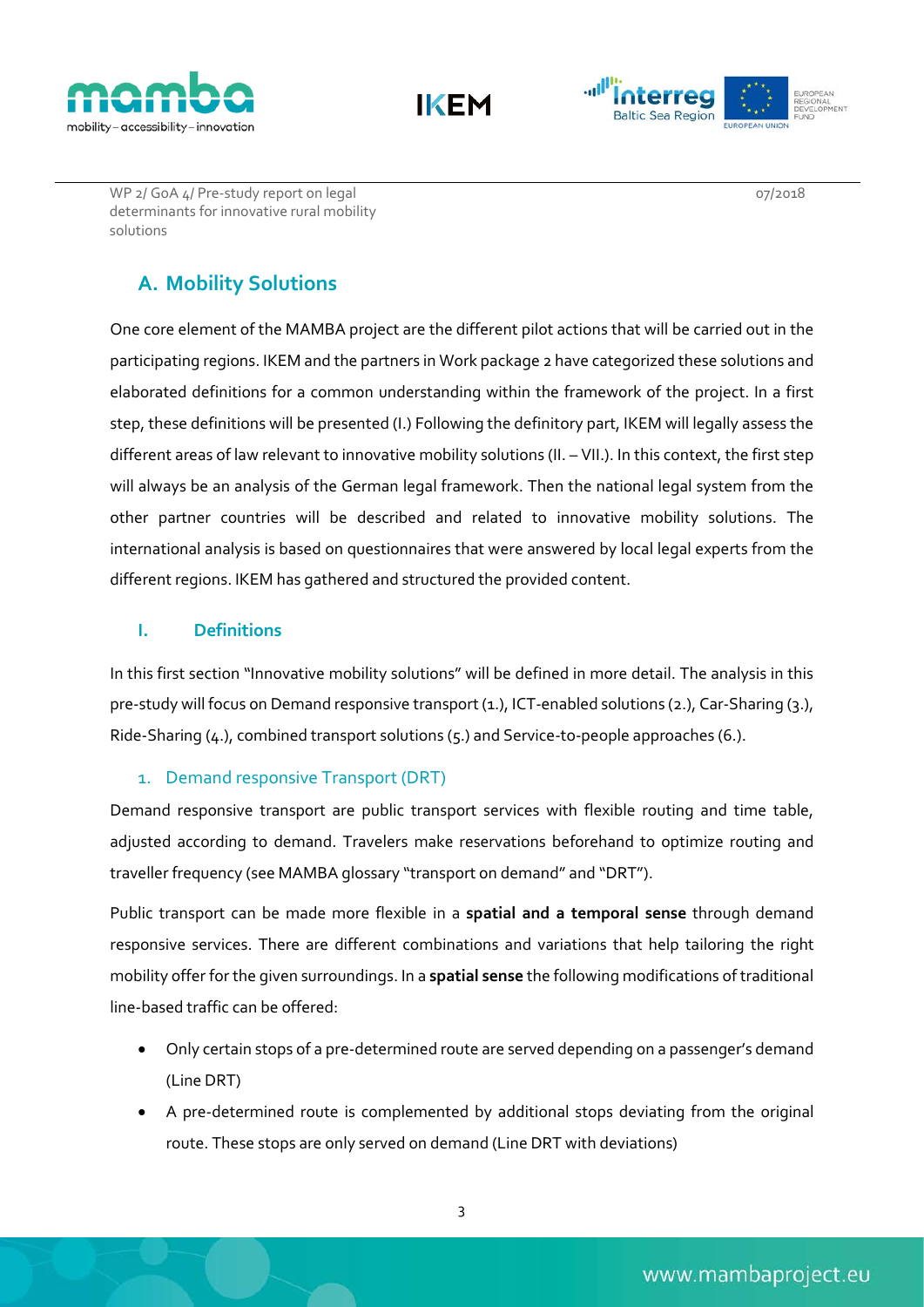## A. Mobility Solutions

One core element of the MAMBA project are the different pilot actions that will be carried out in the participating regions. IKEM and the partners in Work package 2 have categorized these solutions and elaborated definitions for a common understanding within the framework of the project. In a first step, these definitions will be presented (I.) Following the definitory part, IKEM will legally assess the different areas of law relevant to innovative mobility solutions (II. – VII.). In this context, the first step will always be an analysis of the German legal framework. Then the national legal system from the other partner countries will be described and related to innovative mobility solutions. The international analysis is based on questionnaires that were answered by local legal experts from the different regions. IKEM has gathered and structured the provided content.

### I. Definitions

In this first section "Innovative mobility solutions" will be defined in more detail. The analysis in this pre-study will focus on Demand responsive transport (1.), ICT-enabled solutions (2.), Car-Sharing (3.), Ride-Sharing (4.), combined transport solutions (5.) and Service-to-people approaches (6.).

#### 1. Demand responsive Transport (DRT)

Demand responsive transport are public transport services with flexible routing and time table, adjusted according to demand. Travelers make reservations beforehand to optimize routing and traveller frequency (see MAMBA glossary "transport on demand" and "DRT").

Public transport can be made more flexible in a **spatial and a temporal sense** through demand responsive services. There are different combinations and variations that help tailoring the right mobility offer for the given surroundings. In a **spatial sense** the following modifications of traditional line-based traffic can be offered:

- Only certain stops of a pre-determined route are served depending on a passenger's demand (Line DRT)
- A pre-determined route is complemented by additional stops deviating from the original route. These stops are only served on demand (Line DRT with deviations)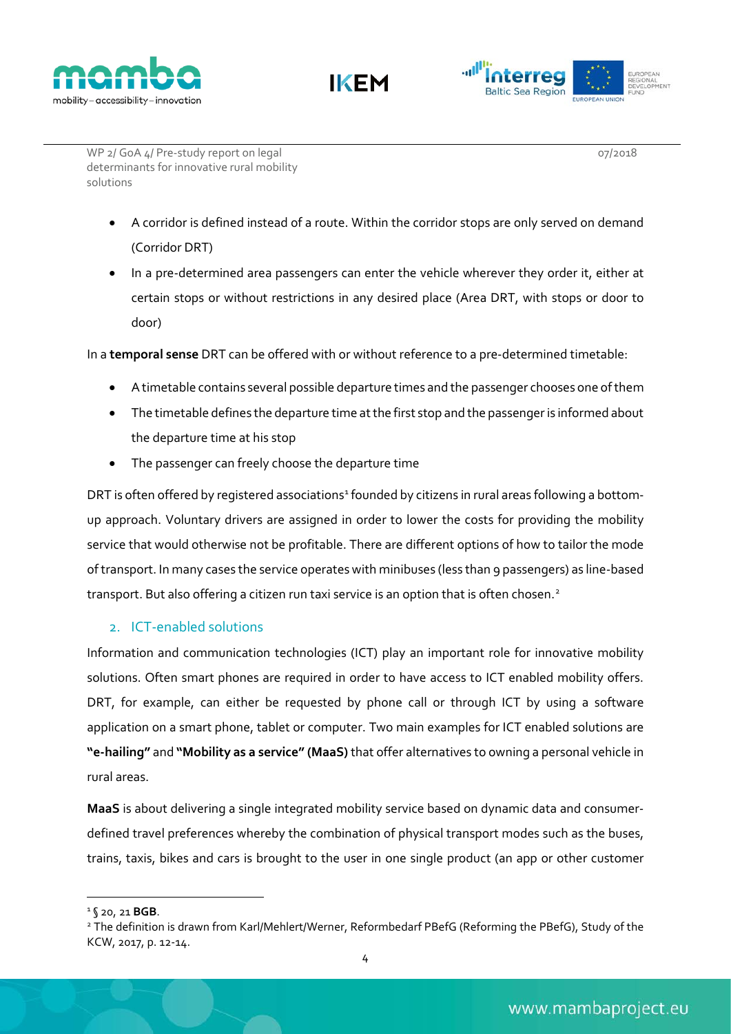- A corridor is defined instead of a route. Within the corridor stops are only served on demand (Corridor DRT)
- In a pre-determined area passengers can enter the vehicle wherever they order it, either at certain stops or without restrictions in any desired place (Area DRT, with stops or door to door)

In a **temporal sense** DRT can be offered with or without reference to a pre-determined timetable:

- A timetable contains several possible departure times and the passenger chooses one of them
- The timetable defines the departure time at the first stop and the passenger is informed about the departure time at his stop
- The passenger can freely choose the departure time

DRT is often offered by registered associations[1] founded by citizens in rural areas following a bottom-up approach. Voluntary drivers are assigned in order to lower the costs for providing the mobility service that would otherwise not be profitable. There are different options of how to tailor the mode of transport. In many cases the service operates with minibuses (less than 9 passengers) as line-based transport. But also offering a citizen run taxi service is an option that is often chosen.[2]

## 2. ICT-enabled solutions

Information and communication technologies (ICT) play an important role for innovative mobility solutions. Often smart phones are required in order to have access to ICT enabled mobility offers. DRT, for example, can either be requested by phone call or through ICT by using a software application on a smart phone, tablet or computer. Two main examples for ICT enabled solutions are **"e-hailing"** and **"Mobility as a service" (MaaS)** that offer alternatives to owning a personal vehicle in rural areas.

**MaaS** is about delivering a single integrated mobility service based on dynamic data and consumer-defined travel preferences whereby the combination of physical transport modes such as the buses, trains, taxis, bikes and cars is brought to the user in one single product (an app or other customer

---

[1] § 20, 21 **BGB**.

[2] The definition is drawn from Karl/Mehlert/Werner, Reformbedarf PBefG (Reforming the PBefG), Study of the KCW, 2017, p. 12-14.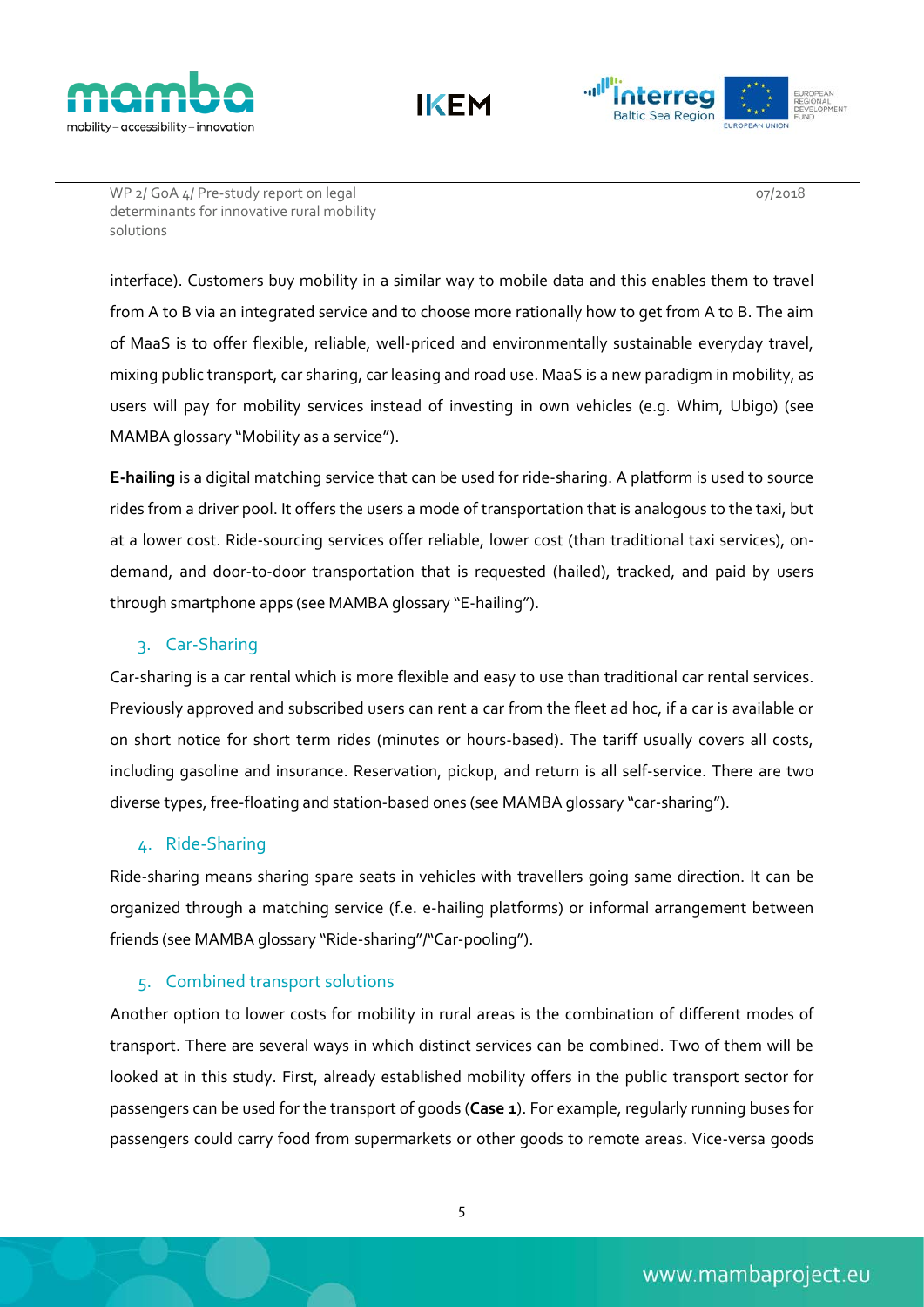interface). Customers buy mobility in a similar way to mobile data and this enables them to travel from A to B via an integrated service and to choose more rationally how to get from A to B. The aim of MaaS is to offer flexible, reliable, well-priced and environmentally sustainable everyday travel, mixing public transport, car sharing, car leasing and road use. MaaS is a new paradigm in mobility, as users will pay for mobility services instead of investing in own vehicles (e.g. Whim, Ubigo) (see MAMBA glossary "Mobility as a service").

**E-hailing** is a digital matching service that can be used for ride-sharing. A platform is used to source rides from a driver pool. It offers the users a mode of transportation that is analogous to the taxi, but at a lower cost. Ride-sourcing services offer reliable, lower cost (than traditional taxi services), on-demand, and door-to-door transportation that is requested (hailed), tracked, and paid by users through smartphone apps (see MAMBA glossary "E-hailing").

### 3. Car-Sharing

Car-sharing is a car rental which is more flexible and easy to use than traditional car rental services. Previously approved and subscribed users can rent a car from the fleet ad hoc, if a car is available or on short notice for short term rides (minutes or hours-based). The tariff usually covers all costs, including gasoline and insurance. Reservation, pickup, and return is all self-service. There are two diverse types, free-floating and station-based ones (see MAMBA glossary "car-sharing").

### 4. Ride-Sharing

Ride-sharing means sharing spare seats in vehicles with travellers going same direction. It can be organized through a matching service (f.e. e-hailing platforms) or informal arrangement between friends (see MAMBA glossary "Ride-sharing"/"Car-pooling").

### 5. Combined transport solutions

Another option to lower costs for mobility in rural areas is the combination of different modes of transport. There are several ways in which distinct services can be combined. Two of them will be looked at in this study. First, already established mobility offers in the public transport sector for passengers can be used for the transport of goods (**Case 1**). For example, regularly running buses for passengers could carry food from supermarkets or other goods to remote areas. Vice-versa goods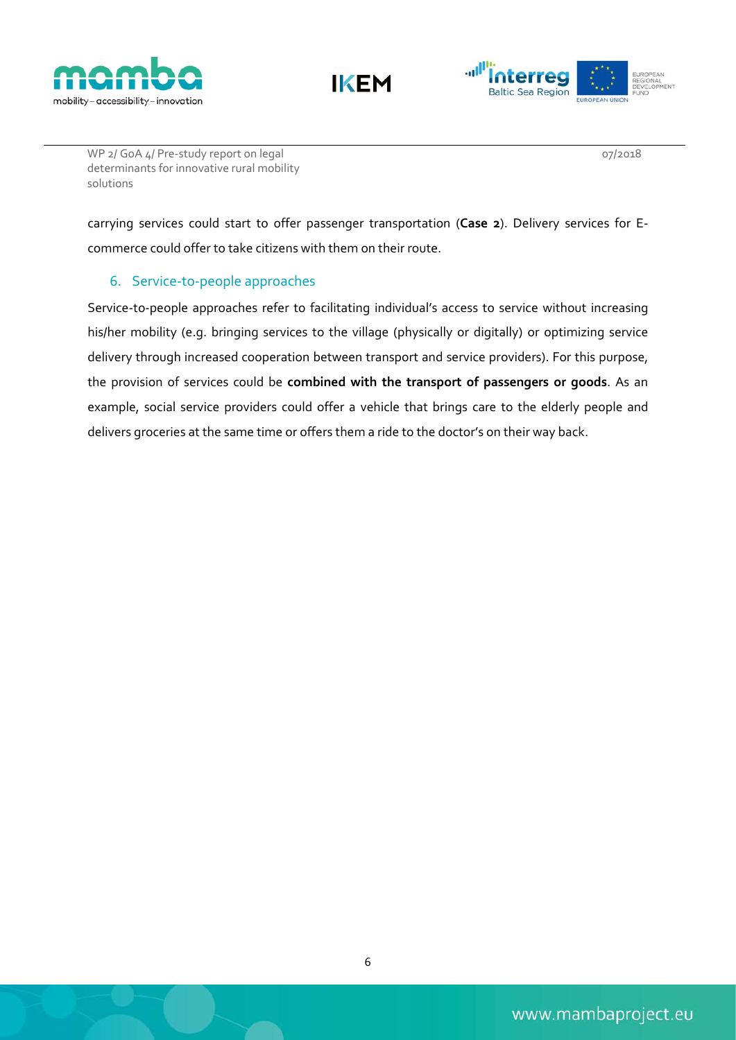carrying services could start to offer passenger transportation (**Case 2**). Delivery services for E-commerce could offer to take citizens with them on their route.

## 6. Service-to-people approaches

Service-to-people approaches refer to facilitating individual's access to service without increasing his/her mobility (e.g. bringing services to the village (physically or digitally) or optimizing service delivery through increased cooperation between transport and service providers). For this purpose, the provision of services could be **combined with the transport of passengers or goods**. As an example, social service providers could offer a vehicle that brings care to the elderly people and delivers groceries at the same time or offers them a ride to the doctor's on their way back.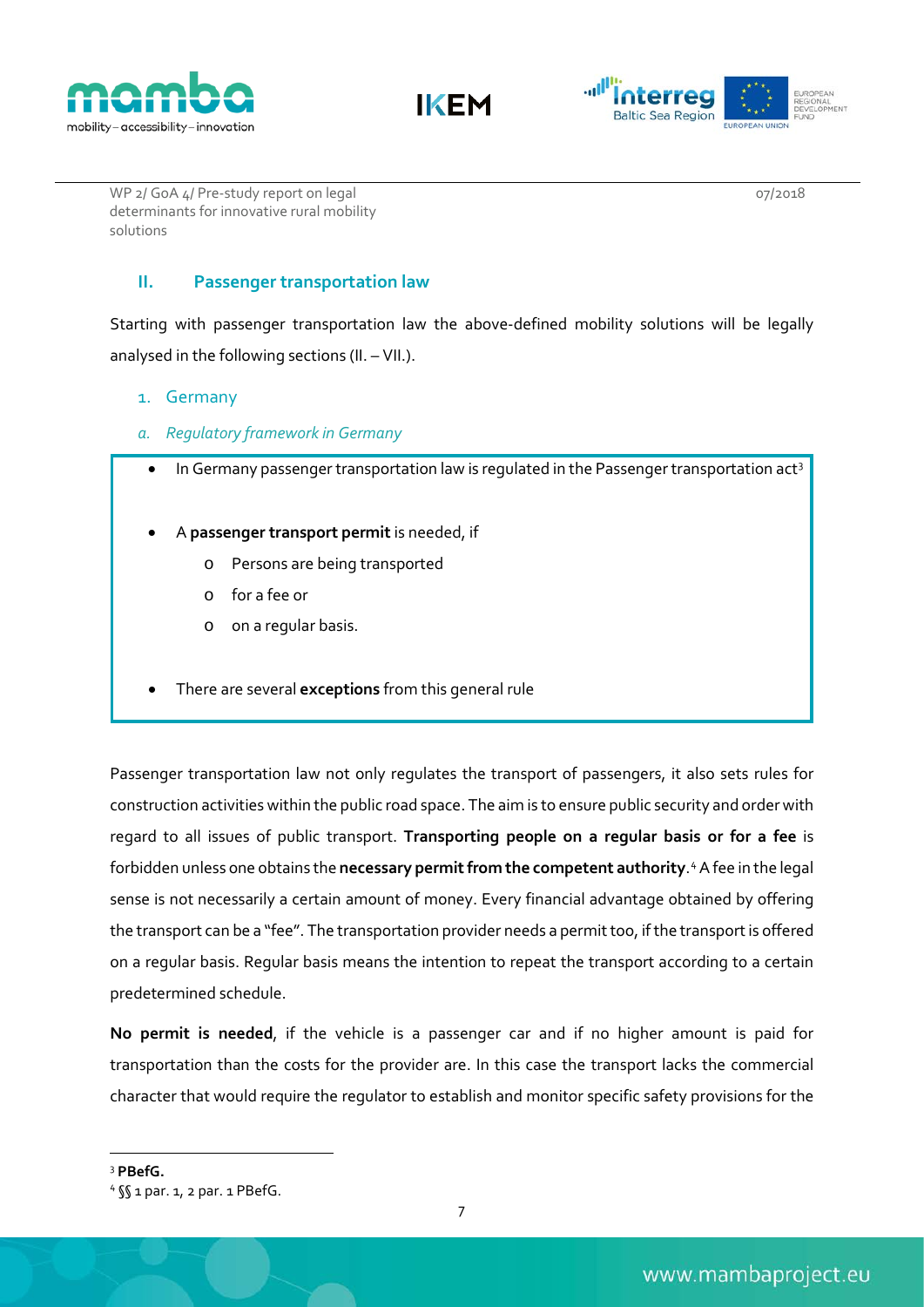## II. Passenger transportation law

Starting with passenger transportation law the above-defined mobility solutions will be legally analysed in the following sections (II. – VII.).

### 1. Germany

#### *a. Regulatory framework in Germany*

- In Germany passenger transportation law is regulated in the Passenger transportation act[3]
- A **passenger transport permit** is needed, if
  - Persons are being transported
  - for a fee or
  - on a regular basis.
- There are several **exceptions** from this general rule

Passenger transportation law not only regulates the transport of passengers, it also sets rules for construction activities within the public road space. The aim is to ensure public security and order with regard to all issues of public transport. **Transporting people on a regular basis or for a fee** is forbidden unless one obtains the **necessary permit from the competent authority**.[4] A fee in the legal sense is not necessarily a certain amount of money. Every financial advantage obtained by offering the transport can be a "fee". The transportation provider needs a permit too, if the transport is offered on a regular basis. Regular basis means the intention to repeat the transport according to a certain predetermined schedule.

**No permit is needed**, if the vehicle is a passenger car and if no higher amount is paid for transportation than the costs for the provider are. In this case the transport lacks the commercial character that would require the regulator to establish and monitor specific safety provisions for the

---

[3] **PBefG.**

[4] §§ 1 par. 1, 2 par. 1 PBefG.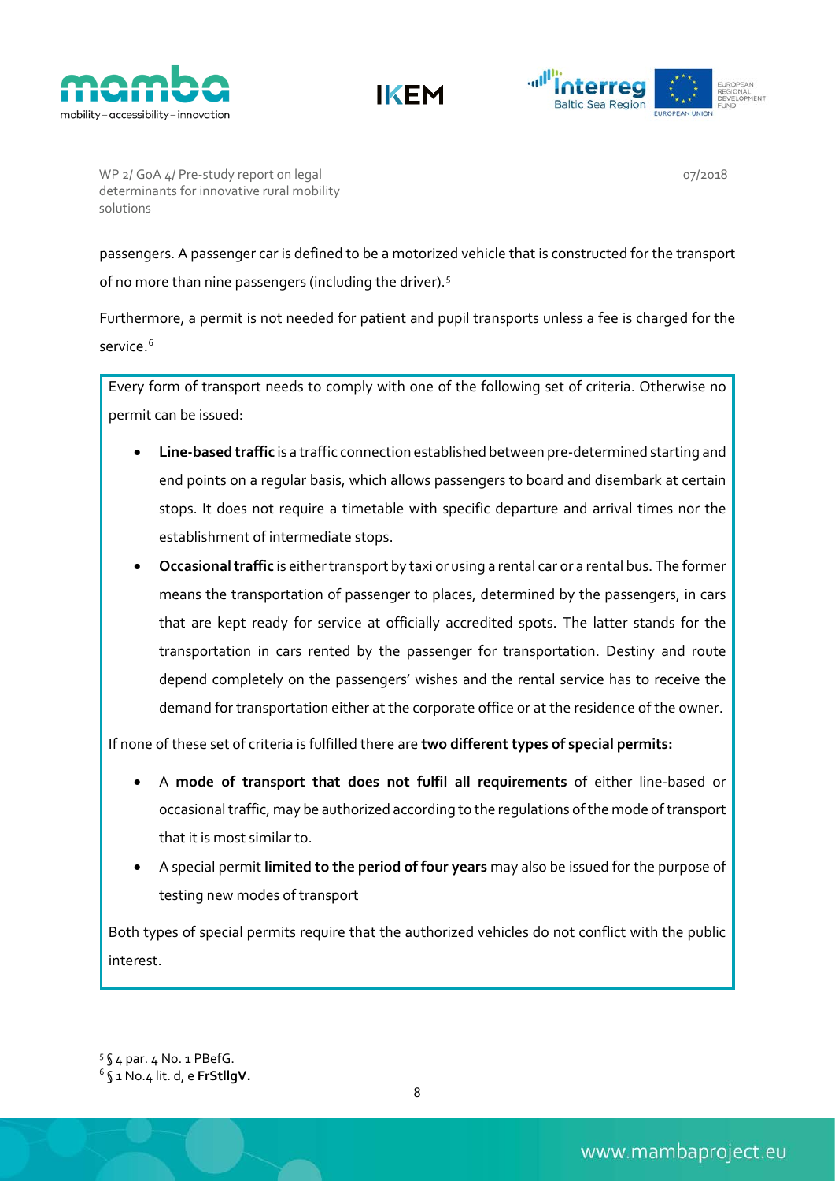passengers. A passenger car is defined to be a motorized vehicle that is constructed for the transport of no more than nine passengers (including the driver).[5]

Furthermore, a permit is not needed for patient and pupil transports unless a fee is charged for the service.[6]

Every form of transport needs to comply with one of the following set of criteria. Otherwise no permit can be issued:

- **Line-based traffic** is a traffic connection established between pre-determined starting and end points on a regular basis, which allows passengers to board and disembark at certain stops. It does not require a timetable with specific departure and arrival times nor the establishment of intermediate stops.
- **Occasional traffic** is either transport by taxi or using a rental car or a rental bus. The former means the transportation of passenger to places, determined by the passengers, in cars that are kept ready for service at officially accredited spots. The latter stands for the transportation in cars rented by the passenger for transportation. Destiny and route depend completely on the passengers' wishes and the rental service has to receive the demand for transportation either at the corporate office or at the residence of the owner.

If none of these set of criteria is fulfilled there are **two different types of special permits:**

- A **mode of transport that does not fulfil all requirements** of either line-based or occasional traffic, may be authorized according to the regulations of the mode of transport that it is most similar to.
- A special permit **limited to the period of four years** may also be issued for the purpose of testing new modes of transport

Both types of special permits require that the authorized vehicles do not conflict with the public interest.

---

[5] § 4 par. 4 No. 1 PBefG.

[6] § 1 No.4 lit. d, e **FrStllgV.**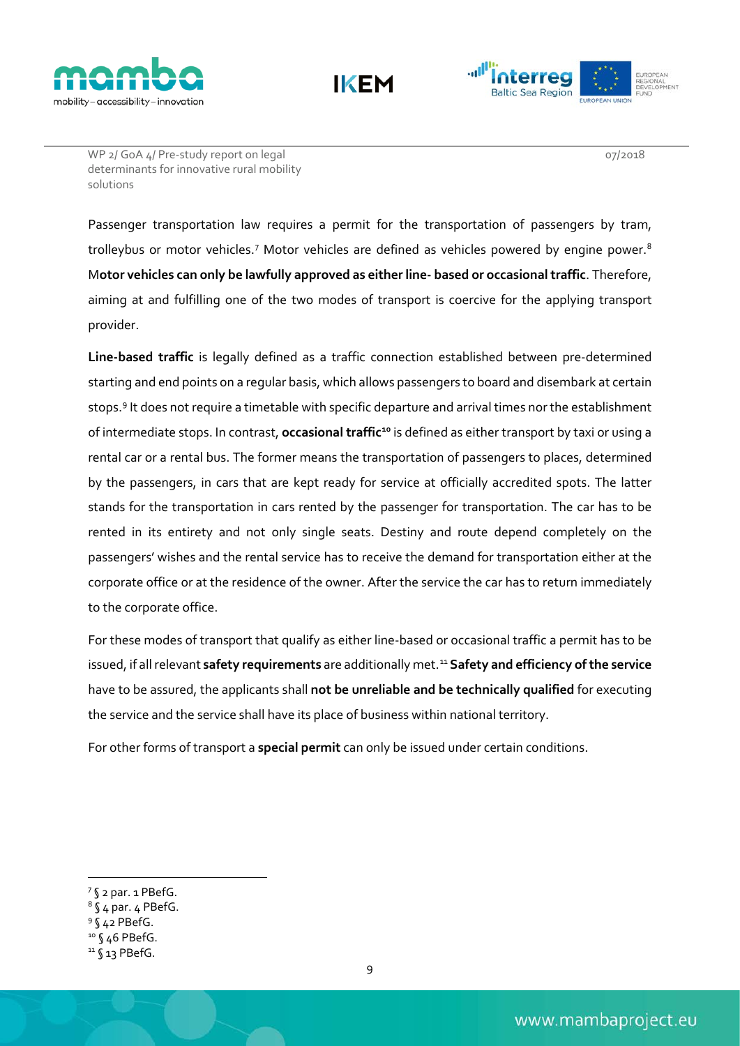Passenger transportation law requires a permit for the transportation of passengers by tram, trolleybus or motor vehicles.[7] Motor vehicles are defined as vehicles powered by engine power.[8] M**otor vehicles can only be lawfully approved as either line- based or occasional traffic**. Therefore, aiming at and fulfilling one of the two modes of transport is coercive for the applying transport provider.

**Line-based traffic** is legally defined as a traffic connection established between pre-determined starting and end points on a regular basis, which allows passengers to board and disembark at certain stops.[9] It does not require a timetable with specific departure and arrival times nor the establishment of intermediate stops. In contrast, **occasional traffic**[10] is defined as either transport by taxi or using a rental car or a rental bus. The former means the transportation of passengers to places, determined by the passengers, in cars that are kept ready for service at officially accredited spots. The latter stands for the transportation in cars rented by the passenger for transportation. The car has to be rented in its entirety and not only single seats. Destiny and route depend completely on the passengers' wishes and the rental service has to receive the demand for transportation either at the corporate office or at the residence of the owner. After the service the car has to return immediately to the corporate office.

For these modes of transport that qualify as either line-based or occasional traffic a permit has to be issued, if all relevant **safety requirements** are additionally met.[11] **Safety and efficiency of the service** have to be assured, the applicants shall **not be unreliable and be technically qualified** for executing the service and the service shall have its place of business within national territory.

For other forms of transport a **special permit** can only be issued under certain conditions.

---

[7] § 2 par. 1 PBefG.

[8] § 4 par. 4 PBefG.

[9] § 42 PBefG.

[10] § 46 PBefG.

[11] § 13 PBefG.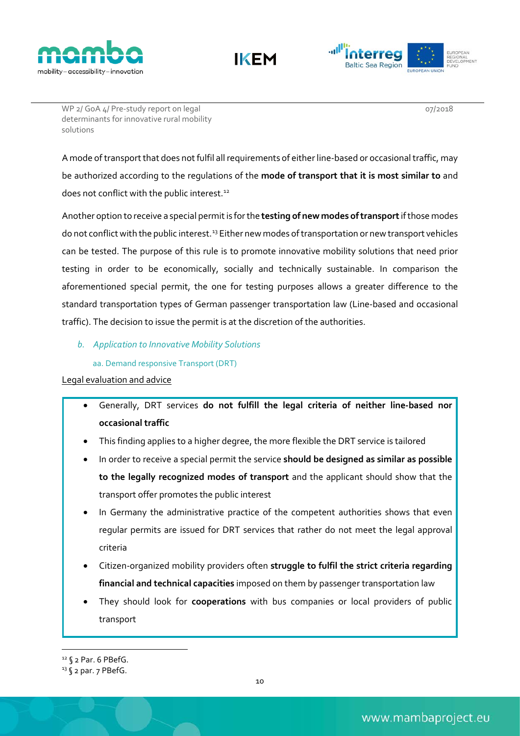A mode of transport that does not fulfil all requirements of either line-based or occasional traffic, may be authorized according to the regulations of the **mode of transport that it is most similar to** and does not conflict with the public interest.[12]

Another option to receive a special permit is for the **testing of new modes of transport** if those modes do not conflict with the public interest.[13] Either new modes of transportation or new transport vehicles can be tested. The purpose of this rule is to promote innovative mobility solutions that need prior testing in order to be economically, socially and technically sustainable. In comparison the aforementioned special permit, the one for testing purposes allows a greater difference to the standard transportation types of German passenger transportation law (Line-based and occasional traffic). The decision to issue the permit is at the discretion of the authorities.

### *b. Application to Innovative Mobility Solutions*

#### aa. Demand responsive Transport (DRT)

Legal evaluation and advice

- Generally, DRT services **do not fulfill the legal criteria of neither line-based nor occasional traffic**
- This finding applies to a higher degree, the more flexible the DRT service is tailored
- In order to receive a special permit the service **should be designed as similar as possible to the legally recognized modes of transport** and the applicant should show that the transport offer promotes the public interest
- In Germany the administrative practice of the competent authorities shows that even regular permits are issued for DRT services that rather do not meet the legal approval criteria
- Citizen-organized mobility providers often **struggle to fulfil the strict criteria regarding financial and technical capacities** imposed on them by passenger transportation law
- They should look for **cooperations** with bus companies or local providers of public transport

[12] § 2 Par. 6 PBefG.

[13] § 2 par. 7 PBefG.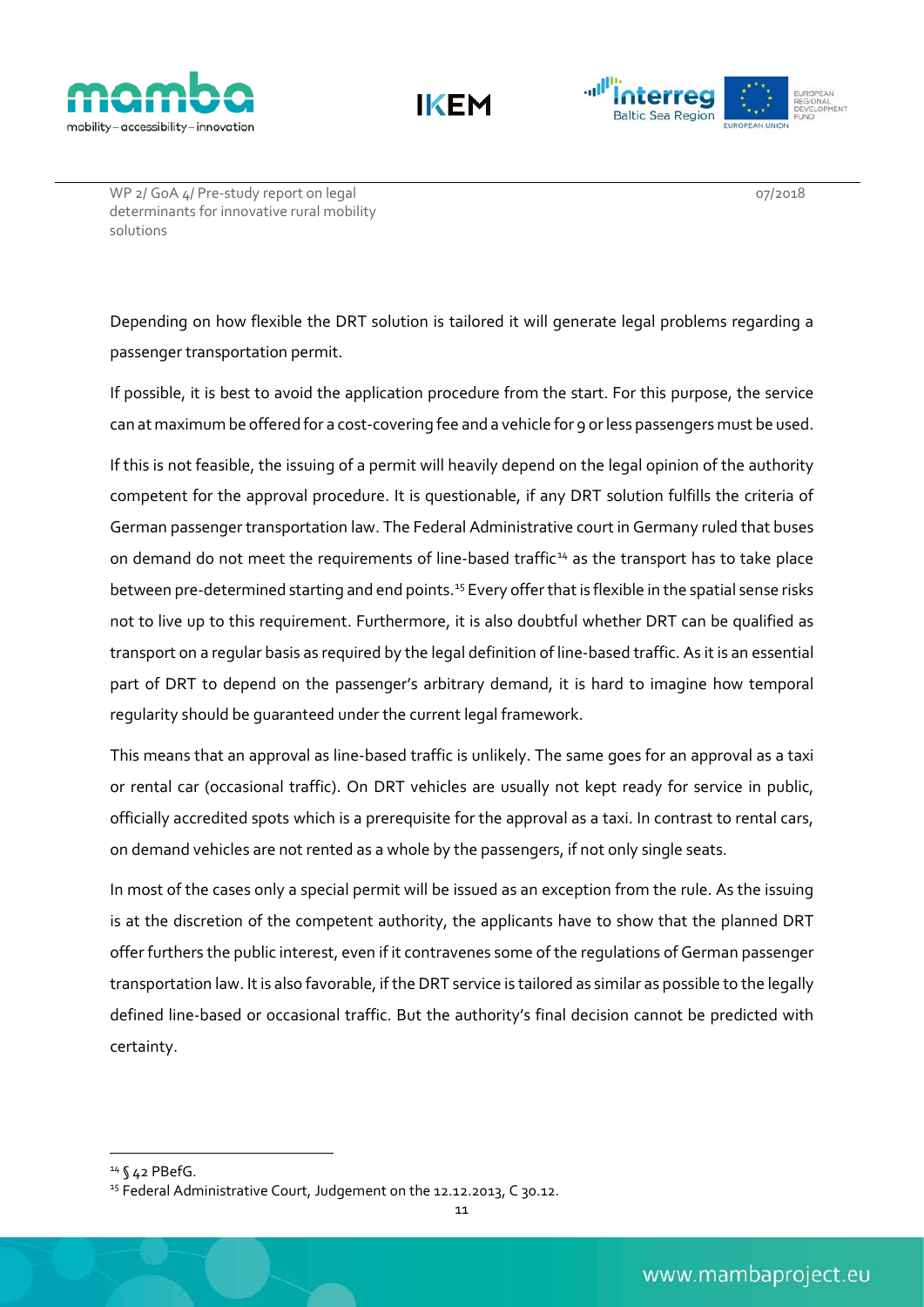Depending on how flexible the DRT solution is tailored it will generate legal problems regarding a passenger transportation permit.

If possible, it is best to avoid the application procedure from the start. For this purpose, the service can at maximum be offered for a cost-covering fee and a vehicle for 9 or less passengers must be used.

If this is not feasible, the issuing of a permit will heavily depend on the legal opinion of the authority competent for the approval procedure. It is questionable, if any DRT solution fulfills the criteria of German passenger transportation law. The Federal Administrative court in Germany ruled that buses on demand do not meet the requirements of line-based traffic[14] as the transport has to take place between pre-determined starting and end points.[15] Every offer that is flexible in the spatial sense risks not to live up to this requirement. Furthermore, it is also doubtful whether DRT can be qualified as transport on a regular basis as required by the legal definition of line-based traffic. As it is an essential part of DRT to depend on the passenger's arbitrary demand, it is hard to imagine how temporal regularity should be guaranteed under the current legal framework.

This means that an approval as line-based traffic is unlikely. The same goes for an approval as a taxi or rental car (occasional traffic). On DRT vehicles are usually not kept ready for service in public, officially accredited spots which is a prerequisite for the approval as a taxi. In contrast to rental cars, on demand vehicles are not rented as a whole by the passengers, if not only single seats.

In most of the cases only a special permit will be issued as an exception from the rule. As the issuing is at the discretion of the competent authority, the applicants have to show that the planned DRT offer furthers the public interest, even if it contravenes some of the regulations of German passenger transportation law. It is also favorable, if the DRT service is tailored as similar as possible to the legally defined line-based or occasional traffic. But the authority's final decision cannot be predicted with certainty.

---

[14] § 42 PBefG.

[15] Federal Administrative Court, Judgement on the 12.12.2013, C 30.12.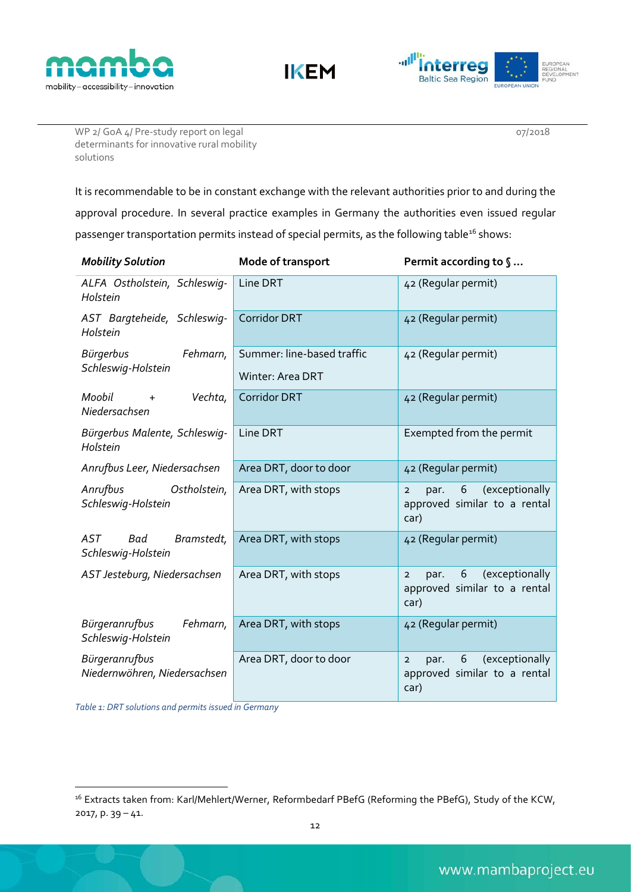It is recommendable to be in constant exchange with the relevant authorities prior to and during the approval procedure. In several practice examples in Germany the authorities even issued regular passenger transportation permits instead of special permits, as the following table[16] shows:

| *Mobility Solution* | Mode of transport | Permit according to § … |
|---|---|---|
| *ALFA Ostholstein, Schleswig-Holstein* | Line DRT | 42 (Regular permit) |
| *AST Bargteheide, Schleswig-Holstein* | Corridor DRT | 42 (Regular permit) |
| *Bürgerbus Fehmarn, Schleswig-Holstein* | Summer: line-based traffic<br>Winter: Area DRT | 42 (Regular permit) |
| *Moobil + Vechta, Niedersachsen* | Corridor DRT | 42 (Regular permit) |
| *Bürgerbus Malente, Schleswig-Holstein* | Line DRT | Exempted from the permit |
| *Anrufbus Leer, Niedersachsen* | Area DRT, door to door | 42 (Regular permit) |
| *Anrufbus Ostholstein, Schleswig-Holstein* | Area DRT, with stops | 2 par. 6 (exceptionally approved similar to a rental car) |
| *AST Bad Bramstedt, Schleswig-Holstein* | Area DRT, with stops | 42 (Regular permit) |
| *AST Jesteburg, Niedersachsen* | Area DRT, with stops | 2 par. 6 (exceptionally approved similar to a rental car) |
| *Bürgeranrufbus Fehmarn, Schleswig-Holstein* | Area DRT, with stops | 42 (Regular permit) |
| *Bürgeranrufbus Niedernwöhren, Niedersachsen* | Area DRT, door to door | 2 par. 6 (exceptionally approved similar to a rental car) |

*Table 1: DRT solutions and permits issued in Germany*

[16] Extracts taken from: Karl/Mehlert/Werner, Reformbedarf PBefG (Reforming the PBefG), Study of the KCW, 2017, p. 39 – 41.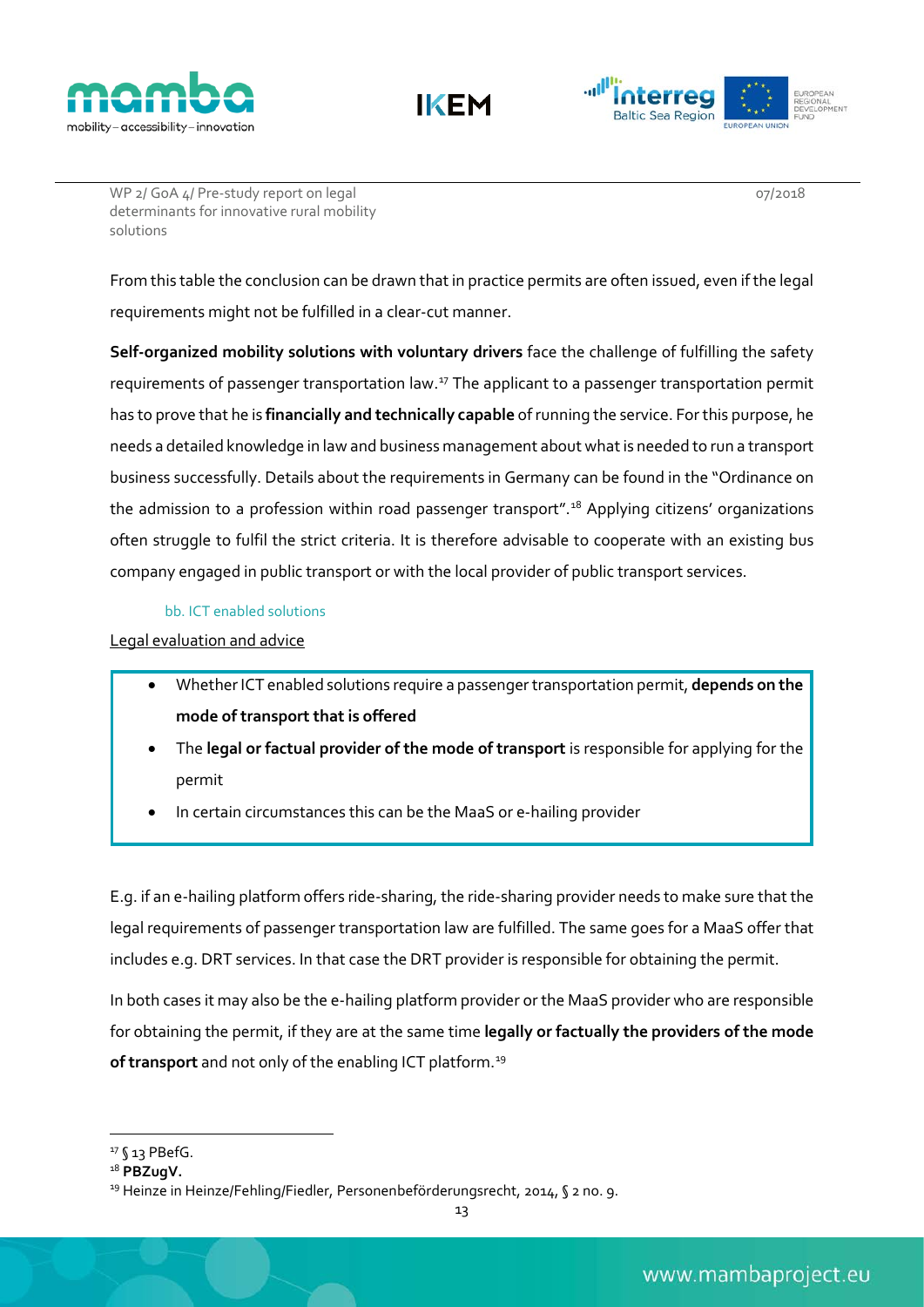From this table the conclusion can be drawn that in practice permits are often issued, even if the legal requirements might not be fulfilled in a clear-cut manner.

**Self-organized mobility solutions with voluntary drivers** face the challenge of fulfilling the safety requirements of passenger transportation law.[17] The applicant to a passenger transportation permit has to prove that he is **financially and technically capable** of running the service. For this purpose, he needs a detailed knowledge in law and business management about what is needed to run a transport business successfully. Details about the requirements in Germany can be found in the "Ordinance on the admission to a profession within road passenger transport".[18] Applying citizens' organizations often struggle to fulfil the strict criteria. It is therefore advisable to cooperate with an existing bus company engaged in public transport or with the local provider of public transport services.

#### bb. ICT enabled solutions

Legal evaluation and advice

- Whether ICT enabled solutions require a passenger transportation permit, **depends on the mode of transport that is offered**
- The **legal or factual provider of the mode of transport** is responsible for applying for the permit
- In certain circumstances this can be the MaaS or e-hailing provider

E.g. if an e-hailing platform offers ride-sharing, the ride-sharing provider needs to make sure that the legal requirements of passenger transportation law are fulfilled. The same goes for a MaaS offer that includes e.g. DRT services. In that case the DRT provider is responsible for obtaining the permit.

In both cases it may also be the e-hailing platform provider or the MaaS provider who are responsible for obtaining the permit, if they are at the same time **legally or factually the providers of the mode of transport** and not only of the enabling ICT platform.[19]

---

[17] § 13 PBefG.

[18] **PBZugV.**

[19] Heinze in Heinze/Fehling/Fiedler, Personenbeförderungsrecht, 2014, § 2 no. 9.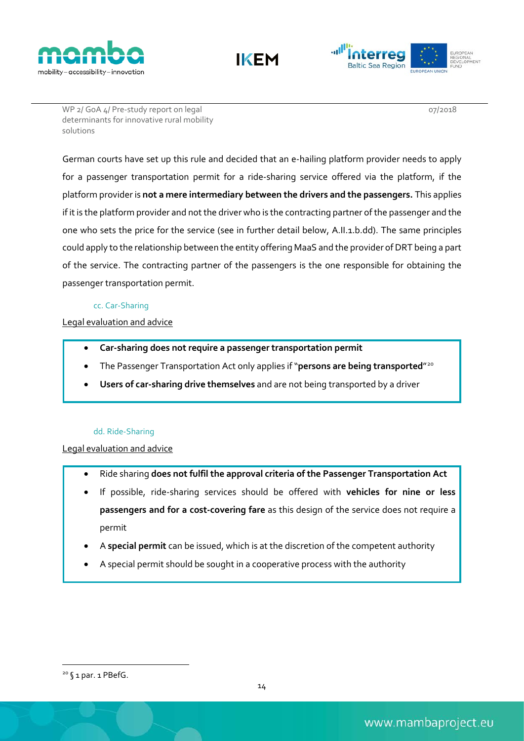German courts have set up this rule and decided that an e-hailing platform provider needs to apply for a passenger transportation permit for a ride-sharing service offered via the platform, if the platform provider is **not a mere intermediary between the drivers and the passengers.** This applies if it is the platform provider and not the driver who is the contracting partner of the passenger and the one who sets the price for the service (see in further detail below, A.II.1.b.dd). The same principles could apply to the relationship between the entity offering MaaS and the provider of DRT being a part of the service. The contracting partner of the passengers is the one responsible for obtaining the passenger transportation permit.

#### cc. Car-Sharing

Legal evaluation and advice

- **Car-sharing does not require a passenger transportation permit**
- The Passenger Transportation Act only applies if "**persons are being transported**"[20]
- **Users of car-sharing drive themselves** and are not being transported by a driver

#### dd. Ride-Sharing

Legal evaluation and advice

- Ride sharing **does not fulfil the approval criteria of the Passenger Transportation Act**
- If possible, ride-sharing services should be offered with **vehicles for nine or less passengers and for a cost-covering fare** as this design of the service does not require a permit
- A **special permit** can be issued, which is at the discretion of the competent authority
- A special permit should be sought in a cooperative process with the authority

[20] § 1 par. 1 PBefG.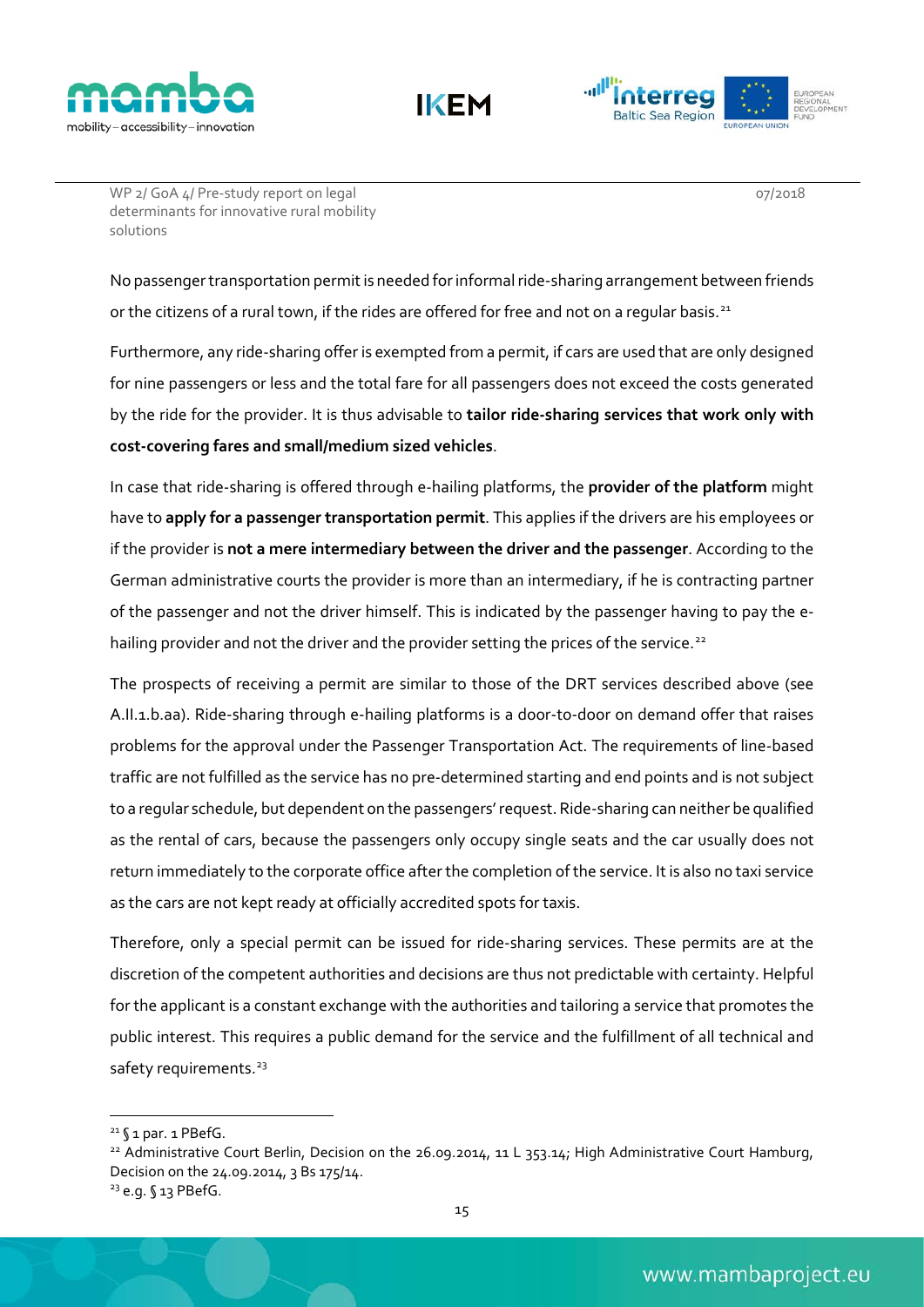No passenger transportation permit is needed for informal ride-sharing arrangement between friends or the citizens of a rural town, if the rides are offered for free and not on a regular basis.[21]

Furthermore, any ride-sharing offer is exempted from a permit, if cars are used that are only designed for nine passengers or less and the total fare for all passengers does not exceed the costs generated by the ride for the provider. It is thus advisable to **tailor ride-sharing services that work only with cost-covering fares and small/medium sized vehicles**.

In case that ride-sharing is offered through e-hailing platforms, the **provider of the platform** might have to **apply for a passenger transportation permit**. This applies if the drivers are his employees or if the provider is **not a mere intermediary between the driver and the passenger**. According to the German administrative courts the provider is more than an intermediary, if he is contracting partner of the passenger and not the driver himself. This is indicated by the passenger having to pay the e-hailing provider and not the driver and the provider setting the prices of the service.[22]

The prospects of receiving a permit are similar to those of the DRT services described above (see A.II.1.b.aa). Ride-sharing through e-hailing platforms is a door-to-door on demand offer that raises problems for the approval under the Passenger Transportation Act. The requirements of line-based traffic are not fulfilled as the service has no pre-determined starting and end points and is not subject to a regular schedule, but dependent on the passengers' request. Ride-sharing can neither be qualified as the rental of cars, because the passengers only occupy single seats and the car usually does not return immediately to the corporate office after the completion of the service. It is also no taxi service as the cars are not kept ready at officially accredited spots for taxis.

Therefore, only a special permit can be issued for ride-sharing services. These permits are at the discretion of the competent authorities and decisions are thus not predictable with certainty. Helpful for the applicant is a constant exchange with the authorities and tailoring a service that promotes the public interest. This requires a public demand for the service and the fulfillment of all technical and safety requirements.[23]

---

[21] § 1 par. 1 PBefG.

[22] Administrative Court Berlin, Decision on the 26.09.2014, 11 L 353.14; High Administrative Court Hamburg, Decision on the 24.09.2014, 3 Bs 175/14.

[23] e.g. § 13 PBefG.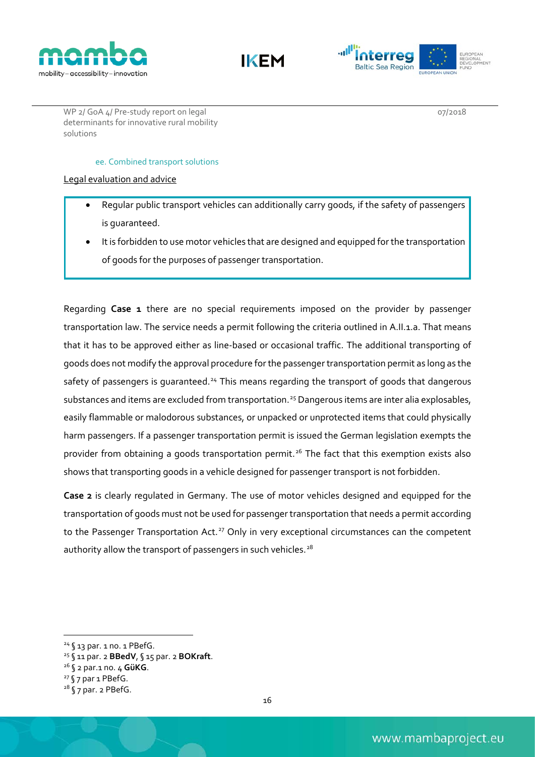#### ee. Combined transport solutions

Legal evaluation and advice

- Regular public transport vehicles can additionally carry goods, if the safety of passengers is guaranteed.
- It is forbidden to use motor vehicles that are designed and equipped for the transportation of goods for the purposes of passenger transportation.

Regarding **Case 1** there are no special requirements imposed on the provider by passenger transportation law. The service needs a permit following the criteria outlined in A.II.1.a. That means that it has to be approved either as line-based or occasional traffic. The additional transporting of goods does not modify the approval procedure for the passenger transportation permit as long as the safety of passengers is guaranteed.[24] This means regarding the transport of goods that dangerous substances and items are excluded from transportation.[25] Dangerous items are inter alia explosables, easily flammable or malodorous substances, or unpacked or unprotected items that could physically harm passengers. If a passenger transportation permit is issued the German legislation exempts the provider from obtaining a goods transportation permit.[26] The fact that this exemption exists also shows that transporting goods in a vehicle designed for passenger transport is not forbidden.

**Case 2** is clearly regulated in Germany. The use of motor vehicles designed and equipped for the transportation of goods must not be used for passenger transportation that needs a permit according to the Passenger Transportation Act.[27] Only in very exceptional circumstances can the competent authority allow the transport of passengers in such vehicles.[28]

[24] § 13 par. 1 no. 1 PBefG.
[25] § 11 par. 2 **BBedV**, § 15 par. 2 **BOKraft**.
[26] § 2 par.1 no. 4 **GüKG**.
[27] § 7 par 1 PBefG.
[28] § 7 par. 2 PBefG.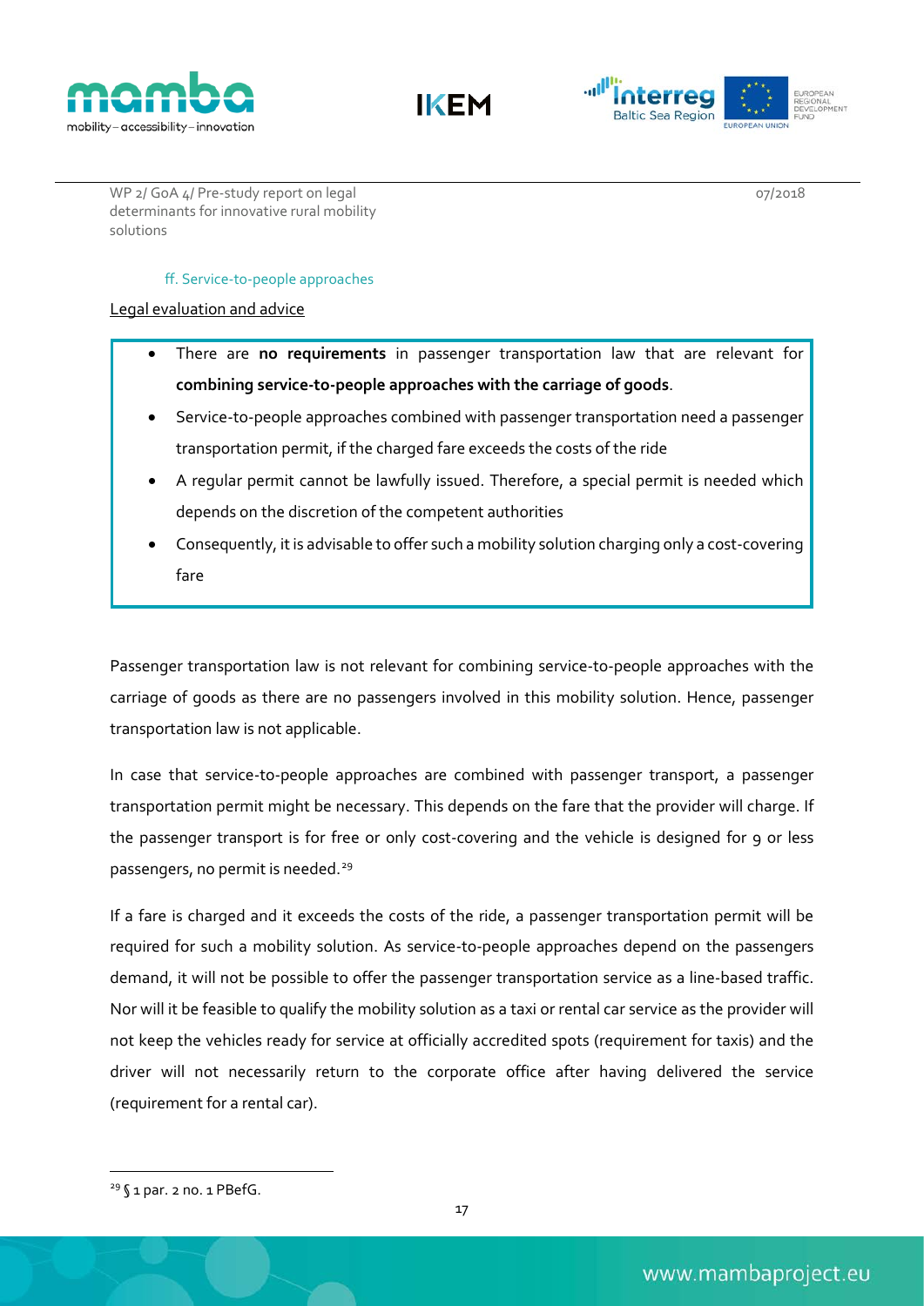#### ff. Service-to-people approaches

Legal evaluation and advice

- There are **no requirements** in passenger transportation law that are relevant for **combining service-to-people approaches with the carriage of goods**.
- Service-to-people approaches combined with passenger transportation need a passenger transportation permit, if the charged fare exceeds the costs of the ride
- A regular permit cannot be lawfully issued. Therefore, a special permit is needed which depends on the discretion of the competent authorities
- Consequently, it is advisable to offer such a mobility solution charging only a cost-covering fare

Passenger transportation law is not relevant for combining service-to-people approaches with the carriage of goods as there are no passengers involved in this mobility solution. Hence, passenger transportation law is not applicable.

In case that service-to-people approaches are combined with passenger transport, a passenger transportation permit might be necessary. This depends on the fare that the provider will charge. If the passenger transport is for free or only cost-covering and the vehicle is designed for 9 or less passengers, no permit is needed.[29]

If a fare is charged and it exceeds the costs of the ride, a passenger transportation permit will be required for such a mobility solution. As service-to-people approaches depend on the passengers demand, it will not be possible to offer the passenger transportation service as a line-based traffic. Nor will it be feasible to qualify the mobility solution as a taxi or rental car service as the provider will not keep the vehicles ready for service at officially accredited spots (requirement for taxis) and the driver will not necessarily return to the corporate office after having delivered the service (requirement for a rental car).

[29] § 1 par. 2 no. 1 PBefG.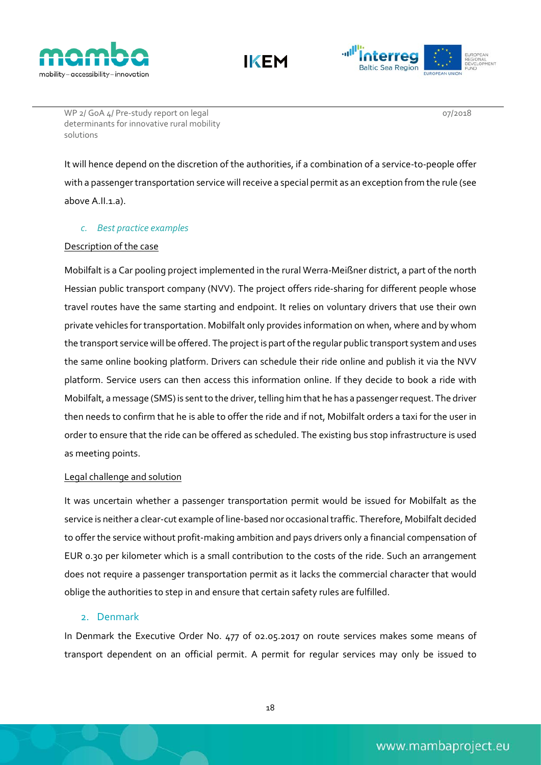It will hence depend on the discretion of the authorities, if a combination of a service-to-people offer with a passenger transportation service will receive a special permit as an exception from the rule (see above A.II.1.a).

#### *c. Best practice examples*

Description of the case

Mobilfalt is a Car pooling project implemented in the rural Werra-Meißner district, a part of the north Hessian public transport company (NVV). The project offers ride-sharing for different people whose travel routes have the same starting and endpoint. It relies on voluntary drivers that use their own private vehicles for transportation. Mobilfalt only provides information on when, where and by whom the transport service will be offered. The project is part of the regular public transport system and uses the same online booking platform. Drivers can schedule their ride online and publish it via the NVV platform. Service users can then access this information online. If they decide to book a ride with Mobilfalt, a message (SMS) is sent to the driver, telling him that he has a passenger request. The driver then needs to confirm that he is able to offer the ride and if not, Mobilfalt orders a taxi for the user in order to ensure that the ride can be offered as scheduled. The existing bus stop infrastructure is used as meeting points.

Legal challenge and solution

It was uncertain whether a passenger transportation permit would be issued for Mobilfalt as the service is neither a clear-cut example of line-based nor occasional traffic. Therefore, Mobilfalt decided to offer the service without profit-making ambition and pays drivers only a financial compensation of EUR 0.30 per kilometer which is a small contribution to the costs of the ride. Such an arrangement does not require a passenger transportation permit as it lacks the commercial character that would oblige the authorities to step in and ensure that certain safety rules are fulfilled.

### 2. Denmark

In Denmark the Executive Order No. 477 of 02.05.2017 on route services makes some means of transport dependent on an official permit. A permit for regular services may only be issued to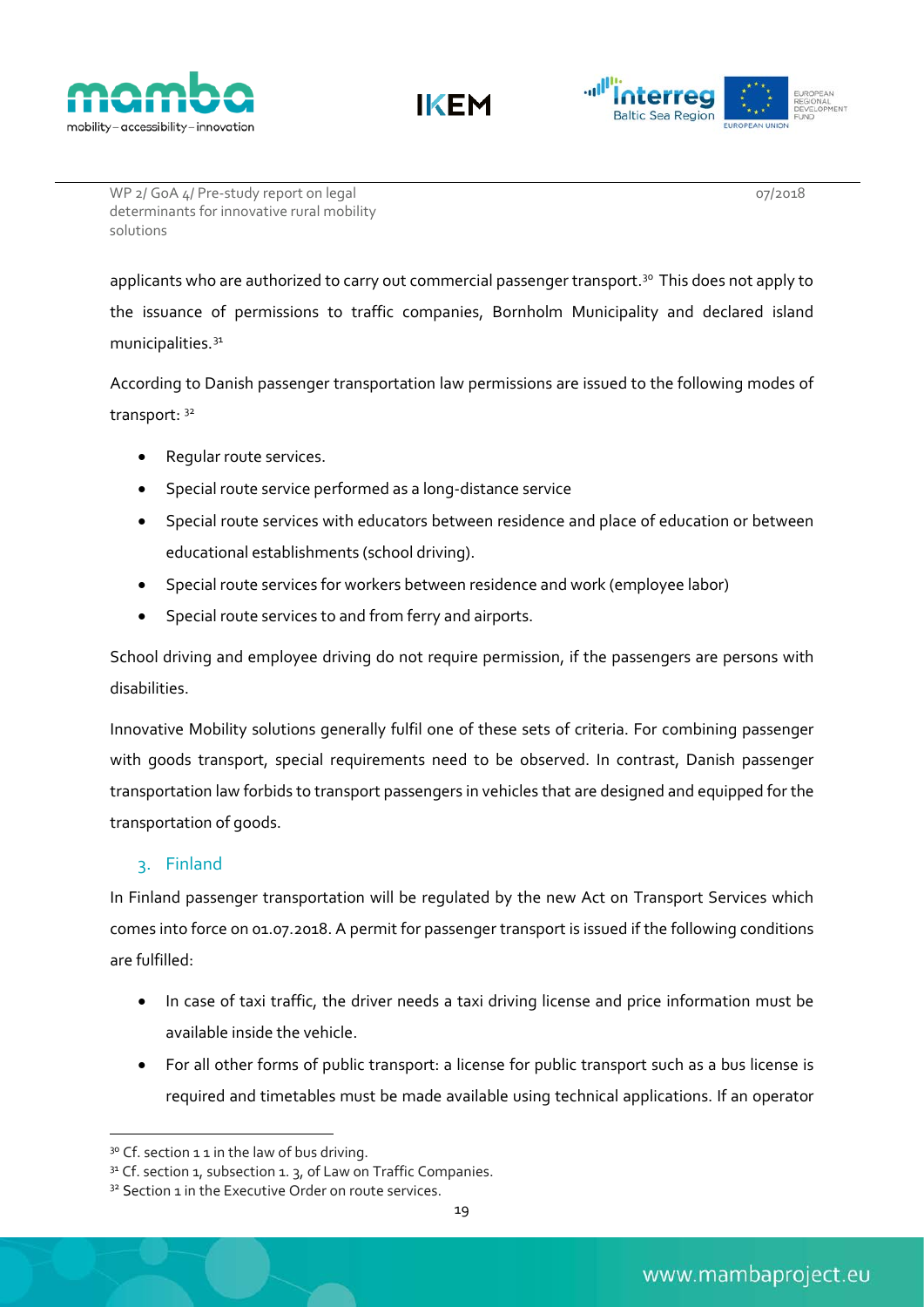applicants who are authorized to carry out commercial passenger transport.[30] This does not apply to the issuance of permissions to traffic companies, Bornholm Municipality and declared island municipalities.[31]

According to Danish passenger transportation law permissions are issued to the following modes of transport: [32]

- Regular route services.
- Special route service performed as a long-distance service
- Special route services with educators between residence and place of education or between educational establishments (school driving).
- Special route services for workers between residence and work (employee labor)
- Special route services to and from ferry and airports.

School driving and employee driving do not require permission, if the passengers are persons with disabilities.

Innovative Mobility solutions generally fulfil one of these sets of criteria. For combining passenger with goods transport, special requirements need to be observed. In contrast, Danish passenger transportation law forbids to transport passengers in vehicles that are designed and equipped for the transportation of goods.

### 3. Finland

In Finland passenger transportation will be regulated by the new Act on Transport Services which comes into force on 01.07.2018. A permit for passenger transport is issued if the following conditions are fulfilled:

- In case of taxi traffic, the driver needs a taxi driving license and price information must be available inside the vehicle.
- For all other forms of public transport: a license for public transport such as a bus license is required and timetables must be made available using technical applications. If an operator

---

[30] Cf. section 1 1 in the law of bus driving.

[31] Cf. section 1, subsection 1. 3, of Law on Traffic Companies.

[32] Section 1 in the Executive Order on route services.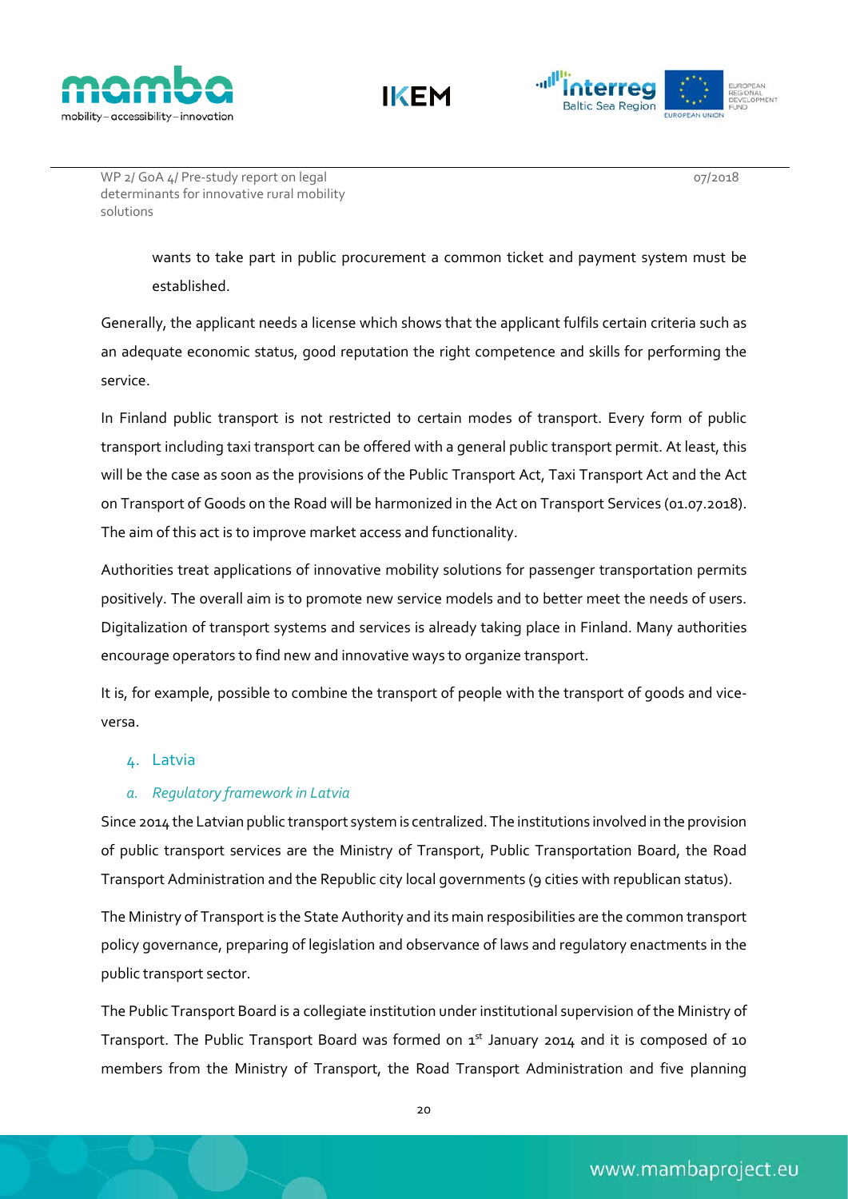wants to take part in public procurement a common ticket and payment system must be established.

Generally, the applicant needs a license which shows that the applicant fulfils certain criteria such as an adequate economic status, good reputation the right competence and skills for performing the service.

In Finland public transport is not restricted to certain modes of transport. Every form of public transport including taxi transport can be offered with a general public transport permit. At least, this will be the case as soon as the provisions of the Public Transport Act, Taxi Transport Act and the Act on Transport of Goods on the Road will be harmonized in the Act on Transport Services (01.07.2018). The aim of this act is to improve market access and functionality.

Authorities treat applications of innovative mobility solutions for passenger transportation permits positively. The overall aim is to promote new service models and to better meet the needs of users. Digitalization of transport systems and services is already taking place in Finland. Many authorities encourage operators to find new and innovative ways to organize transport.

It is, for example, possible to combine the transport of people with the transport of goods and vice-versa.

## 4. Latvia

### *a. Regulatory framework in Latvia*

Since 2014 the Latvian public transport system is centralized. The institutions involved in the provision of public transport services are the Ministry of Transport, Public Transportation Board, the Road Transport Administration and the Republic city local governments (9 cities with republican status).

The Ministry of Transport is the State Authority and its main resposibilities are the common transport policy governance, preparing of legislation and observance of laws and regulatory enactments in the public transport sector.

The Public Transport Board is a collegiate institution under institutional supervision of the Ministry of Transport. The Public Transport Board was formed on 1st January 2014 and it is composed of 10 members from the Ministry of Transport, the Road Transport Administration and five planning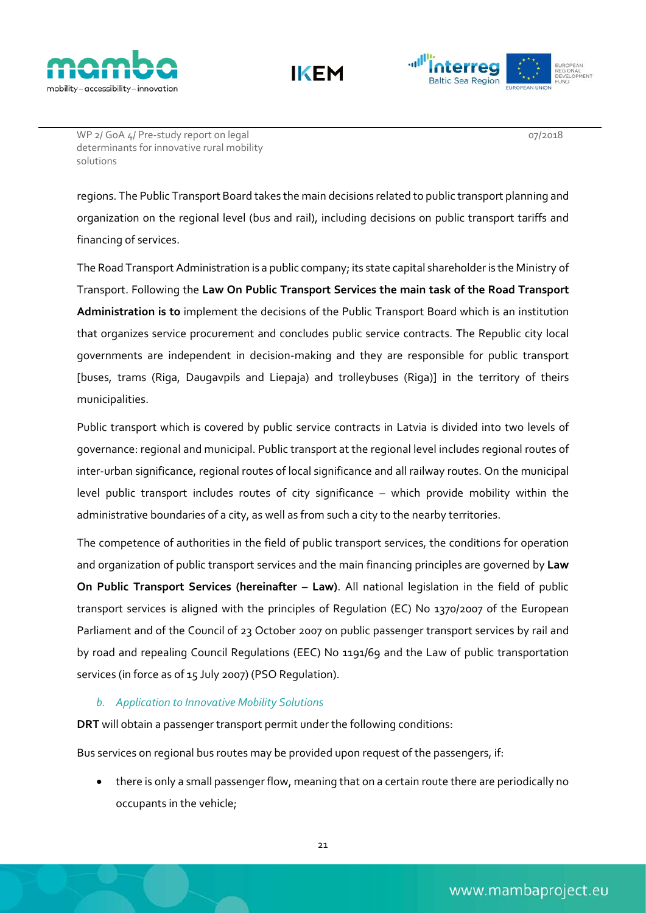regions. The Public Transport Board takes the main decisions related to public transport planning and organization on the regional level (bus and rail), including decisions on public transport tariffs and financing of services.

The Road Transport Administration is a public company; its state capital shareholder is the Ministry of Transport. Following the **Law On Public Transport Services the main task of the Road Transport Administration is to** implement the decisions of the Public Transport Board which is an institution that organizes service procurement and concludes public service contracts. The Republic city local governments are independent in decision-making and they are responsible for public transport [buses, trams (Riga, Daugavpils and Liepaja) and trolleybuses (Riga)] in the territory of theirs municipalities.

Public transport which is covered by public service contracts in Latvia is divided into two levels of governance: regional and municipal. Public transport at the regional level includes regional routes of inter-urban significance, regional routes of local significance and all railway routes. On the municipal level public transport includes routes of city significance – which provide mobility within the administrative boundaries of a city, as well as from such a city to the nearby territories.

The competence of authorities in the field of public transport services, the conditions for operation and organization of public transport services and the main financing principles are governed by **Law On Public Transport Services (hereinafter – Law)**. All national legislation in the field of public transport services is aligned with the principles of Regulation (EC) No 1370/2007 of the European Parliament and of the Council of 23 October 2007 on public passenger transport services by rail and by road and repealing Council Regulations (EEC) No 1191/69 and the Law of public transportation services (in force as of 15 July 2007) (PSO Regulation).

### *b. Application to Innovative Mobility Solutions*

**DRT** will obtain a passenger transport permit under the following conditions:

Bus services on regional bus routes may be provided upon request of the passengers, if:

- there is only a small passenger flow, meaning that on a certain route there are periodically no occupants in the vehicle;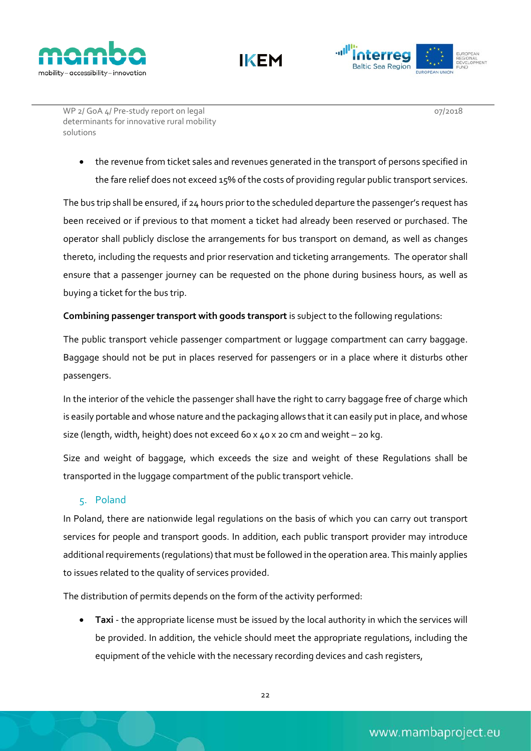- the revenue from ticket sales and revenues generated in the transport of persons specified in the fare relief does not exceed 15% of the costs of providing regular public transport services.

The bus trip shall be ensured, if 24 hours prior to the scheduled departure the passenger's request has been received or if previous to that moment a ticket had already been reserved or purchased. The operator shall publicly disclose the arrangements for bus transport on demand, as well as changes thereto, including the requests and prior reservation and ticketing arrangements. The operator shall ensure that a passenger journey can be requested on the phone during business hours, as well as buying a ticket for the bus trip.

**Combining passenger transport with goods transport** is subject to the following regulations:

The public transport vehicle passenger compartment or luggage compartment can carry baggage. Baggage should not be put in places reserved for passengers or in a place where it disturbs other passengers.

In the interior of the vehicle the passenger shall have the right to carry baggage free of charge which is easily portable and whose nature and the packaging allows that it can easily put in place, and whose size (length, width, height) does not exceed 60 x 40 x 20 cm and weight – 20 kg.

Size and weight of baggage, which exceeds the size and weight of these Regulations shall be transported in the luggage compartment of the public transport vehicle.

## 5. Poland

In Poland, there are nationwide legal regulations on the basis of which you can carry out transport services for people and transport goods. In addition, each public transport provider may introduce additional requirements (regulations) that must be followed in the operation area. This mainly applies to issues related to the quality of services provided.

The distribution of permits depends on the form of the activity performed:

- **Taxi** - the appropriate license must be issued by the local authority in which the services will be provided. In addition, the vehicle should meet the appropriate regulations, including the equipment of the vehicle with the necessary recording devices and cash registers,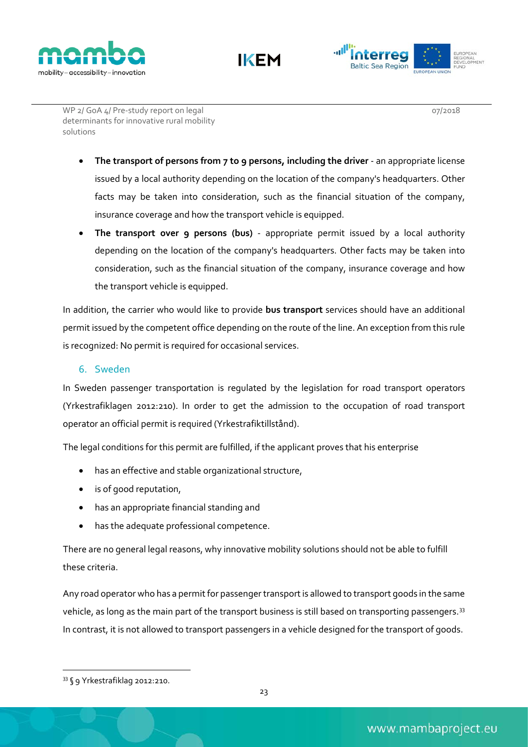- **The transport of persons from 7 to 9 persons, including the driver** - an appropriate license issued by a local authority depending on the location of the company's headquarters. Other facts may be taken into consideration, such as the financial situation of the company, insurance coverage and how the transport vehicle is equipped.
- **The transport over 9 persons (bus)** - appropriate permit issued by a local authority depending on the location of the company's headquarters. Other facts may be taken into consideration, such as the financial situation of the company, insurance coverage and how the transport vehicle is equipped.

In addition, the carrier who would like to provide **bus transport** services should have an additional permit issued by the competent office depending on the route of the line. An exception from this rule is recognized: No permit is required for occasional services.

## 6. Sweden

In Sweden passenger transportation is regulated by the legislation for road transport operators (Yrkestrafiklagen 2012:210). In order to get the admission to the occupation of road transport operator an official permit is required (Yrkestrafiktillstånd).

The legal conditions for this permit are fulfilled, if the applicant proves that his enterprise

- has an effective and stable organizational structure,
- is of good reputation,
- has an appropriate financial standing and
- has the adequate professional competence.

There are no general legal reasons, why innovative mobility solutions should not be able to fulfill these criteria.

Any road operator who has a permit for passenger transport is allowed to transport goods in the same vehicle, as long as the main part of the transport business is still based on transporting passengers.[33] In contrast, it is not allowed to transport passengers in a vehicle designed for the transport of goods.

[33] § 9 Yrkestrafiklag 2012:210.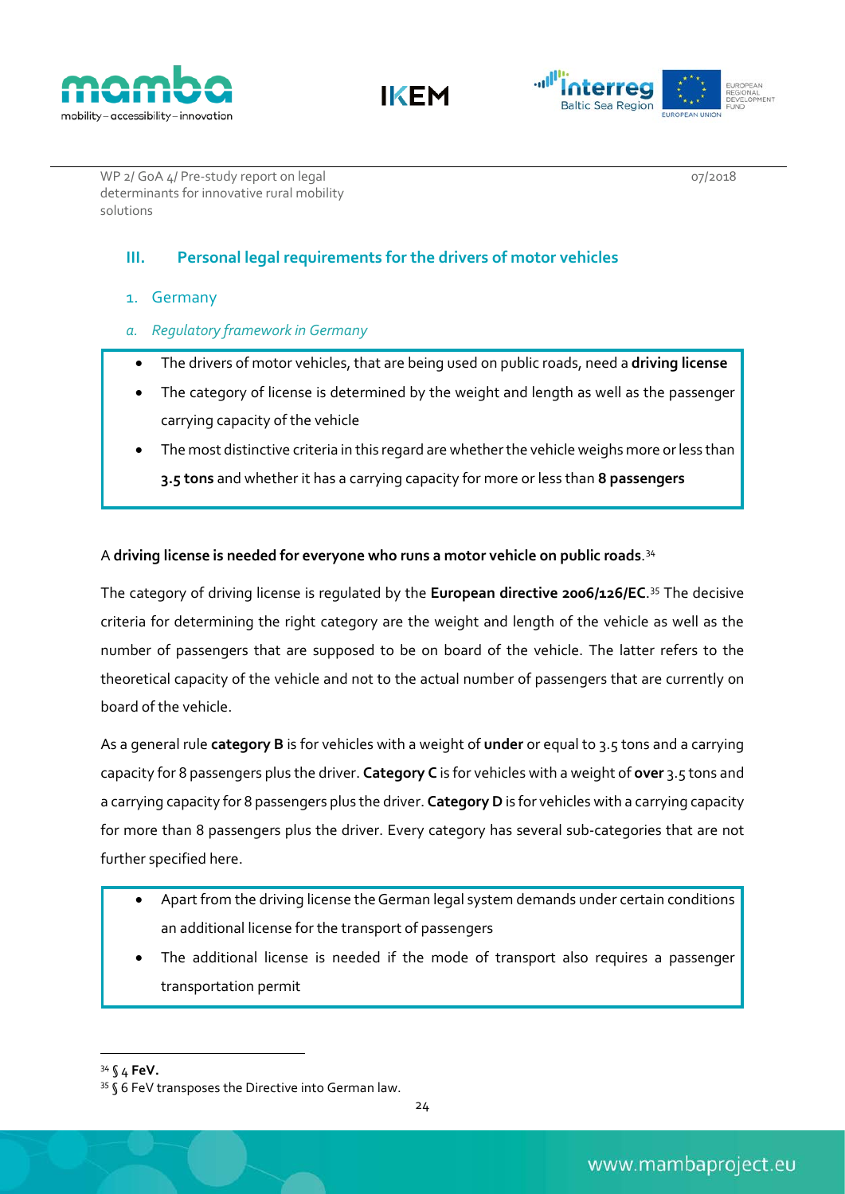## III. Personal legal requirements for the drivers of motor vehicles

### 1. Germany

#### *a. Regulatory framework in Germany*

- The drivers of motor vehicles, that are being used on public roads, need a **driving license**
- The category of license is determined by the weight and length as well as the passenger carrying capacity of the vehicle
- The most distinctive criteria in this regard are whether the vehicle weighs more or less than **3.5 tons** and whether it has a carrying capacity for more or less than **8 passengers**

A **driving license is needed for everyone who runs a motor vehicle on public roads**.[34]

The category of driving license is regulated by the **European directive 2006/126/EC**.[35] The decisive criteria for determining the right category are the weight and length of the vehicle as well as the number of passengers that are supposed to be on board of the vehicle. The latter refers to the theoretical capacity of the vehicle and not to the actual number of passengers that are currently on board of the vehicle.

As a general rule **category B** is for vehicles with a weight of **under** or equal to 3.5 tons and a carrying capacity for 8 passengers plus the driver. **Category C** is for vehicles with a weight of **over** 3.5 tons and a carrying capacity for 8 passengers plus the driver. **Category D** is for vehicles with a carrying capacity for more than 8 passengers plus the driver. Every category has several sub-categories that are not further specified here.

- Apart from the driving license the German legal system demands under certain conditions an additional license for the transport of passengers
- The additional license is needed if the mode of transport also requires a passenger transportation permit

[34] § 4 **FeV.**

[35] § 6 FeV transposes the Directive into German law.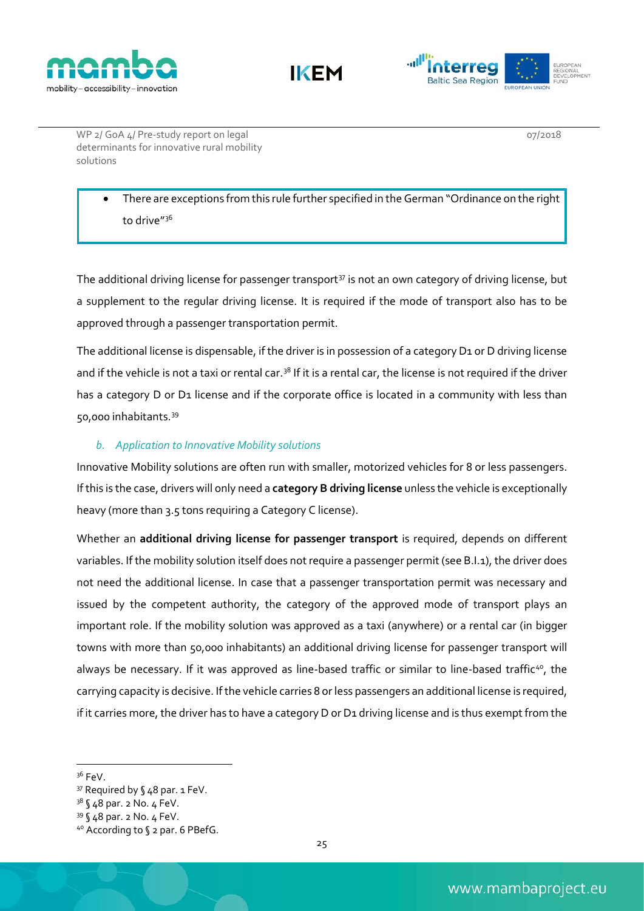- There are exceptions from this rule further specified in the German "Ordinance on the right to drive"[36]

The additional driving license for passenger transport[37] is not an own category of driving license, but a supplement to the regular driving license. It is required if the mode of transport also has to be approved through a passenger transportation permit.

The additional license is dispensable, if the driver is in possession of a category D1 or D driving license and if the vehicle is not a taxi or rental car.[38] If it is a rental car, the license is not required if the driver has a category D or D1 license and if the corporate office is located in a community with less than 50,000 inhabitants.[39]

### *b. Application to Innovative Mobility solutions*

Innovative Mobility solutions are often run with smaller, motorized vehicles for 8 or less passengers. If this is the case, drivers will only need a **category B driving license** unless the vehicle is exceptionally heavy (more than 3.5 tons requiring a Category C license).

Whether an **additional driving license for passenger transport** is required, depends on different variables. If the mobility solution itself does not require a passenger permit (see B.I.1), the driver does not need the additional license. In case that a passenger transportation permit was necessary and issued by the competent authority, the category of the approved mode of transport plays an important role. If the mobility solution was approved as a taxi (anywhere) or a rental car (in bigger towns with more than 50,000 inhabitants) an additional driving license for passenger transport will always be necessary. If it was approved as line-based traffic or similar to line-based traffic[40], the carrying capacity is decisive. If the vehicle carries 8 or less passengers an additional license is required, if it carries more, the driver has to have a category D or D1 driving license and is thus exempt from the

---

[36] FeV.
[37] Required by § 48 par. 1 FeV.
[38] § 48 par. 2 No. 4 FeV.
[39] § 48 par. 2 No. 4 FeV.
[40] According to § 2 par. 6 PBefG.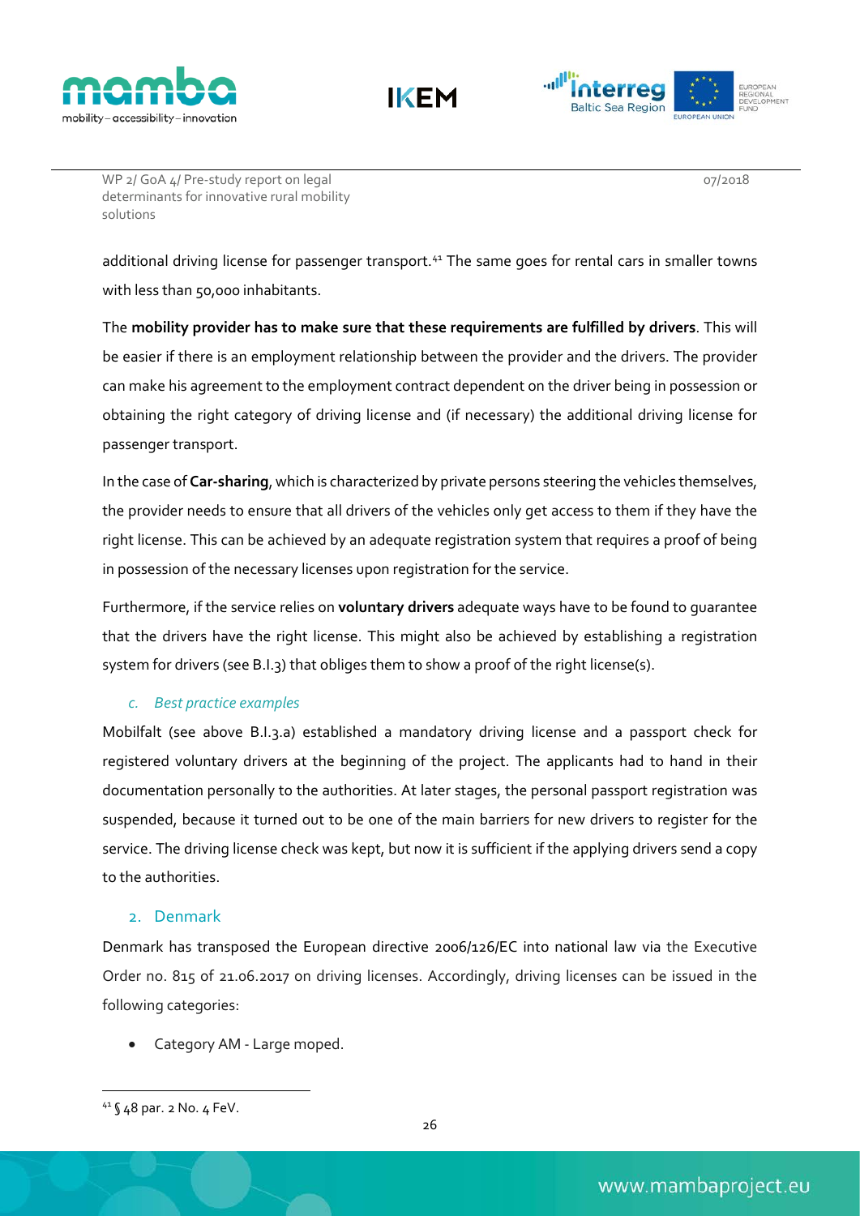additional driving license for passenger transport.[41] The same goes for rental cars in smaller towns with less than 50,000 inhabitants.

The **mobility provider has to make sure that these requirements are fulfilled by drivers**. This will be easier if there is an employment relationship between the provider and the drivers. The provider can make his agreement to the employment contract dependent on the driver being in possession or obtaining the right category of driving license and (if necessary) the additional driving license for passenger transport.

In the case of **Car-sharing**, which is characterized by private persons steering the vehicles themselves, the provider needs to ensure that all drivers of the vehicles only get access to them if they have the right license. This can be achieved by an adequate registration system that requires a proof of being in possession of the necessary licenses upon registration for the service.

Furthermore, if the service relies on **voluntary drivers** adequate ways have to be found to guarantee that the drivers have the right license. This might also be achieved by establishing a registration system for drivers (see B.I.3) that obliges them to show a proof of the right license(s).

#### *c. Best practice examples*

Mobilfalt (see above B.I.3.a) established a mandatory driving license and a passport check for registered voluntary drivers at the beginning of the project. The applicants had to hand in their documentation personally to the authorities. At later stages, the personal passport registration was suspended, because it turned out to be one of the main barriers for new drivers to register for the service. The driving license check was kept, but now it is sufficient if the applying drivers send a copy to the authorities.

### 2. Denmark

Denmark has transposed the European directive 2006/126/EC into national law via the Executive Order no. 815 of 21.06.2017 on driving licenses. Accordingly, driving licenses can be issued in the following categories:

- Category AM - Large moped.

---

[41] § 48 par. 2 No. 4 FeV.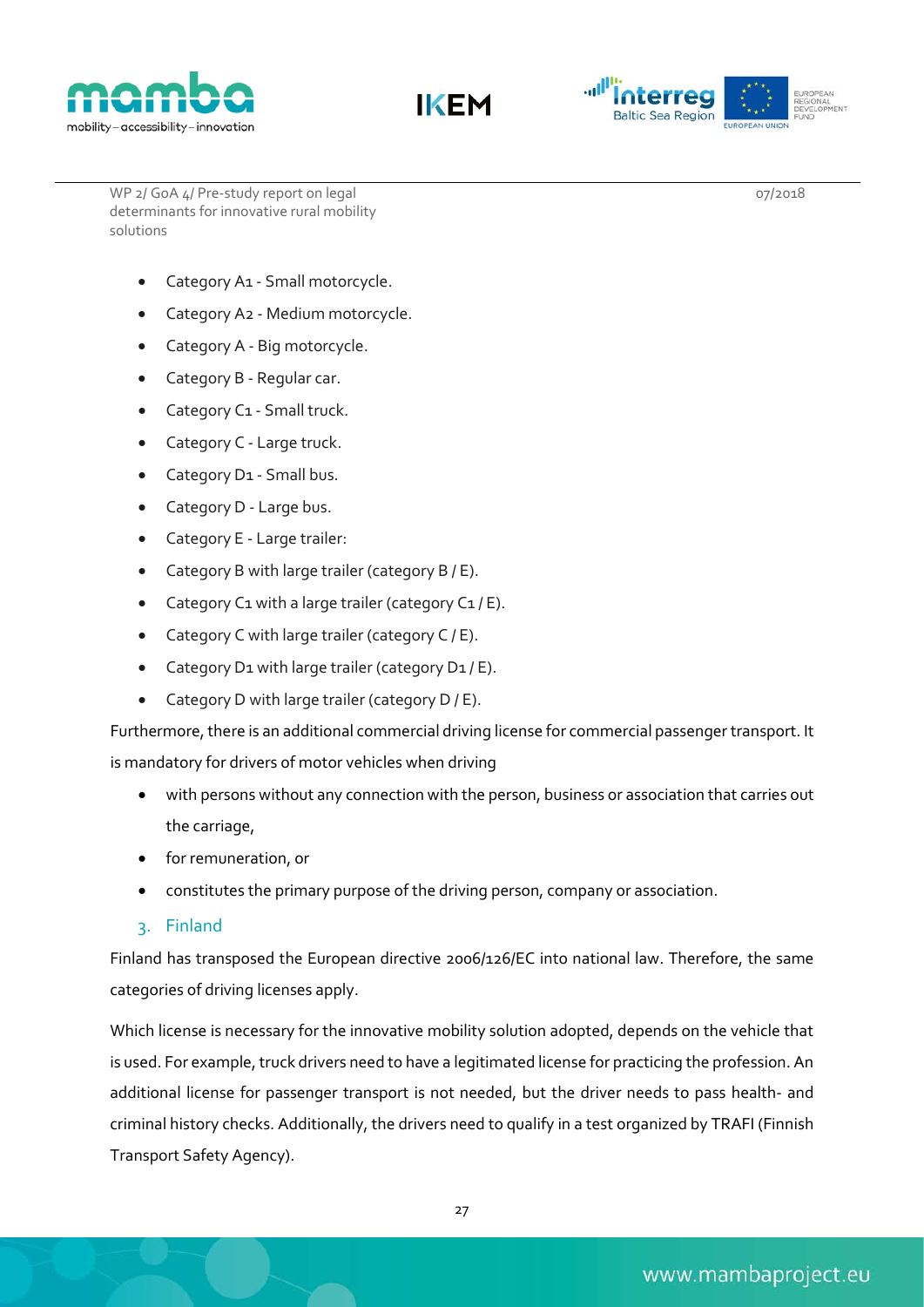- Category A1 - Small motorcycle.
- Category A2 - Medium motorcycle.
- Category A - Big motorcycle.
- Category B - Regular car.
- Category C1 - Small truck.
- Category C - Large truck.
- Category D1 - Small bus.
- Category D - Large bus.
- Category E - Large trailer:
- Category B with large trailer (category B / E).
- Category C1 with a large trailer (category C1 / E).
- Category C with large trailer (category C / E).
- Category D1 with large trailer (category D1 / E).
- Category D with large trailer (category D / E).

Furthermore, there is an additional commercial driving license for commercial passenger transport. It is mandatory for drivers of motor vehicles when driving

- with persons without any connection with the person, business or association that carries out the carriage,
- for remuneration, or
- constitutes the primary purpose of the driving person, company or association.

### 3. Finland

Finland has transposed the European directive 2006/126/EC into national law. Therefore, the same categories of driving licenses apply.

Which license is necessary for the innovative mobility solution adopted, depends on the vehicle that is used. For example, truck drivers need to have a legitimated license for practicing the profession. An additional license for passenger transport is not needed, but the driver needs to pass health- and criminal history checks. Additionally, the drivers need to qualify in a test organized by TRAFI (Finnish Transport Safety Agency).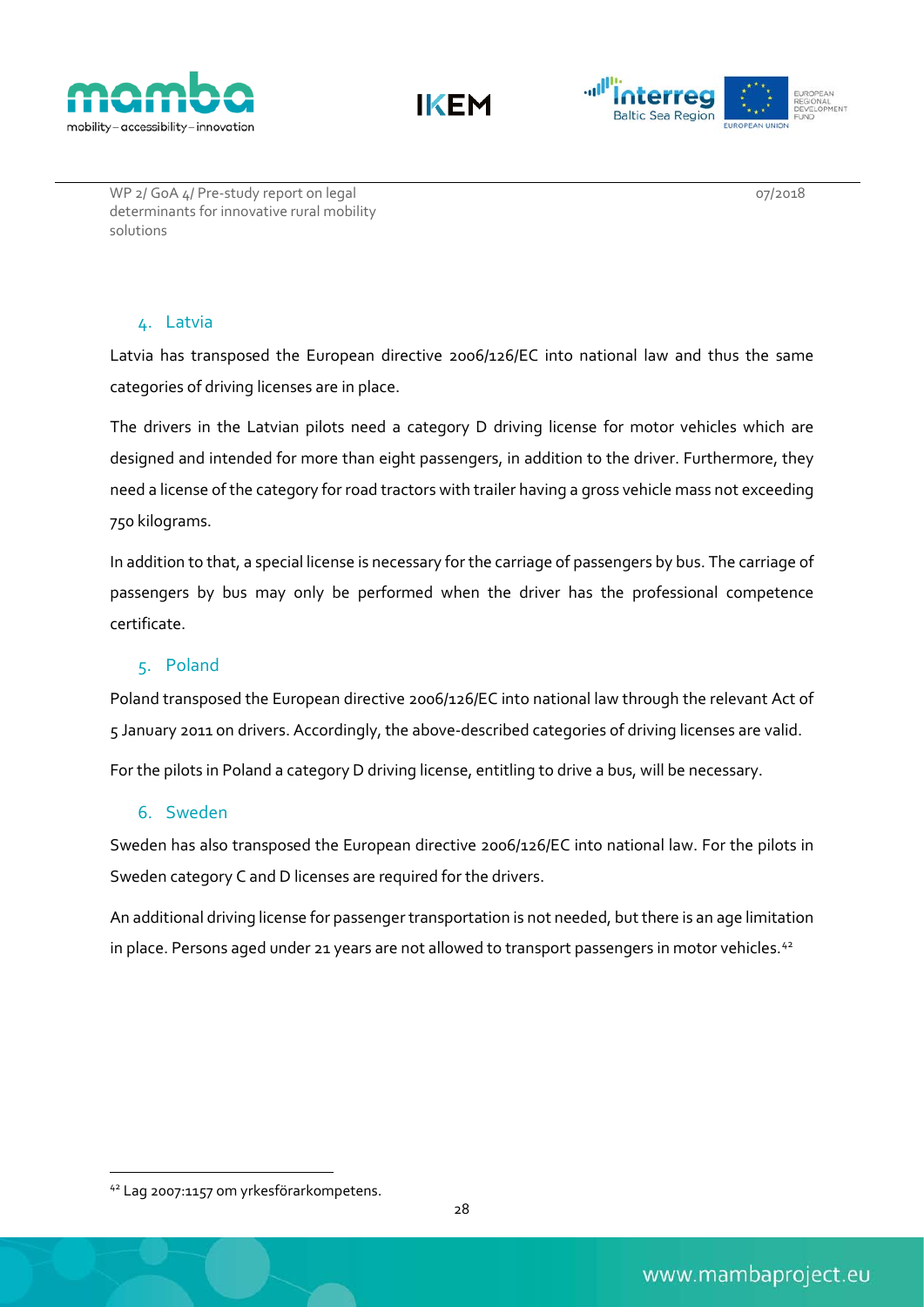## 4. Latvia

Latvia has transposed the European directive 2006/126/EC into national law and thus the same categories of driving licenses are in place.

The drivers in the Latvian pilots need a category D driving license for motor vehicles which are designed and intended for more than eight passengers, in addition to the driver. Furthermore, they need a license of the category for road tractors with trailer having a gross vehicle mass not exceeding 750 kilograms.

In addition to that, a special license is necessary for the carriage of passengers by bus. The carriage of passengers by bus may only be performed when the driver has the professional competence certificate.

## 5. Poland

Poland transposed the European directive 2006/126/EC into national law through the relevant Act of 5 January 2011 on drivers. Accordingly, the above-described categories of driving licenses are valid.

For the pilots in Poland a category D driving license, entitling to drive a bus, will be necessary.

## 6. Sweden

Sweden has also transposed the European directive 2006/126/EC into national law. For the pilots in Sweden category C and D licenses are required for the drivers.

An additional driving license for passenger transportation is not needed, but there is an age limitation in place. Persons aged under 21 years are not allowed to transport passengers in motor vehicles.[42]

[42] Lag 2007:1157 om yrkesförarkompetens.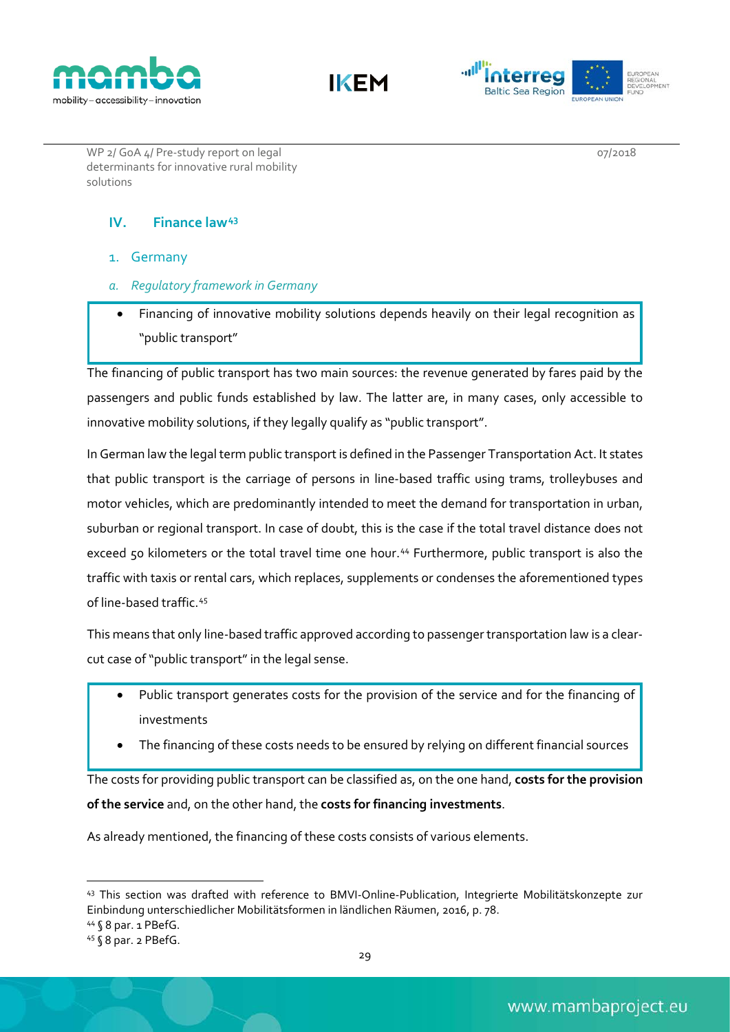## IV. Finance law[43]

### 1. Germany

#### *a. Regulatory framework in Germany*

- Financing of innovative mobility solutions depends heavily on their legal recognition as "public transport"

The financing of public transport has two main sources: the revenue generated by fares paid by the passengers and public funds established by law. The latter are, in many cases, only accessible to innovative mobility solutions, if they legally qualify as "public transport".

In German law the legal term public transport is defined in the Passenger Transportation Act. It states that public transport is the carriage of persons in line-based traffic using trams, trolleybuses and motor vehicles, which are predominantly intended to meet the demand for transportation in urban, suburban or regional transport. In case of doubt, this is the case if the total travel distance does not exceed 50 kilometers or the total travel time one hour.[44] Furthermore, public transport is also the traffic with taxis or rental cars, which replaces, supplements or condenses the aforementioned types of line-based traffic.[45]

This means that only line-based traffic approved according to passenger transportation law is a clear-cut case of "public transport" in the legal sense.

- Public transport generates costs for the provision of the service and for the financing of investments
- The financing of these costs needs to be ensured by relying on different financial sources

The costs for providing public transport can be classified as, on the one hand, **costs for the provision of the service** and, on the other hand, the **costs for financing investments**.

As already mentioned, the financing of these costs consists of various elements.

---

[43] This section was drafted with reference to BMVI-Online-Publication, Integrierte Mobilitätskonzepte zur Einbindung unterschiedlicher Mobilitätsformen in ländlichen Räumen, 2016, p. 78.

[44] § 8 par. 1 PBefG.

[45] § 8 par. 2 PBefG.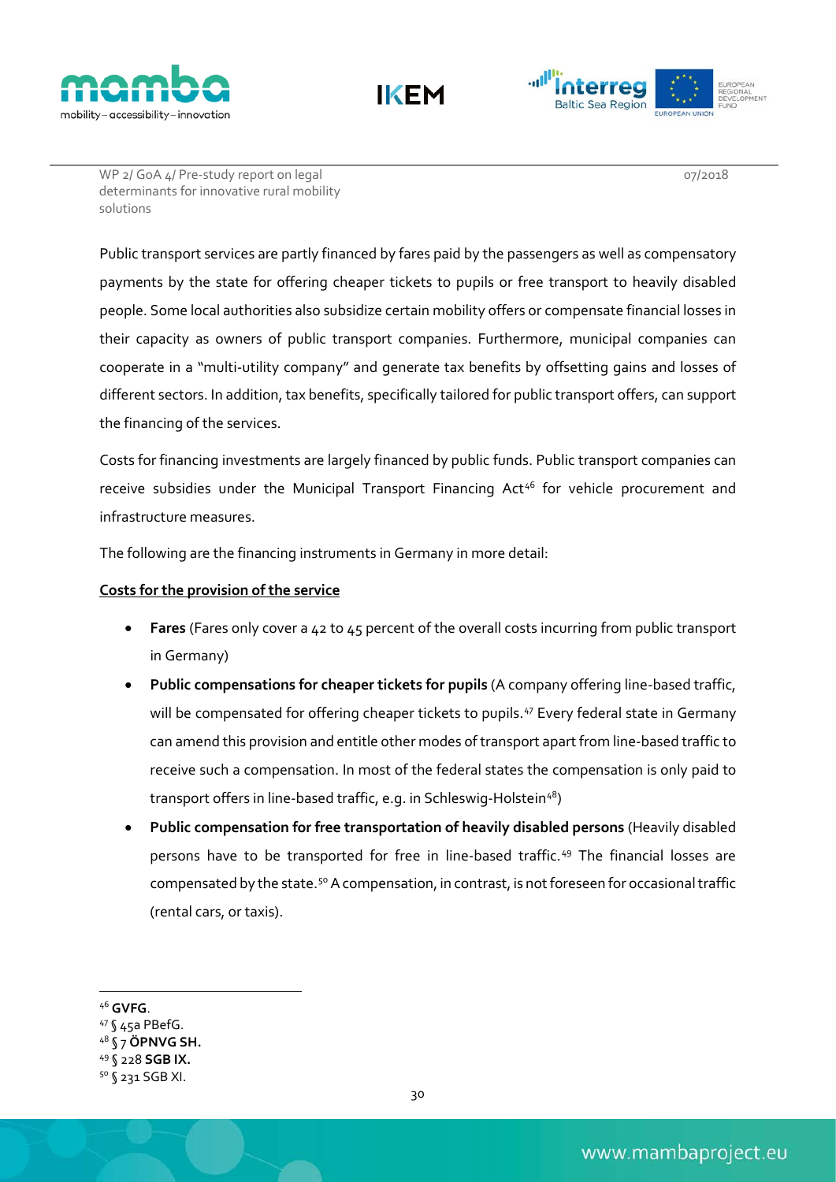Public transport services are partly financed by fares paid by the passengers as well as compensatory payments by the state for offering cheaper tickets to pupils or free transport to heavily disabled people. Some local authorities also subsidize certain mobility offers or compensate financial losses in their capacity as owners of public transport companies. Furthermore, municipal companies can cooperate in a "multi-utility company" and generate tax benefits by offsetting gains and losses of different sectors. In addition, tax benefits, specifically tailored for public transport offers, can support the financing of the services.

Costs for financing investments are largely financed by public funds. Public transport companies can receive subsidies under the Municipal Transport Financing Act[46] for vehicle procurement and infrastructure measures.

The following are the financing instruments in Germany in more detail:

**Costs for the provision of the service**

- **Fares** (Fares only cover a 42 to 45 percent of the overall costs incurring from public transport in Germany)
- **Public compensations for cheaper tickets for pupils** (A company offering line-based traffic, will be compensated for offering cheaper tickets to pupils.[47] Every federal state in Germany can amend this provision and entitle other modes of transport apart from line-based traffic to receive such a compensation. In most of the federal states the compensation is only paid to transport offers in line-based traffic, e.g. in Schleswig-Holstein[48])
- **Public compensation for free transportation of heavily disabled persons** (Heavily disabled persons have to be transported for free in line-based traffic.[49] The financial losses are compensated by the state.[50] A compensation, in contrast, is not foreseen for occasional traffic (rental cars, or taxis).

---

[46] **GVFG**.
[47] § 45a PBefG.
[48] § 7 **ÖPNVG SH.**
[49] § 228 **SGB IX.**
[50] § 231 SGB XI.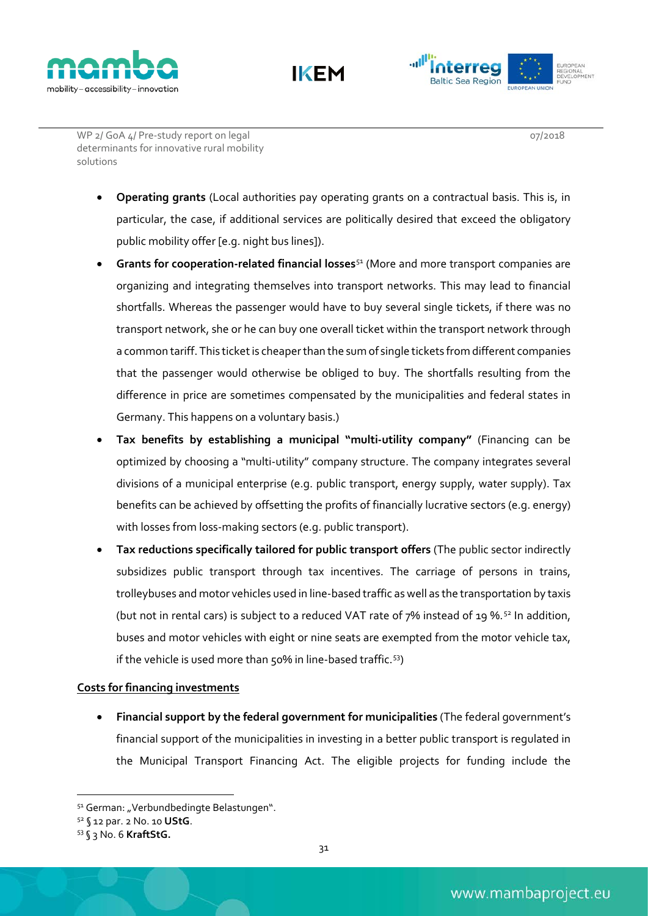- **Operating grants** (Local authorities pay operating grants on a contractual basis. This is, in particular, the case, if additional services are politically desired that exceed the obligatory public mobility offer [e.g. night bus lines]).
- **Grants for cooperation-related financial losses**[51] (More and more transport companies are organizing and integrating themselves into transport networks. This may lead to financial shortfalls. Whereas the passenger would have to buy several single tickets, if there was no transport network, she or he can buy one overall ticket within the transport network through a common tariff. This ticket is cheaper than the sum of single tickets from different companies that the passenger would otherwise be obliged to buy. The shortfalls resulting from the difference in price are sometimes compensated by the municipalities and federal states in Germany. This happens on a voluntary basis.)
- **Tax benefits by establishing a municipal "multi-utility company"** (Financing can be optimized by choosing a "multi-utility" company structure. The company integrates several divisions of a municipal enterprise (e.g. public transport, energy supply, water supply). Tax benefits can be achieved by offsetting the profits of financially lucrative sectors (e.g. energy) with losses from loss-making sectors (e.g. public transport).
- **Tax reductions specifically tailored for public transport offers** (The public sector indirectly subsidizes public transport through tax incentives. The carriage of persons in trains, trolleybuses and motor vehicles used in line-based traffic as well as the transportation by taxis (but not in rental cars) is subject to a reduced VAT rate of 7% instead of 19 %.[52] In addition, buses and motor vehicles with eight or nine seats are exempted from the motor vehicle tax, if the vehicle is used more than 50% in line-based traffic.[53])

<u>**Costs for financing investments**</u>

- **Financial support by the federal government for municipalities** (The federal government's financial support of the municipalities in investing in a better public transport is regulated in the Municipal Transport Financing Act. The eligible projects for funding include the

[51] German: „Verbundbedingte Belastungen".
[52] § 12 par. 2 No. 10 **UStG**.
[53] § 3 No. 6 **KraftStG.**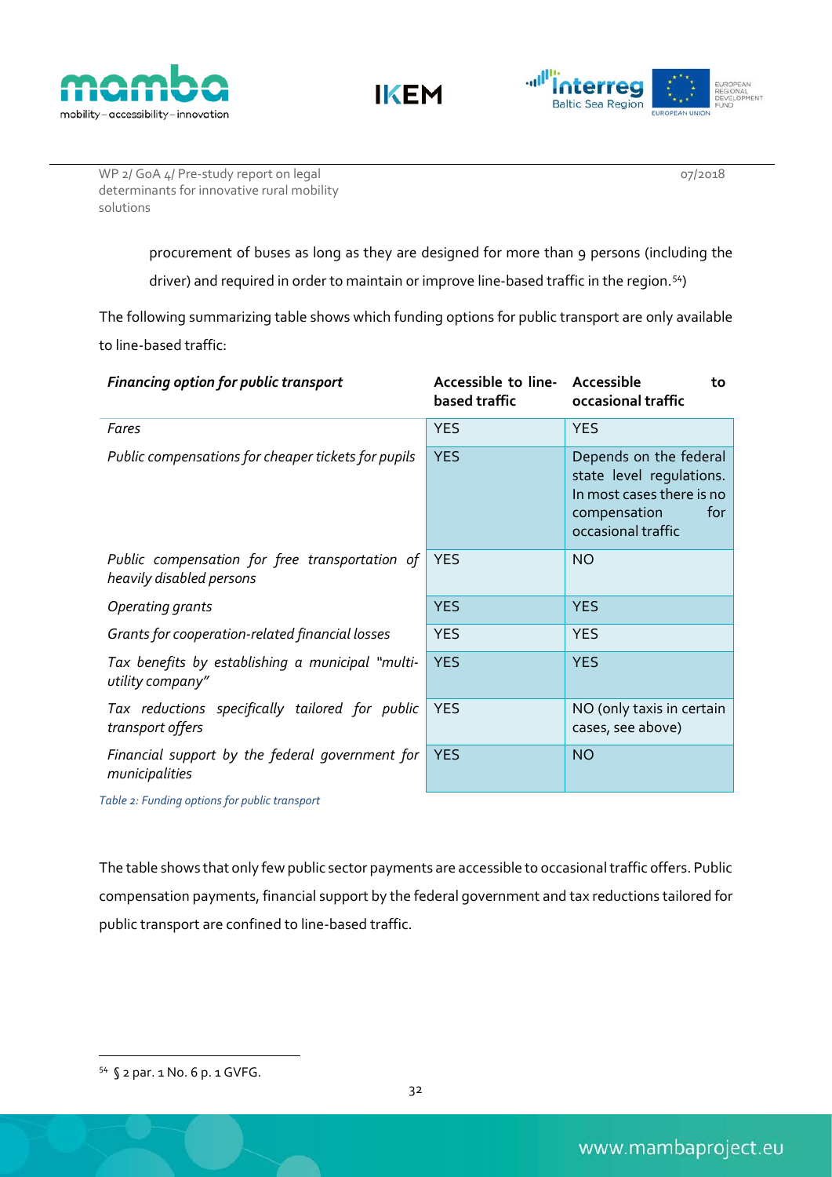procurement of buses as long as they are designed for more than 9 persons (including the driver) and required in order to maintain or improve line-based traffic in the region.[54])

The following summarizing table shows which funding options for public transport are only available to line-based traffic:

| *Financing option for public transport* | **Accessible to line-based traffic** | **Accessible to occasional traffic** |
|---|---|---|
| *Fares* | YES | YES |
| *Public compensations for cheaper tickets for pupils* | YES | Depends on the federal state level regulations. In most cases there is no compensation for occasional traffic |
| *Public compensation for free transportation of heavily disabled persons* | YES | NO |
| *Operating grants* | YES | YES |
| *Grants for cooperation-related financial losses* | YES | YES |
| *Tax benefits by establishing a municipal "multi-utility company"* | YES | YES |
| *Tax reductions specifically tailored for public transport offers* | YES | NO (only taxis in certain cases, see above) |
| *Financial support by the federal government for municipalities* | YES | NO |

*Table 2: Funding options for public transport*

The table shows that only few public sector payments are accessible to occasional traffic offers. Public compensation payments, financial support by the federal government and tax reductions tailored for public transport are confined to line-based traffic.

[54] § 2 par. 1 No. 6 p. 1 GVFG.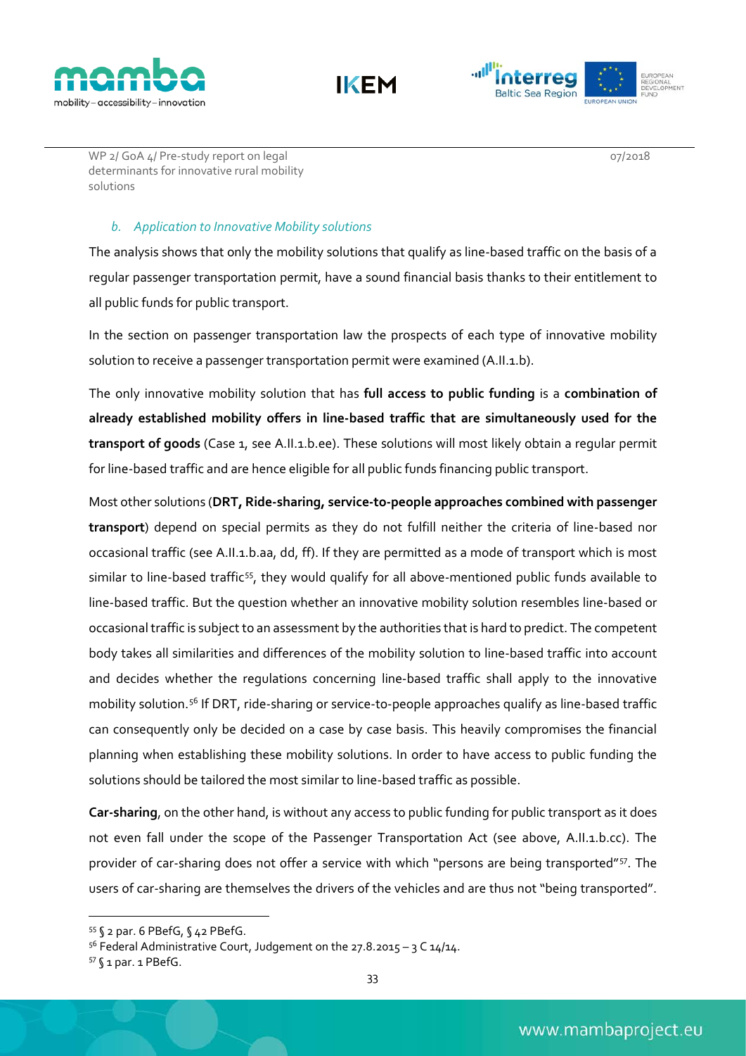### *b. Application to Innovative Mobility solutions*

The analysis shows that only the mobility solutions that qualify as line-based traffic on the basis of a regular passenger transportation permit, have a sound financial basis thanks to their entitlement to all public funds for public transport.

In the section on passenger transportation law the prospects of each type of innovative mobility solution to receive a passenger transportation permit were examined (A.II.1.b).

The only innovative mobility solution that has **full access to public funding** is a **combination of already established mobility offers in line-based traffic that are simultaneously used for the transport of goods** (Case 1, see A.II.1.b.ee). These solutions will most likely obtain a regular permit for line-based traffic and are hence eligible for all public funds financing public transport.

Most other solutions (**DRT, Ride-sharing, service-to-people approaches combined with passenger transport**) depend on special permits as they do not fulfill neither the criteria of line-based nor occasional traffic (see A.II.1.b.aa, dd, ff). If they are permitted as a mode of transport which is most similar to line-based traffic[55], they would qualify for all above-mentioned public funds available to line-based traffic. But the question whether an innovative mobility solution resembles line-based or occasional traffic is subject to an assessment by the authorities that is hard to predict. The competent body takes all similarities and differences of the mobility solution to line-based traffic into account and decides whether the regulations concerning line-based traffic shall apply to the innovative mobility solution.[56] If DRT, ride-sharing or service-to-people approaches qualify as line-based traffic can consequently only be decided on a case by case basis. This heavily compromises the financial planning when establishing these mobility solutions. In order to have access to public funding the solutions should be tailored the most similar to line-based traffic as possible.

**Car-sharing**, on the other hand, is without any access to public funding for public transport as it does not even fall under the scope of the Passenger Transportation Act (see above, A.II.1.b.cc). The provider of car-sharing does not offer a service with which "persons are being transported"[57]. The users of car-sharing are themselves the drivers of the vehicles and are thus not "being transported".

---

[55] § 2 par. 6 PBefG, § 42 PBefG.

[56] Federal Administrative Court, Judgement on the 27.8.2015 – 3 C 14/14.

[57] § 1 par. 1 PBefG.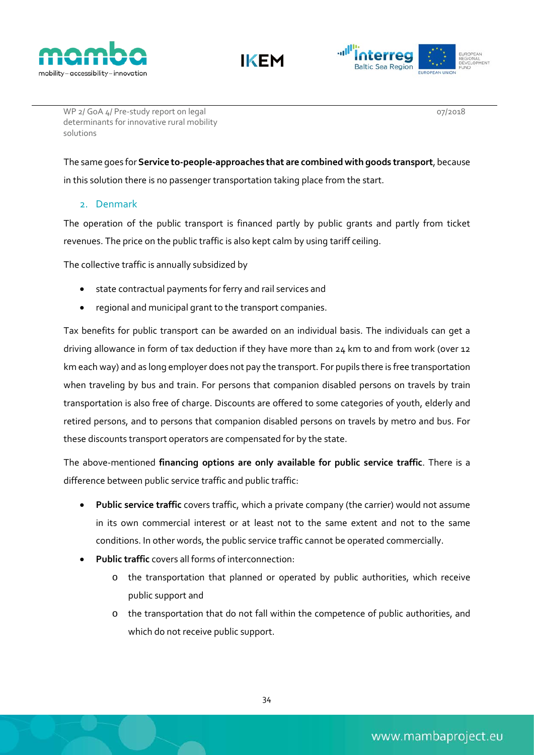The same goes for **Service to-people-approaches that are combined with goods transport**, because in this solution there is no passenger transportation taking place from the start.

## 2. Denmark

The operation of the public transport is financed partly by public grants and partly from ticket revenues. The price on the public traffic is also kept calm by using tariff ceiling.

The collective traffic is annually subsidized by

- state contractual payments for ferry and rail services and
- regional and municipal grant to the transport companies.

Tax benefits for public transport can be awarded on an individual basis. The individuals can get a driving allowance in form of tax deduction if they have more than 24 km to and from work (over 12 km each way) and as long employer does not pay the transport. For pupils there is free transportation when traveling by bus and train. For persons that companion disabled persons on travels by train transportation is also free of charge. Discounts are offered to some categories of youth, elderly and retired persons, and to persons that companion disabled persons on travels by metro and bus. For these discounts transport operators are compensated for by the state.

The above-mentioned **financing options are only available for public service traffic**. There is a difference between public service traffic and public traffic:

- **Public service traffic** covers traffic, which a private company (the carrier) would not assume in its own commercial interest or at least not to the same extent and not to the same conditions. In other words, the public service traffic cannot be operated commercially.
- **Public traffic** covers all forms of interconnection:
  - the transportation that planned or operated by public authorities, which receive public support and
  - the transportation that do not fall within the competence of public authorities, and which do not receive public support.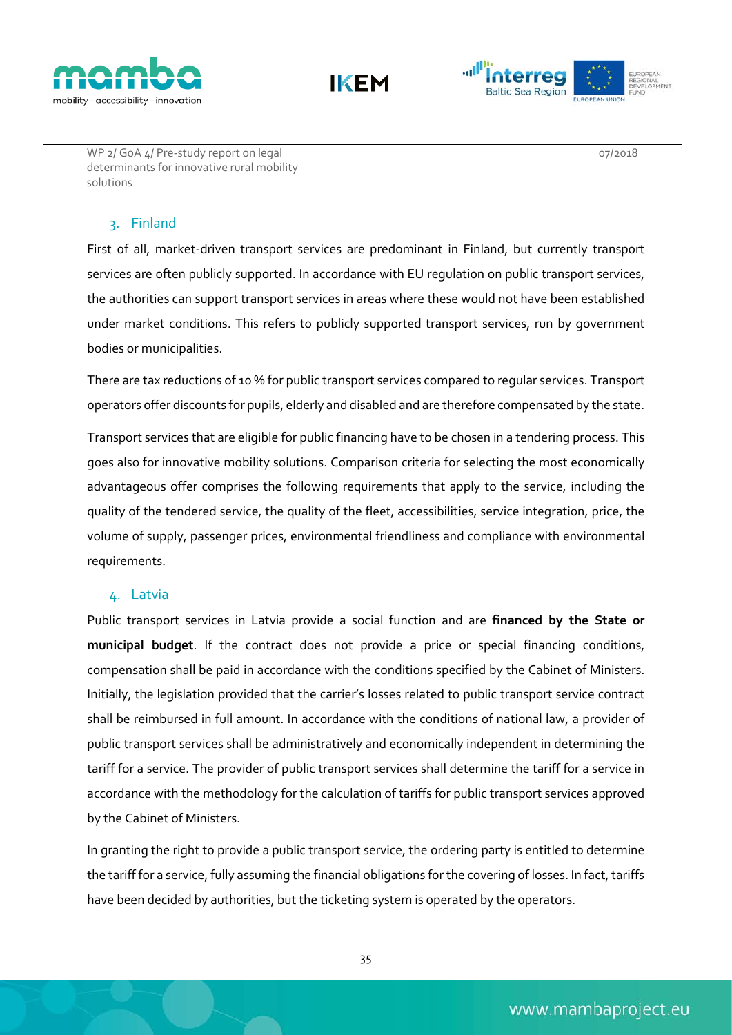## 3. Finland

First of all, market-driven transport services are predominant in Finland, but currently transport services are often publicly supported. In accordance with EU regulation on public transport services, the authorities can support transport services in areas where these would not have been established under market conditions. This refers to publicly supported transport services, run by government bodies or municipalities.

There are tax reductions of 10 % for public transport services compared to regular services. Transport operators offer discounts for pupils, elderly and disabled and are therefore compensated by the state.

Transport services that are eligible for public financing have to be chosen in a tendering process. This goes also for innovative mobility solutions. Comparison criteria for selecting the most economically advantageous offer comprises the following requirements that apply to the service, including the quality of the tendered service, the quality of the fleet, accessibilities, service integration, price, the volume of supply, passenger prices, environmental friendliness and compliance with environmental requirements.

## 4. Latvia

Public transport services in Latvia provide a social function and are **financed by the State or municipal budget**. If the contract does not provide a price or special financing conditions, compensation shall be paid in accordance with the conditions specified by the Cabinet of Ministers. Initially, the legislation provided that the carrier's losses related to public transport service contract shall be reimbursed in full amount. In accordance with the conditions of national law, a provider of public transport services shall be administratively and economically independent in determining the tariff for a service. The provider of public transport services shall determine the tariff for a service in accordance with the methodology for the calculation of tariffs for public transport services approved by the Cabinet of Ministers.

In granting the right to provide a public transport service, the ordering party is entitled to determine the tariff for a service, fully assuming the financial obligations for the covering of losses. In fact, tariffs have been decided by authorities, but the ticketing system is operated by the operators.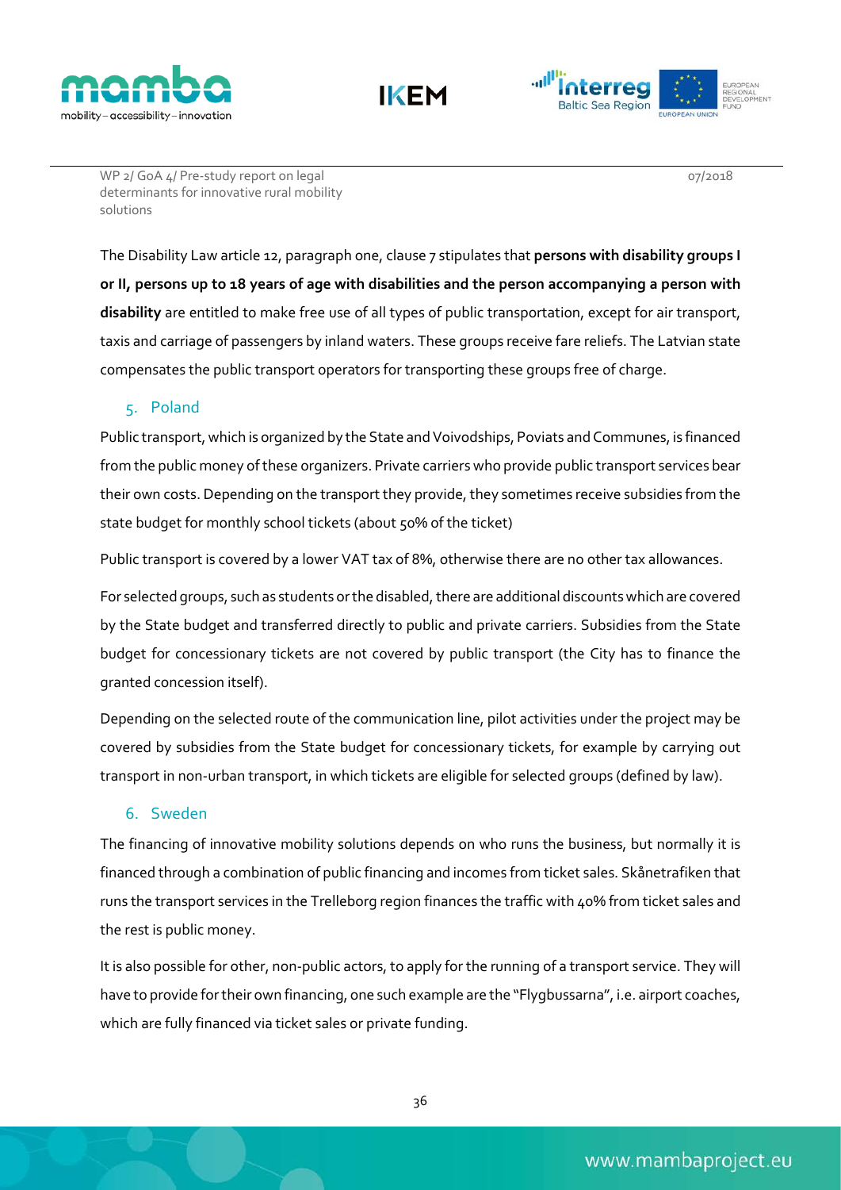The Disability Law article 12, paragraph one, clause 7 stipulates that **persons with disability groups I or II, persons up to 18 years of age with disabilities and the person accompanying a person with disability** are entitled to make free use of all types of public transportation, except for air transport, taxis and carriage of passengers by inland waters. These groups receive fare reliefs. The Latvian state compensates the public transport operators for transporting these groups free of charge.

## 5. Poland

Public transport, which is organized by the State and Voivodships, Poviats and Communes, is financed from the public money of these organizers. Private carriers who provide public transport services bear their own costs. Depending on the transport they provide, they sometimes receive subsidies from the state budget for monthly school tickets (about 50% of the ticket)

Public transport is covered by a lower VAT tax of 8%, otherwise there are no other tax allowances.

For selected groups, such as students or the disabled, there are additional discounts which are covered by the State budget and transferred directly to public and private carriers. Subsidies from the State budget for concessionary tickets are not covered by public transport (the City has to finance the granted concession itself).

Depending on the selected route of the communication line, pilot activities under the project may be covered by subsidies from the State budget for concessionary tickets, for example by carrying out transport in non-urban transport, in which tickets are eligible for selected groups (defined by law).

## 6. Sweden

The financing of innovative mobility solutions depends on who runs the business, but normally it is financed through a combination of public financing and incomes from ticket sales. Skånetrafiken that runs the transport services in the Trelleborg region finances the traffic with 40% from ticket sales and the rest is public money.

It is also possible for other, non-public actors, to apply for the running of a transport service. They will have to provide for their own financing, one such example are the "Flygbussarna", i.e. airport coaches, which are fully financed via ticket sales or private funding.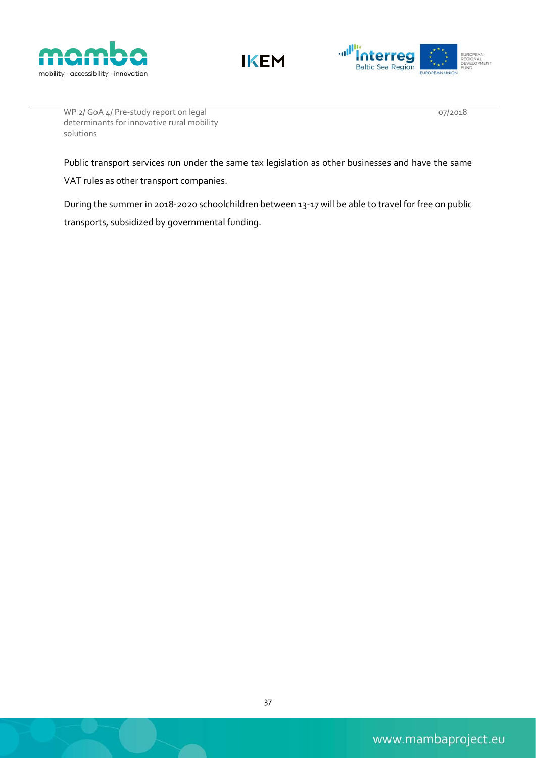Public transport services run under the same tax legislation as other businesses and have the same VAT rules as other transport companies.

During the summer in 2018-2020 schoolchildren between 13-17 will be able to travel for free on public transports, subsidized by governmental funding.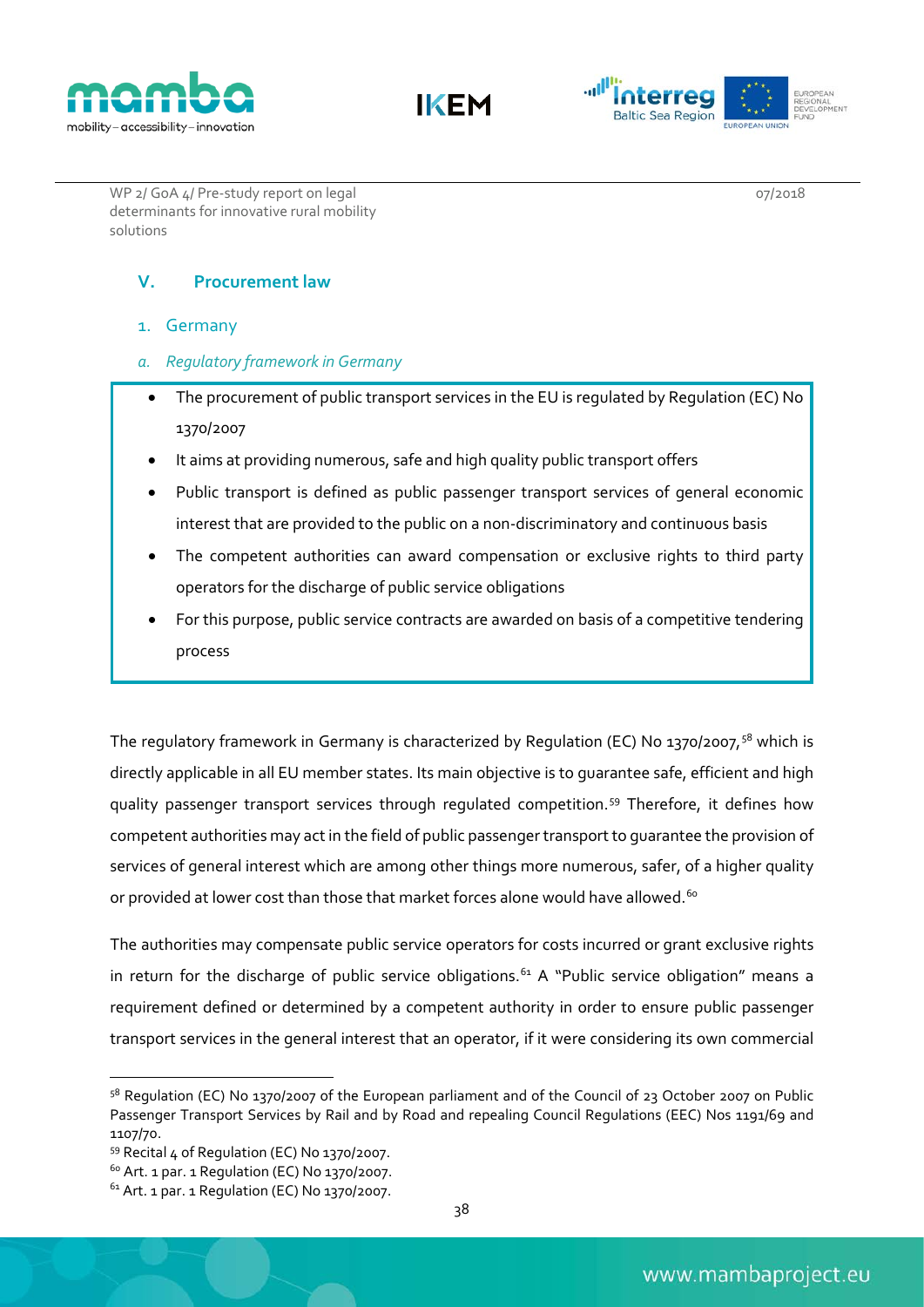## V. Procurement law

### 1. Germany

#### *a. Regulatory framework in Germany*

- The procurement of public transport services in the EU is regulated by Regulation (EC) No 1370/2007
- It aims at providing numerous, safe and high quality public transport offers
- Public transport is defined as public passenger transport services of general economic interest that are provided to the public on a non-discriminatory and continuous basis
- The competent authorities can award compensation or exclusive rights to third party operators for the discharge of public service obligations
- For this purpose, public service contracts are awarded on basis of a competitive tendering process

The regulatory framework in Germany is characterized by Regulation (EC) No 1370/2007,[58] which is directly applicable in all EU member states. Its main objective is to guarantee safe, efficient and high quality passenger transport services through regulated competition.[59] Therefore, it defines how competent authorities may act in the field of public passenger transport to guarantee the provision of services of general interest which are among other things more numerous, safer, of a higher quality or provided at lower cost than those that market forces alone would have allowed.[60]

The authorities may compensate public service operators for costs incurred or grant exclusive rights in return for the discharge of public service obligations.[61] A "Public service obligation" means a requirement defined or determined by a competent authority in order to ensure public passenger transport services in the general interest that an operator, if it were considering its own commercial

[58] Regulation (EC) No 1370/2007 of the European parliament and of the Council of 23 October 2007 on Public Passenger Transport Services by Rail and by Road and repealing Council Regulations (EEC) Nos 1191/69 and 1107/70.

[59] Recital 4 of Regulation (EC) No 1370/2007.

[60] Art. 1 par. 1 Regulation (EC) No 1370/2007.

[61] Art. 1 par. 1 Regulation (EC) No 1370/2007.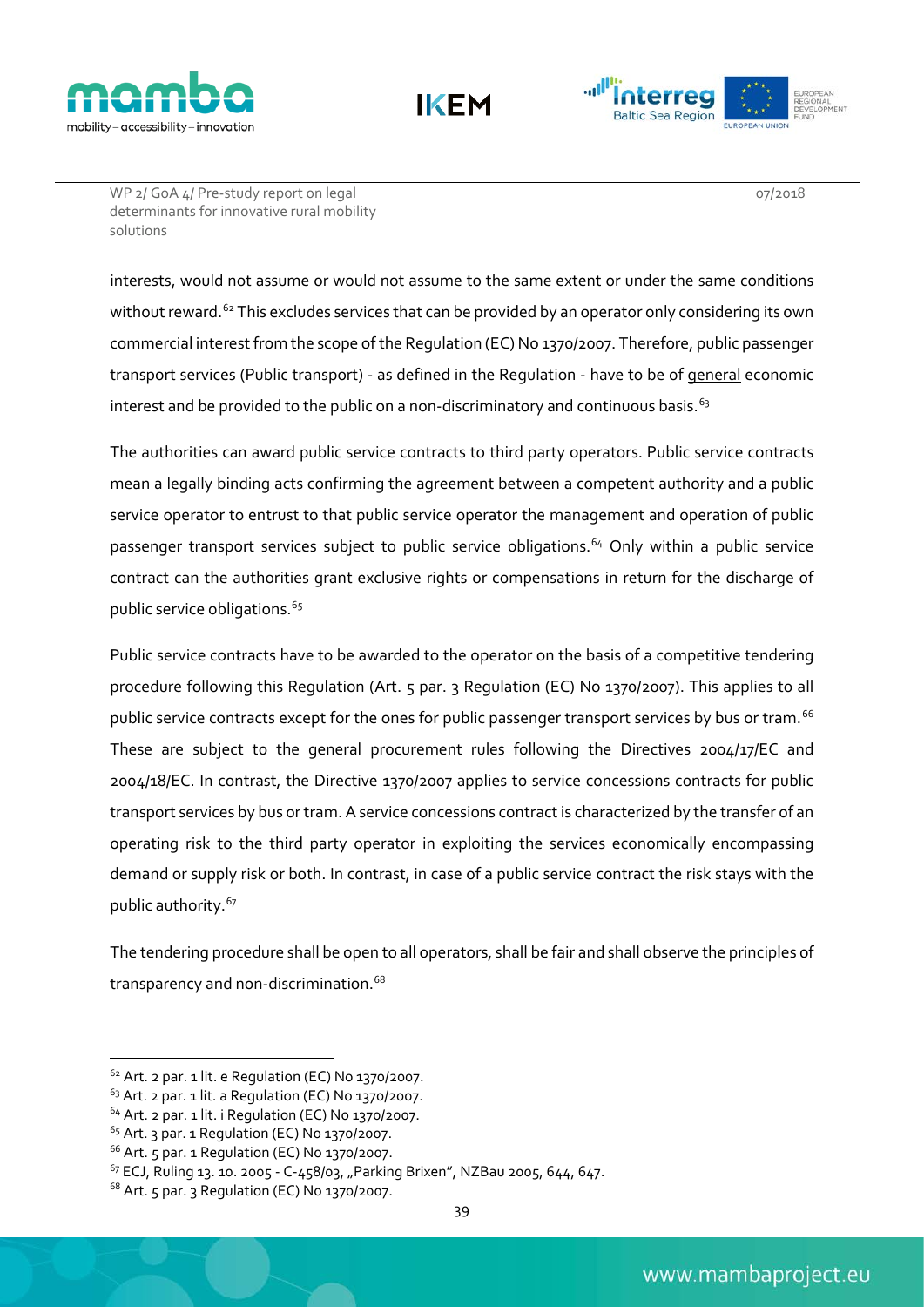interests, would not assume or would not assume to the same extent or under the same conditions without reward.[62] This excludes services that can be provided by an operator only considering its own commercial interest from the scope of the Regulation (EC) No 1370/2007. Therefore, public passenger transport services (Public transport) - as defined in the Regulation - have to be of general economic interest and be provided to the public on a non-discriminatory and continuous basis.[63]

The authorities can award public service contracts to third party operators. Public service contracts mean a legally binding acts confirming the agreement between a competent authority and a public service operator to entrust to that public service operator the management and operation of public passenger transport services subject to public service obligations.[64] Only within a public service contract can the authorities grant exclusive rights or compensations in return for the discharge of public service obligations.[65]

Public service contracts have to be awarded to the operator on the basis of a competitive tendering procedure following this Regulation (Art. 5 par. 3 Regulation (EC) No 1370/2007). This applies to all public service contracts except for the ones for public passenger transport services by bus or tram.[66] These are subject to the general procurement rules following the Directives 2004/17/EC and 2004/18/EC. In contrast, the Directive 1370/2007 applies to service concessions contracts for public transport services by bus or tram. A service concessions contract is characterized by the transfer of an operating risk to the third party operator in exploiting the services economically encompassing demand or supply risk or both. In contrast, in case of a public service contract the risk stays with the public authority.[67]

The tendering procedure shall be open to all operators, shall be fair and shall observe the principles of transparency and non-discrimination.[68]

---

[62] Art. 2 par. 1 lit. e Regulation (EC) No 1370/2007.

[63] Art. 2 par. 1 lit. a Regulation (EC) No 1370/2007.

[64] Art. 2 par. 1 lit. i Regulation (EC) No 1370/2007.

[65] Art. 3 par. 1 Regulation (EC) No 1370/2007.

[66] Art. 5 par. 1 Regulation (EC) No 1370/2007.

[67] ECJ, Ruling 13. 10. 2005 - C-458/03, „Parking Brixen", NZBau 2005, 644, 647.

[68] Art. 5 par. 3 Regulation (EC) No 1370/2007.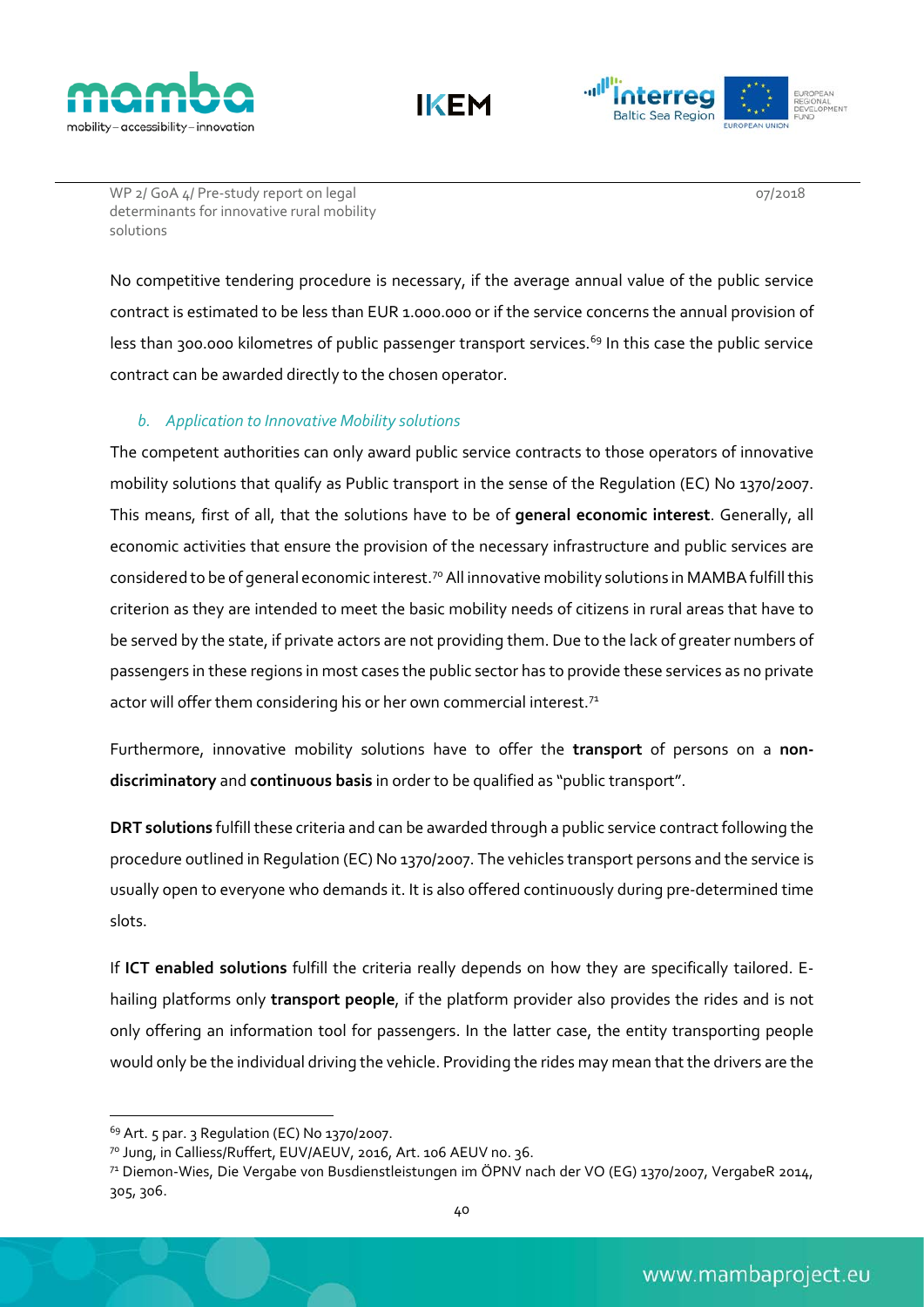No competitive tendering procedure is necessary, if the average annual value of the public service contract is estimated to be less than EUR 1.000.000 or if the service concerns the annual provision of less than 300.000 kilometres of public passenger transport services.[69] In this case the public service contract can be awarded directly to the chosen operator.

### *b. Application to Innovative Mobility solutions*

The competent authorities can only award public service contracts to those operators of innovative mobility solutions that qualify as Public transport in the sense of the Regulation (EC) No 1370/2007. This means, first of all, that the solutions have to be of **general economic interest**. Generally, all economic activities that ensure the provision of the necessary infrastructure and public services are considered to be of general economic interest.[70] All innovative mobility solutions in MAMBA fulfill this criterion as they are intended to meet the basic mobility needs of citizens in rural areas that have to be served by the state, if private actors are not providing them. Due to the lack of greater numbers of passengers in these regions in most cases the public sector has to provide these services as no private actor will offer them considering his or her own commercial interest.[71]

Furthermore, innovative mobility solutions have to offer the **transport** of persons on a **non-discriminatory** and **continuous basis** in order to be qualified as "public transport".

**DRT solutions** fulfill these criteria and can be awarded through a public service contract following the procedure outlined in Regulation (EC) No 1370/2007. The vehicles transport persons and the service is usually open to everyone who demands it. It is also offered continuously during pre-determined time slots.

If **ICT enabled solutions** fulfill the criteria really depends on how they are specifically tailored. E-hailing platforms only **transport people**, if the platform provider also provides the rides and is not only offering an information tool for passengers. In the latter case, the entity transporting people would only be the individual driving the vehicle. Providing the rides may mean that the drivers are the

---

[69] Art. 5 par. 3 Regulation (EC) No 1370/2007.

[70] Jung, in Calliess/Ruffert, EUV/AEUV, 2016, Art. 106 AEUV no. 36.

[71] Diemon-Wies, Die Vergabe von Busdienstleistungen im ÖPNV nach der VO (EG) 1370/2007, VergabeR 2014, 305, 306.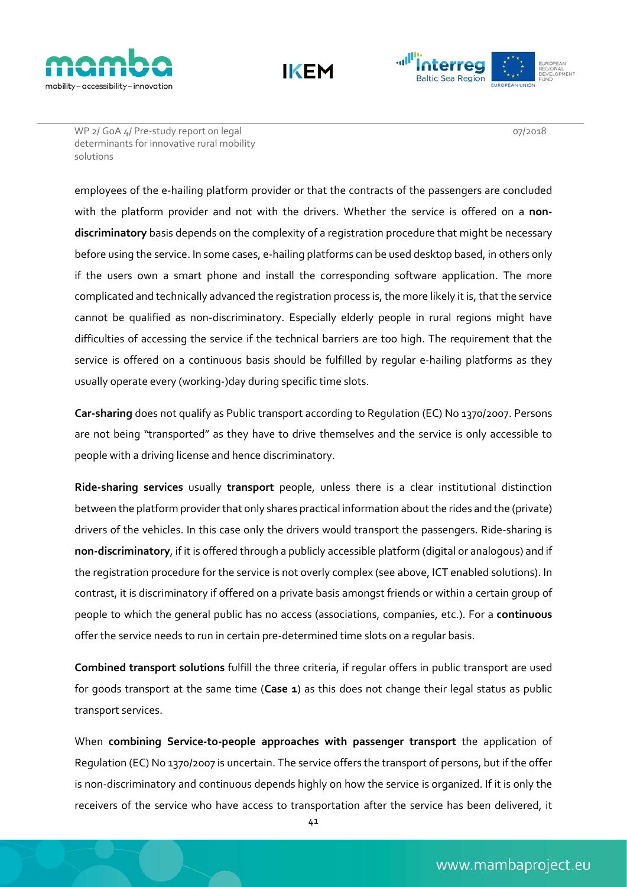employees of the e-hailing platform provider or that the contracts of the passengers are concluded with the platform provider and not with the drivers. Whether the service is offered on a **non-discriminatory** basis depends on the complexity of a registration procedure that might be necessary before using the service. In some cases, e-hailing platforms can be used desktop based, in others only if the users own a smart phone and install the corresponding software application. The more complicated and technically advanced the registration process is, the more likely it is, that the service cannot be qualified as non-discriminatory. Especially elderly people in rural regions might have difficulties of accessing the service if the technical barriers are too high. The requirement that the service is offered on a continuous basis should be fulfilled by regular e-hailing platforms as they usually operate every (working-)day during specific time slots.

**Car-sharing** does not qualify as Public transport according to Regulation (EC) No 1370/2007. Persons are not being "transported" as they have to drive themselves and the service is only accessible to people with a driving license and hence discriminatory.

**Ride-sharing services** usually **transport** people, unless there is a clear institutional distinction between the platform provider that only shares practical information about the rides and the (private) drivers of the vehicles. In this case only the drivers would transport the passengers. Ride-sharing is **non-discriminatory**, if it is offered through a publicly accessible platform (digital or analogous) and if the registration procedure for the service is not overly complex (see above, ICT enabled solutions). In contrast, it is discriminatory if offered on a private basis amongst friends or within a certain group of people to which the general public has no access (associations, companies, etc.). For a **continuous** offer the service needs to run in certain pre-determined time slots on a regular basis.

**Combined transport solutions** fulfill the three criteria, if regular offers in public transport are used for goods transport at the same time (**Case 1**) as this does not change their legal status as public transport services.

When **combining Service-to-people approaches with passenger transport** the application of Regulation (EC) No 1370/2007 is uncertain. The service offers the transport of persons, but if the offer is non-discriminatory and continuous depends highly on how the service is organized. If it is only the receivers of the service who have access to transportation after the service has been delivered, it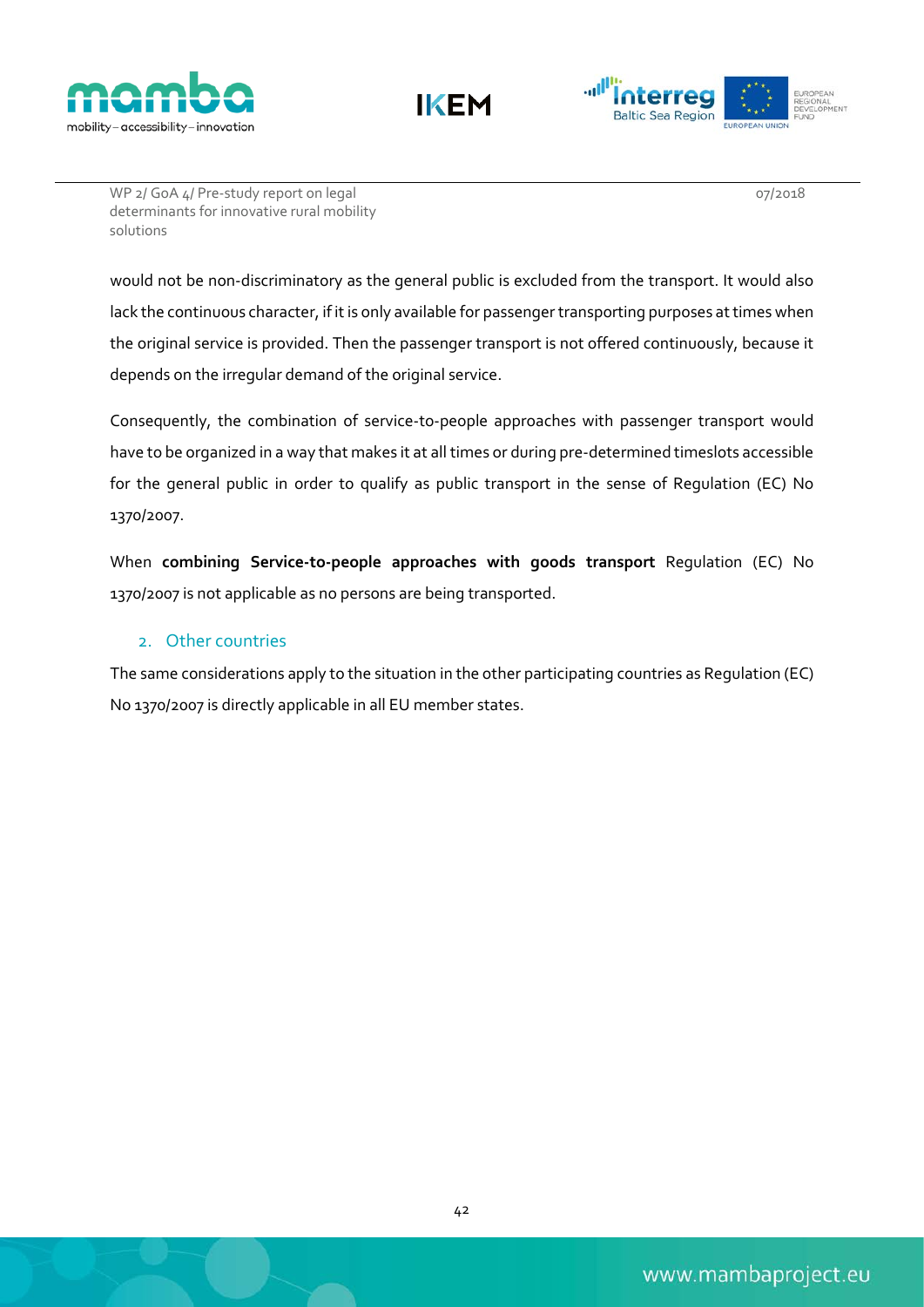would not be non-discriminatory as the general public is excluded from the transport. It would also lack the continuous character, if it is only available for passenger transporting purposes at times when the original service is provided. Then the passenger transport is not offered continuously, because it depends on the irregular demand of the original service.

Consequently, the combination of service-to-people approaches with passenger transport would have to be organized in a way that makes it at all times or during pre-determined timeslots accessible for the general public in order to qualify as public transport in the sense of Regulation (EC) No 1370/2007.

When **combining Service-to-people approaches with goods transport** Regulation (EC) No 1370/2007 is not applicable as no persons are being transported.

### 2. Other countries

The same considerations apply to the situation in the other participating countries as Regulation (EC) No 1370/2007 is directly applicable in all EU member states.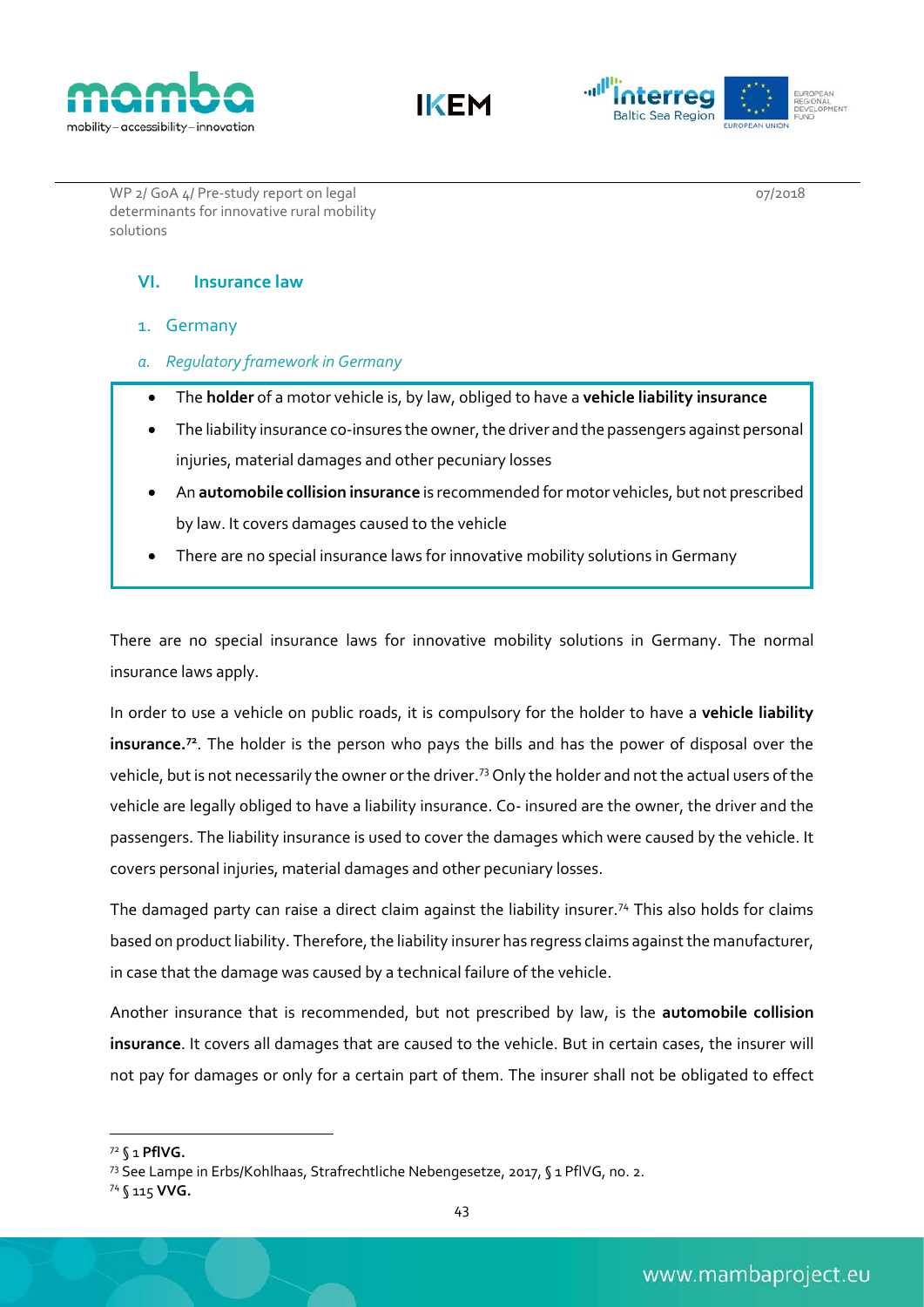## VI. Insurance law

### 1. Germany

#### *a. Regulatory framework in Germany*

- The **holder** of a motor vehicle is, by law, obliged to have a **vehicle liability insurance**
- The liability insurance co-insures the owner, the driver and the passengers against personal injuries, material damages and other pecuniary losses
- An **automobile collision insurance** is recommended for motor vehicles, but not prescribed by law. It covers damages caused to the vehicle
- There are no special insurance laws for innovative mobility solutions in Germany

There are no special insurance laws for innovative mobility solutions in Germany. The normal insurance laws apply.

In order to use a vehicle on public roads, it is compulsory for the holder to have a **vehicle liability insurance.**[72]. The holder is the person who pays the bills and has the power of disposal over the vehicle, but is not necessarily the owner or the driver.[73] Only the holder and not the actual users of the vehicle are legally obliged to have a liability insurance. Co- insured are the owner, the driver and the passengers. The liability insurance is used to cover the damages which were caused by the vehicle. It covers personal injuries, material damages and other pecuniary losses.

The damaged party can raise a direct claim against the liability insurer.[74] This also holds for claims based on product liability. Therefore, the liability insurer has regress claims against the manufacturer, in case that the damage was caused by a technical failure of the vehicle.

Another insurance that is recommended, but not prescribed by law, is the **automobile collision insurance**. It covers all damages that are caused to the vehicle. But in certain cases, the insurer will not pay for damages or only for a certain part of them. The insurer shall not be obligated to effect

---

[72] § 1 **PflVG.**

[73] See Lampe in Erbs/Kohlhaas, Strafrechtliche Nebengesetze, 2017, § 1 PflVG, no. 2.

[74] § 115 **VVG.**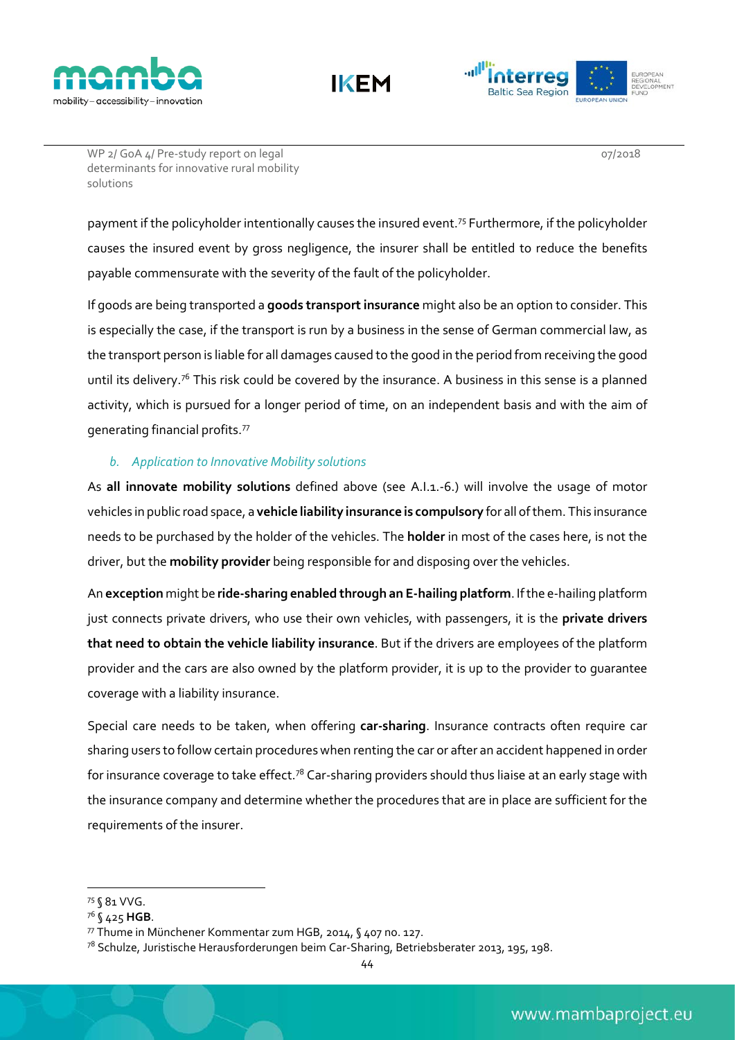payment if the policyholder intentionally causes the insured event.[75] Furthermore, if the policyholder causes the insured event by gross negligence, the insurer shall be entitled to reduce the benefits payable commensurate with the severity of the fault of the policyholder.

If goods are being transported a **goods transport insurance** might also be an option to consider. This is especially the case, if the transport is run by a business in the sense of German commercial law, as the transport person is liable for all damages caused to the good in the period from receiving the good until its delivery.[76] This risk could be covered by the insurance. A business in this sense is a planned activity, which is pursued for a longer period of time, on an independent basis and with the aim of generating financial profits.[77]

### *b. Application to Innovative Mobility solutions*

As **all innovate mobility solutions** defined above (see A.I.1.-6.) will involve the usage of motor vehicles in public road space, a **vehicle liability insurance is compulsory** for all of them. This insurance needs to be purchased by the holder of the vehicles. The **holder** in most of the cases here, is not the driver, but the **mobility provider** being responsible for and disposing over the vehicles.

An **exception** might be **ride-sharing enabled through an E-hailing platform**. If the e-hailing platform just connects private drivers, who use their own vehicles, with passengers, it is the **private drivers that need to obtain the vehicle liability insurance**. But if the drivers are employees of the platform provider and the cars are also owned by the platform provider, it is up to the provider to guarantee coverage with a liability insurance.

Special care needs to be taken, when offering **car-sharing**. Insurance contracts often require car sharing users to follow certain procedures when renting the car or after an accident happened in order for insurance coverage to take effect.[78] Car-sharing providers should thus liaise at an early stage with the insurance company and determine whether the procedures that are in place are sufficient for the requirements of the insurer.

---

[75] § 81 VVG.

[76] § 425 **HGB**.

[77] Thume in Münchener Kommentar zum HGB, 2014, § 407 no. 127.

[78] Schulze, Juristische Herausforderungen beim Car-Sharing, Betriebsberater 2013, 195, 198.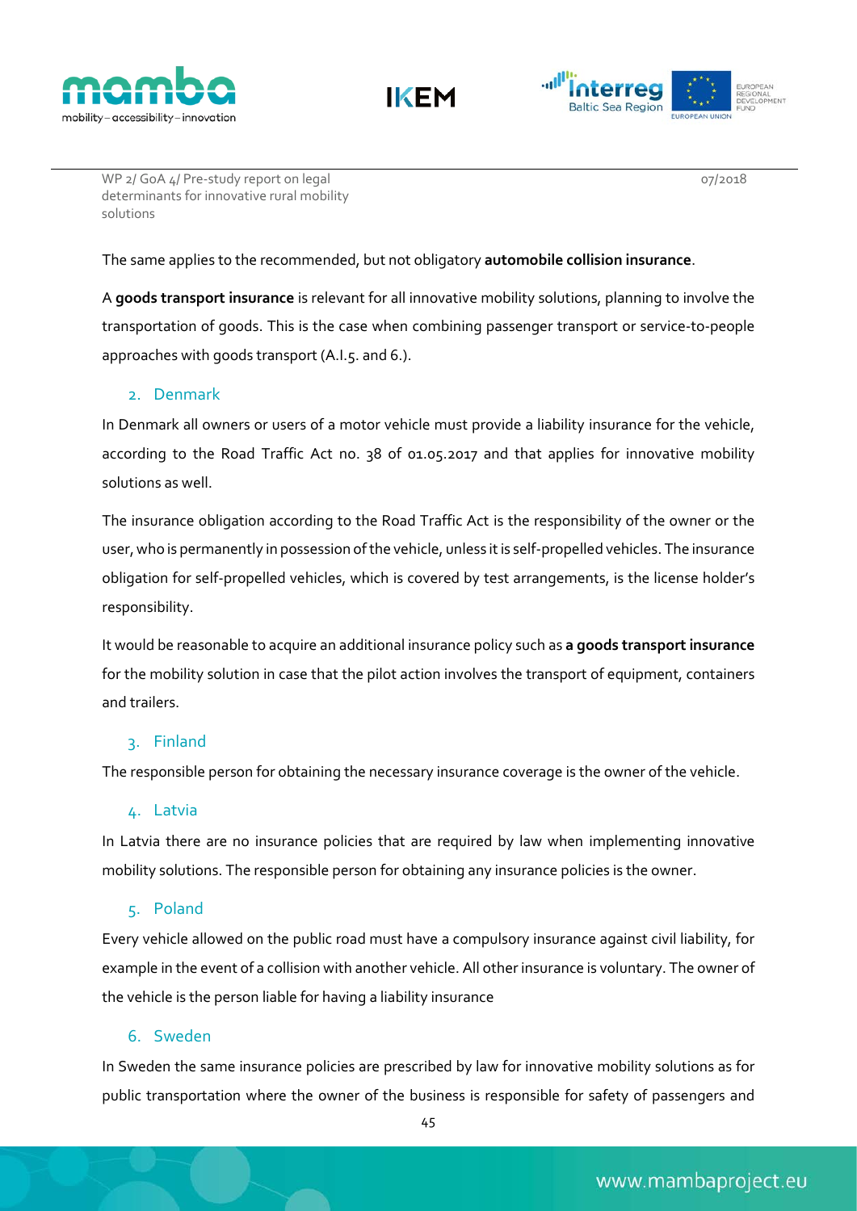The same applies to the recommended, but not obligatory **automobile collision insurance**.

A **goods transport insurance** is relevant for all innovative mobility solutions, planning to involve the transportation of goods. This is the case when combining passenger transport or service-to-people approaches with goods transport (A.I.5. and 6.).

### 2. Denmark

In Denmark all owners or users of a motor vehicle must provide a liability insurance for the vehicle, according to the Road Traffic Act no. 38 of 01.05.2017 and that applies for innovative mobility solutions as well.

The insurance obligation according to the Road Traffic Act is the responsibility of the owner or the user, who is permanently in possession of the vehicle, unless it is self-propelled vehicles. The insurance obligation for self-propelled vehicles, which is covered by test arrangements, is the license holder's responsibility.

It would be reasonable to acquire an additional insurance policy such as **a goods transport insurance** for the mobility solution in case that the pilot action involves the transport of equipment, containers and trailers.

### 3. Finland

The responsible person for obtaining the necessary insurance coverage is the owner of the vehicle.

### 4. Latvia

In Latvia there are no insurance policies that are required by law when implementing innovative mobility solutions. The responsible person for obtaining any insurance policies is the owner.

### 5. Poland

Every vehicle allowed on the public road must have a compulsory insurance against civil liability, for example in the event of a collision with another vehicle. All other insurance is voluntary. The owner of the vehicle is the person liable for having a liability insurance

### 6. Sweden

In Sweden the same insurance policies are prescribed by law for innovative mobility solutions as for public transportation where the owner of the business is responsible for safety of passengers and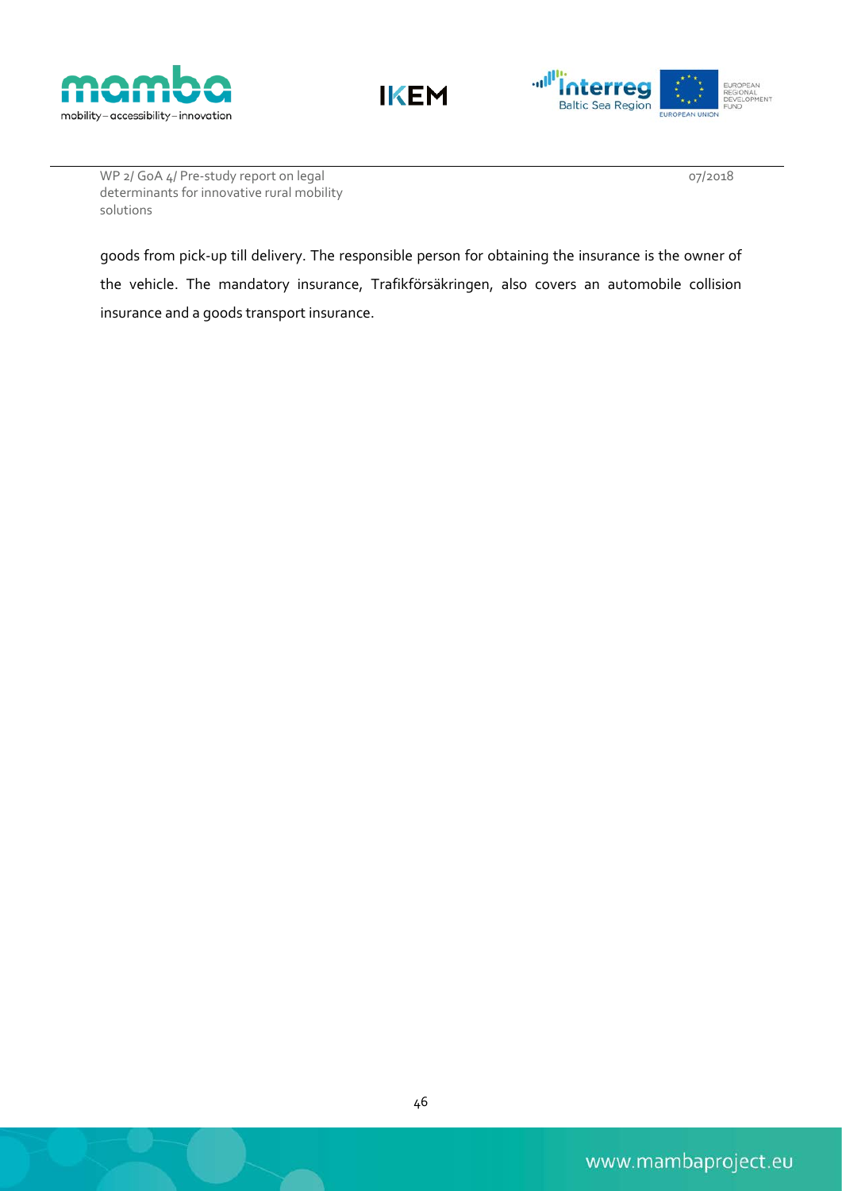goods from pick-up till delivery. The responsible person for obtaining the insurance is the owner of the vehicle. The mandatory insurance, Trafikförsäkringen, also covers an automobile collision insurance and a goods transport insurance.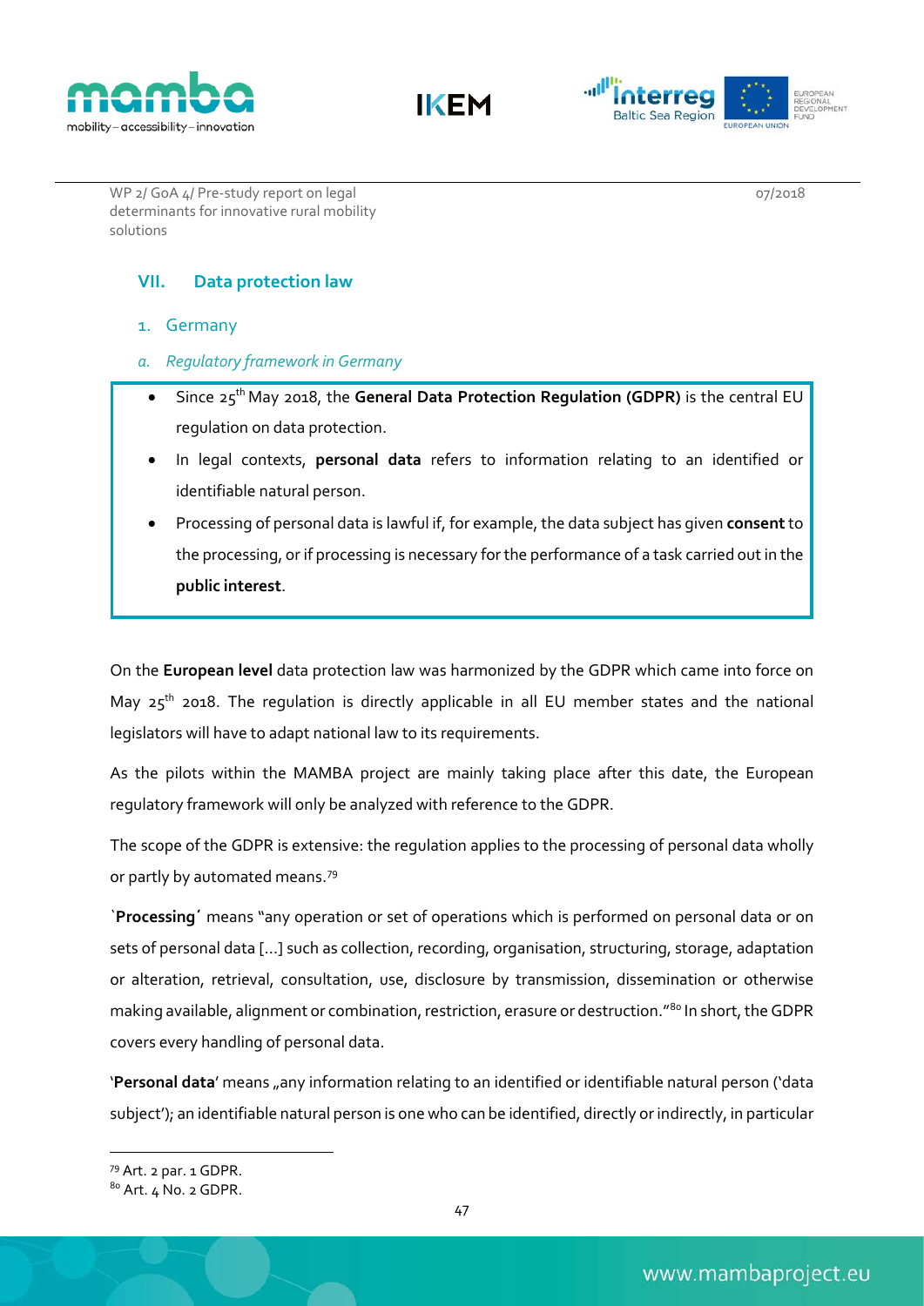## VII. Data protection law

### 1. Germany

#### *a. Regulatory framework in Germany*

- Since 25th May 2018, the **General Data Protection Regulation (GDPR)** is the central EU regulation on data protection.
- In legal contexts, **personal data** refers to information relating to an identified or identifiable natural person.
- Processing of personal data is lawful if, for example, the data subject has given **consent** to the processing, or if processing is necessary for the performance of a task carried out in the **public interest**.

On the **European level** data protection law was harmonized by the GDPR which came into force on May 25th 2018. The regulation is directly applicable in all EU member states and the national legislators will have to adapt national law to its requirements.

As the pilots within the MAMBA project are mainly taking place after this date, the European regulatory framework will only be analyzed with reference to the GDPR.

The scope of the GDPR is extensive: the regulation applies to the processing of personal data wholly or partly by automated means.[79]

`**Processing**´ means "any operation or set of operations which is performed on personal data or on sets of personal data [...] such as collection, recording, organisation, structuring, storage, adaptation or alteration, retrieval, consultation, use, disclosure by transmission, dissemination or otherwise making available, alignment or combination, restriction, erasure or destruction."[80] In short, the GDPR covers every handling of personal data.

'**Personal data**' means „any information relating to an identified or identifiable natural person ('data subject'); an identifiable natural person is one who can be identified, directly or indirectly, in particular

[79] Art. 2 par. 1 GDPR.

[80] Art. 4 No. 2 GDPR.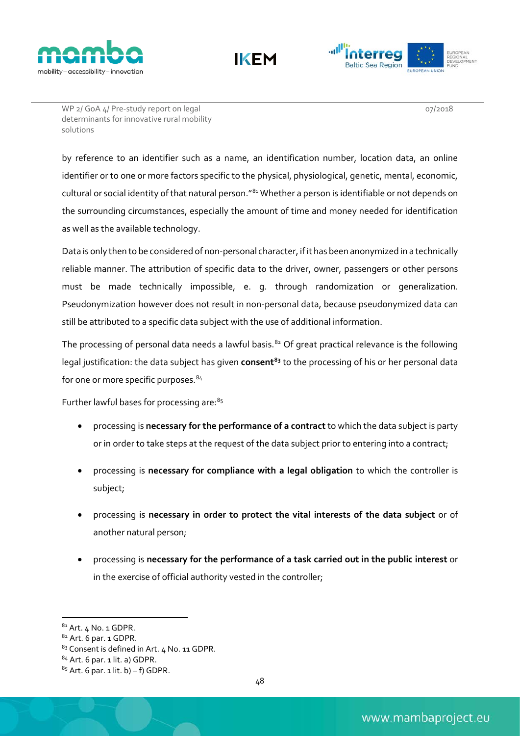by reference to an identifier such as a name, an identification number, location data, an online identifier or to one or more factors specific to the physical, physiological, genetic, mental, economic, cultural or social identity of that natural person."[81] Whether a person is identifiable or not depends on the surrounding circumstances, especially the amount of time and money needed for identification as well as the available technology.

Data is only then to be considered of non-personal character, if it has been anonymized in a technically reliable manner. The attribution of specific data to the driver, owner, passengers or other persons must be made technically impossible, e. g. through randomization or generalization. Pseudonymization however does not result in non-personal data, because pseudonymized data can still be attributed to a specific data subject with the use of additional information.

The processing of personal data needs a lawful basis.[82] Of great practical relevance is the following legal justification: the data subject has given **consent**[83] to the processing of his or her personal data for one or more specific purposes.[84]

Further lawful bases for processing are:[85]

- processing is **necessary for the performance of a contract** to which the data subject is party or in order to take steps at the request of the data subject prior to entering into a contract;
- processing is **necessary for compliance with a legal obligation** to which the controller is subject;
- processing is **necessary in order to protect the vital interests of the data subject** or of another natural person;
- processing is **necessary for the performance of a task carried out in the public interest** or in the exercise of official authority vested in the controller;

[81] Art. 4 No. 1 GDPR.
[82] Art. 6 par. 1 GDPR.
[83] Consent is defined in Art. 4 No. 11 GDPR.
[84] Art. 6 par. 1 lit. a) GDPR.
[85] Art. 6 par. 1 lit. b) – f) GDPR.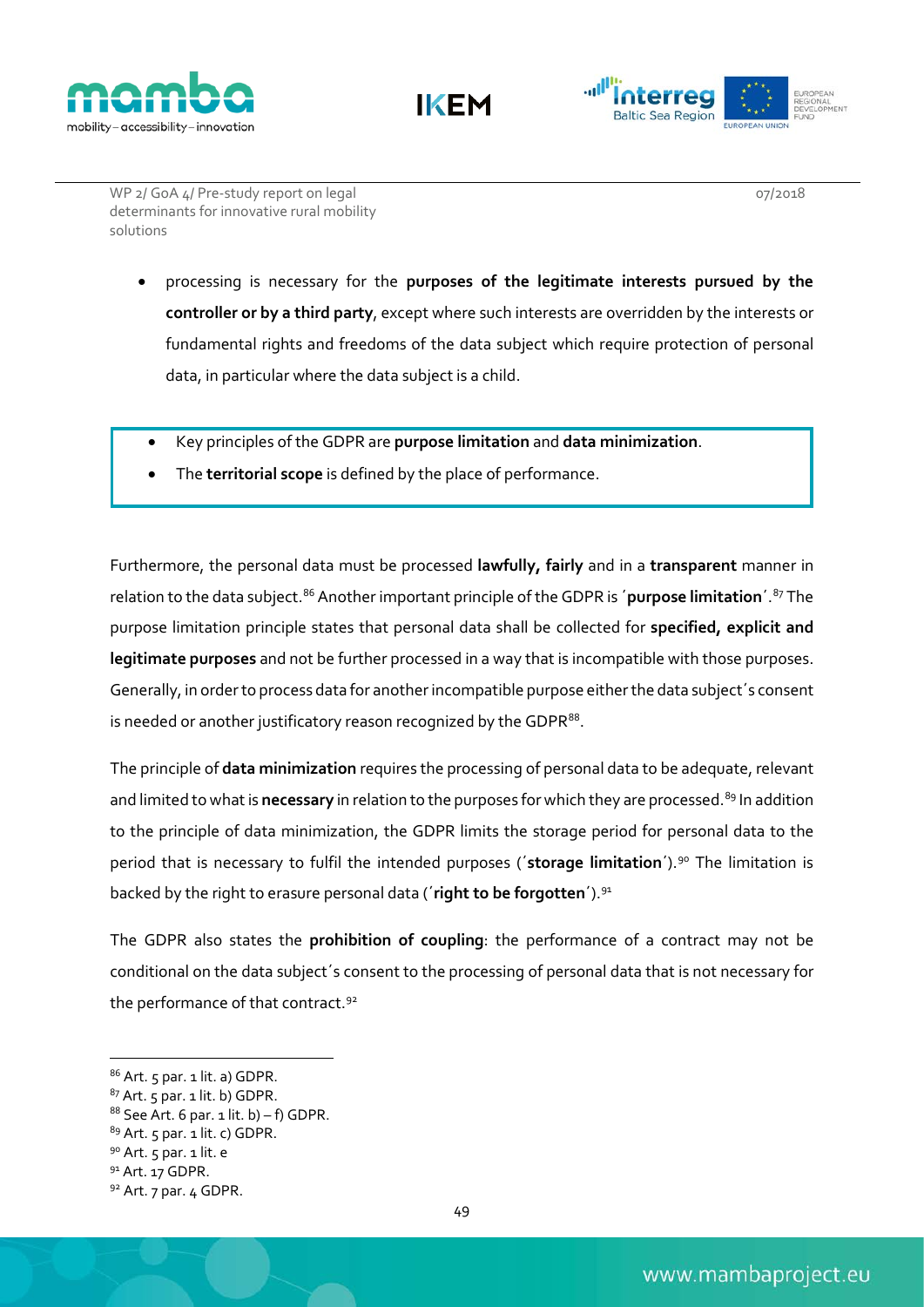- processing is necessary for the **purposes of the legitimate interests pursued by the controller or by a third party**, except where such interests are overridden by the interests or fundamental rights and freedoms of the data subject which require protection of personal data, in particular where the data subject is a child.

> - Key principles of the GDPR are **purpose limitation** and **data minimization**.
> - The **territorial scope** is defined by the place of performance.

Furthermore, the personal data must be processed **lawfully, fairly** and in a **transparent** manner in relation to the data subject.[86] Another important principle of the GDPR is ´**purpose limitation**´.[87] The purpose limitation principle states that personal data shall be collected for **specified, explicit and legitimate purposes** and not be further processed in a way that is incompatible with those purposes. Generally, in order to process data for another incompatible purpose either the data subject´s consent is needed or another justificatory reason recognized by the GDPR[88].

The principle of **data minimization** requires the processing of personal data to be adequate, relevant and limited to what is **necessary** in relation to the purposes for which they are processed.[89] In addition to the principle of data minimization, the GDPR limits the storage period for personal data to the period that is necessary to fulfil the intended purposes (´**storage limitation**´).[90] The limitation is backed by the right to erasure personal data (´**right to be forgotten**´).[91]

The GDPR also states the **prohibition of coupling**: the performance of a contract may not be conditional on the data subject´s consent to the processing of personal data that is not necessary for the performance of that contract.[92]

---

[86] Art. 5 par. 1 lit. a) GDPR.
[87] Art. 5 par. 1 lit. b) GDPR.
[88] See Art. 6 par. 1 lit. b) – f) GDPR.
[89] Art. 5 par. 1 lit. c) GDPR.
[90] Art. 5 par. 1 lit. e
[91] Art. 17 GDPR.
[92] Art. 7 par. 4 GDPR.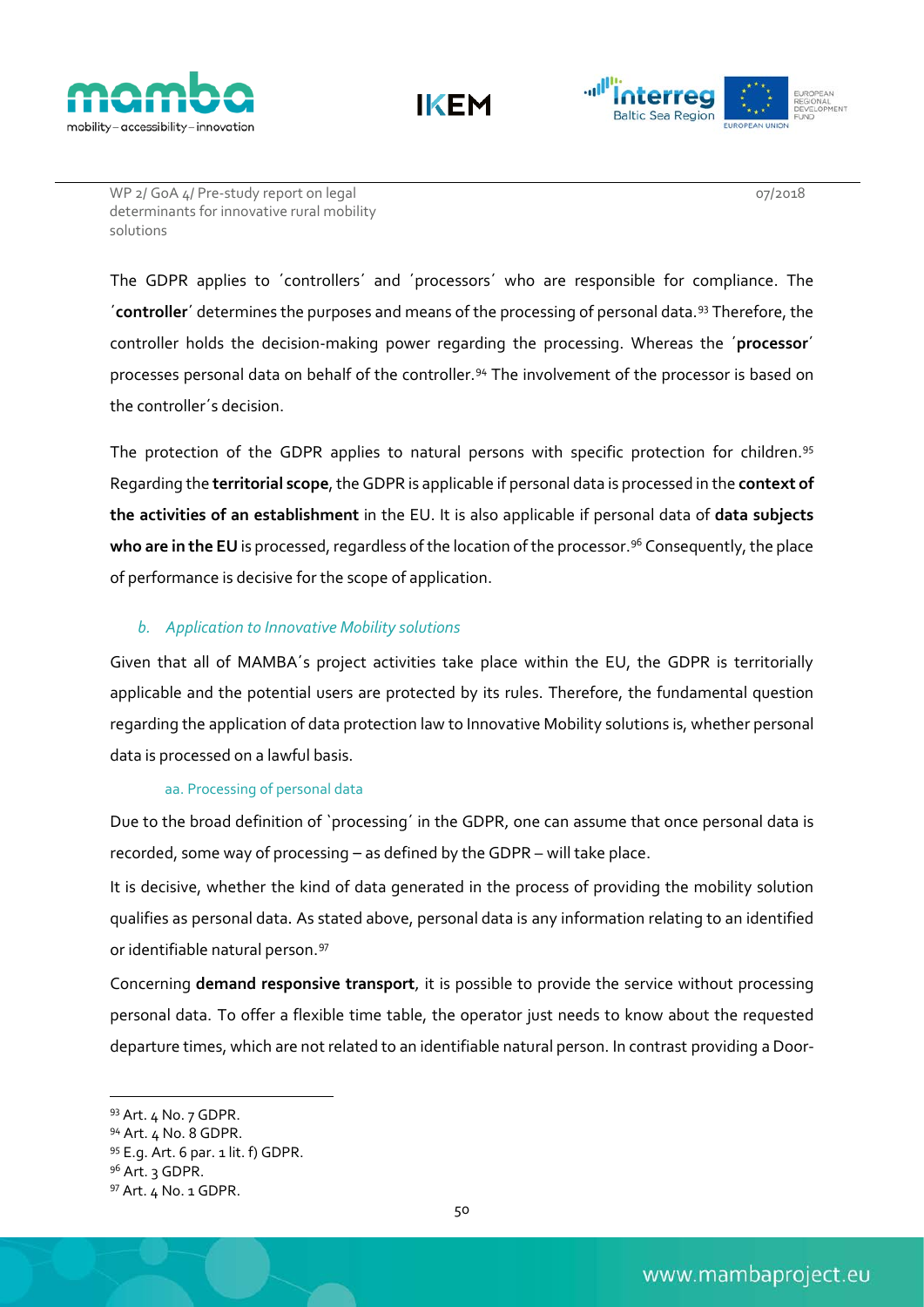The GDPR applies to ´controllers´ and ´processors´ who are responsible for compliance. The ´**controller**´ determines the purposes and means of the processing of personal data.[93] Therefore, the controller holds the decision-making power regarding the processing. Whereas the ´**processor**´ processes personal data on behalf of the controller.[94] The involvement of the processor is based on the controller´s decision.

The protection of the GDPR applies to natural persons with specific protection for children.[95] Regarding the **territorial scope**, the GDPR is applicable if personal data is processed in the **context of the activities of an establishment** in the EU. It is also applicable if personal data of **data subjects who are in the EU** is processed, regardless of the location of the processor.[96] Consequently, the place of performance is decisive for the scope of application.

### *b. Application to Innovative Mobility solutions*

Given that all of MAMBA´s project activities take place within the EU, the GDPR is territorially applicable and the potential users are protected by its rules. Therefore, the fundamental question regarding the application of data protection law to Innovative Mobility solutions is, whether personal data is processed on a lawful basis.

#### aa. Processing of personal data

Due to the broad definition of `processing´ in the GDPR, one can assume that once personal data is recorded, some way of processing – as defined by the GDPR – will take place.

It is decisive, whether the kind of data generated in the process of providing the mobility solution qualifies as personal data. As stated above, personal data is any information relating to an identified or identifiable natural person.[97]

Concerning **demand responsive transport**, it is possible to provide the service without processing personal data. To offer a flexible time table, the operator just needs to know about the requested departure times, which are not related to an identifiable natural person. In contrast providing a Door-

---

[93] Art. 4 No. 7 GDPR.
[94] Art. 4 No. 8 GDPR.
[95] E.g. Art. 6 par. 1 lit. f) GDPR.
[96] Art. 3 GDPR.
[97] Art. 4 No. 1 GDPR.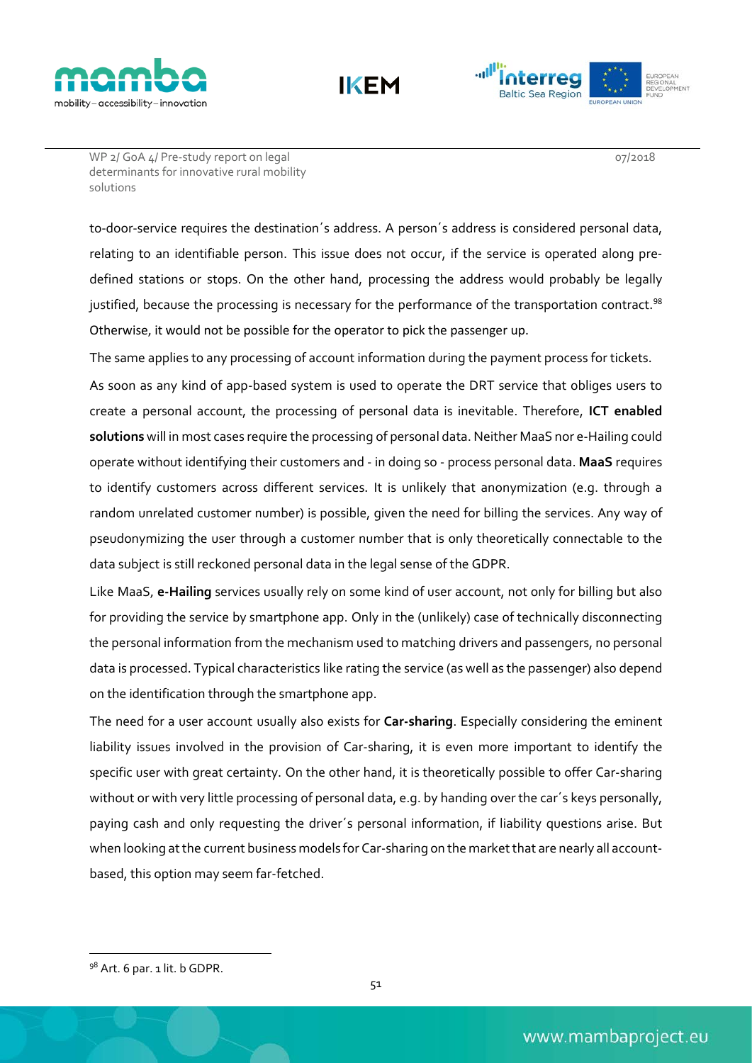to-door-service requires the destination´s address. A person´s address is considered personal data, relating to an identifiable person. This issue does not occur, if the service is operated along pre-defined stations or stops. On the other hand, processing the address would probably be legally justified, because the processing is necessary for the performance of the transportation contract.[98] Otherwise, it would not be possible for the operator to pick the passenger up.

The same applies to any processing of account information during the payment process for tickets.

As soon as any kind of app-based system is used to operate the DRT service that obliges users to create a personal account, the processing of personal data is inevitable. Therefore, **ICT enabled solutions** will in most cases require the processing of personal data. Neither MaaS nor e-Hailing could operate without identifying their customers and - in doing so - process personal data. **MaaS** requires to identify customers across different services. It is unlikely that anonymization (e.g. through a random unrelated customer number) is possible, given the need for billing the services. Any way of pseudonymizing the user through a customer number that is only theoretically connectable to the data subject is still reckoned personal data in the legal sense of the GDPR.

Like MaaS, **e-Hailing** services usually rely on some kind of user account, not only for billing but also for providing the service by smartphone app. Only in the (unlikely) case of technically disconnecting the personal information from the mechanism used to matching drivers and passengers, no personal data is processed. Typical characteristics like rating the service (as well as the passenger) also depend on the identification through the smartphone app.

The need for a user account usually also exists for **Car-sharing**. Especially considering the eminent liability issues involved in the provision of Car-sharing, it is even more important to identify the specific user with great certainty. On the other hand, it is theoretically possible to offer Car-sharing without or with very little processing of personal data, e.g. by handing over the car´s keys personally, paying cash and only requesting the driver´s personal information, if liability questions arise. But when looking at the current business models for Car-sharing on the market that are nearly all account-based, this option may seem far-fetched.

[98] Art. 6 par. 1 lit. b GDPR.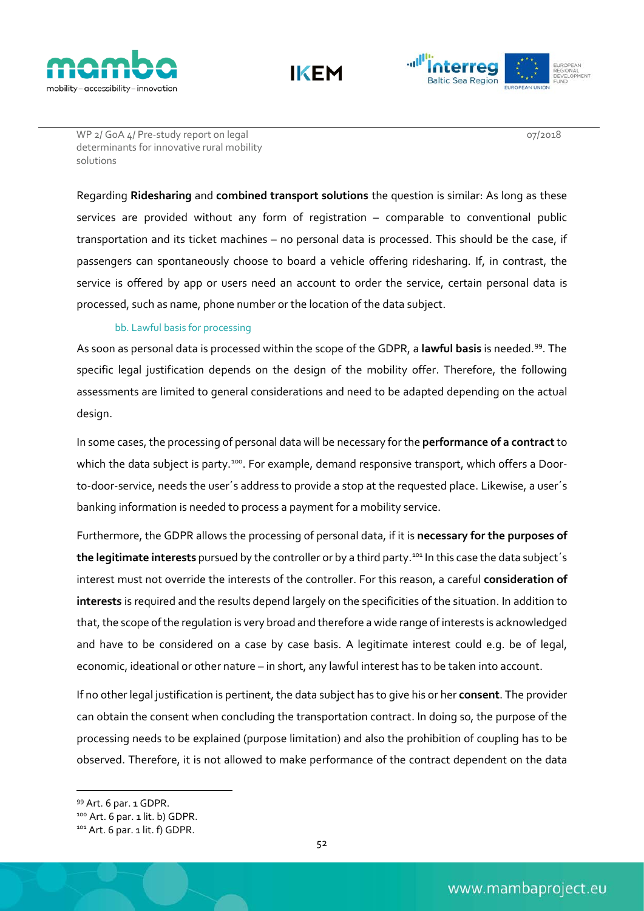Regarding **Ridesharing** and **combined transport solutions** the question is similar: As long as these services are provided without any form of registration – comparable to conventional public transportation and its ticket machines – no personal data is processed. This should be the case, if passengers can spontaneously choose to board a vehicle offering ridesharing. If, in contrast, the service is offered by app or users need an account to order the service, certain personal data is processed, such as name, phone number or the location of the data subject.

#### bb. Lawful basis for processing

As soon as personal data is processed within the scope of the GDPR, a **lawful basis** is needed.[99]. The specific legal justification depends on the design of the mobility offer. Therefore, the following assessments are limited to general considerations and need to be adapted depending on the actual design.

In some cases, the processing of personal data will be necessary for the **performance of a contract** to which the data subject is party.[100]. For example, demand responsive transport, which offers a Door-to-door-service, needs the user´s address to provide a stop at the requested place. Likewise, a user´s banking information is needed to process a payment for a mobility service.

Furthermore, the GDPR allows the processing of personal data, if it is **necessary for the purposes of the legitimate interests** pursued by the controller or by a third party.[101] In this case the data subject´s interest must not override the interests of the controller. For this reason, a careful **consideration of interests** is required and the results depend largely on the specificities of the situation. In addition to that, the scope of the regulation is very broad and therefore a wide range of interests is acknowledged and have to be considered on a case by case basis. A legitimate interest could e.g. be of legal, economic, ideational or other nature – in short, any lawful interest has to be taken into account.

If no other legal justification is pertinent, the data subject has to give his or her **consent**. The provider can obtain the consent when concluding the transportation contract. In doing so, the purpose of the processing needs to be explained (purpose limitation) and also the prohibition of coupling has to be observed. Therefore, it is not allowed to make performance of the contract dependent on the data

---

[99] Art. 6 par. 1 GDPR.

[100] Art. 6 par. 1 lit. b) GDPR.

[101] Art. 6 par. 1 lit. f) GDPR.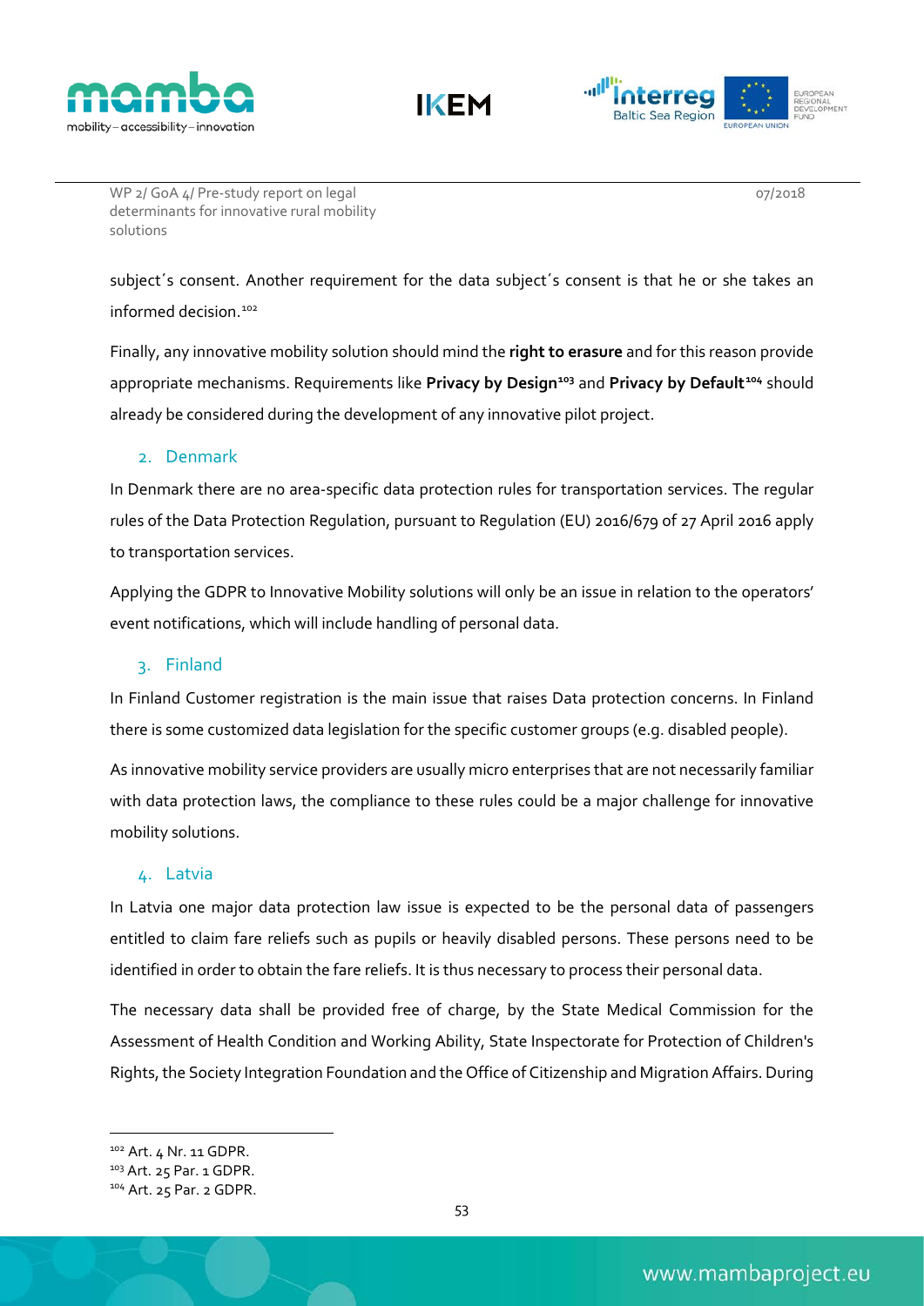subject´s consent. Another requirement for the data subject´s consent is that he or she takes an informed decision.[102]

Finally, any innovative mobility solution should mind the **right to erasure** and for this reason provide appropriate mechanisms. Requirements like **Privacy by Design**[103] and **Privacy by Default**[104] should already be considered during the development of any innovative pilot project.

### 2. Denmark

In Denmark there are no area-specific data protection rules for transportation services. The regular rules of the Data Protection Regulation, pursuant to Regulation (EU) 2016/679 of 27 April 2016 apply to transportation services.

Applying the GDPR to Innovative Mobility solutions will only be an issue in relation to the operators' event notifications, which will include handling of personal data.

### 3. Finland

In Finland Customer registration is the main issue that raises Data protection concerns. In Finland there is some customized data legislation for the specific customer groups (e.g. disabled people).

As innovative mobility service providers are usually micro enterprises that are not necessarily familiar with data protection laws, the compliance to these rules could be a major challenge for innovative mobility solutions.

### 4. Latvia

In Latvia one major data protection law issue is expected to be the personal data of passengers entitled to claim fare reliefs such as pupils or heavily disabled persons. These persons need to be identified in order to obtain the fare reliefs. It is thus necessary to process their personal data.

The necessary data shall be provided free of charge, by the State Medical Commission for the Assessment of Health Condition and Working Ability, State Inspectorate for Protection of Children's Rights, the Society Integration Foundation and the Office of Citizenship and Migration Affairs. During

---

[102] Art. 4 Nr. 11 GDPR.

[103] Art. 25 Par. 1 GDPR.

[104] Art. 25 Par. 2 GDPR.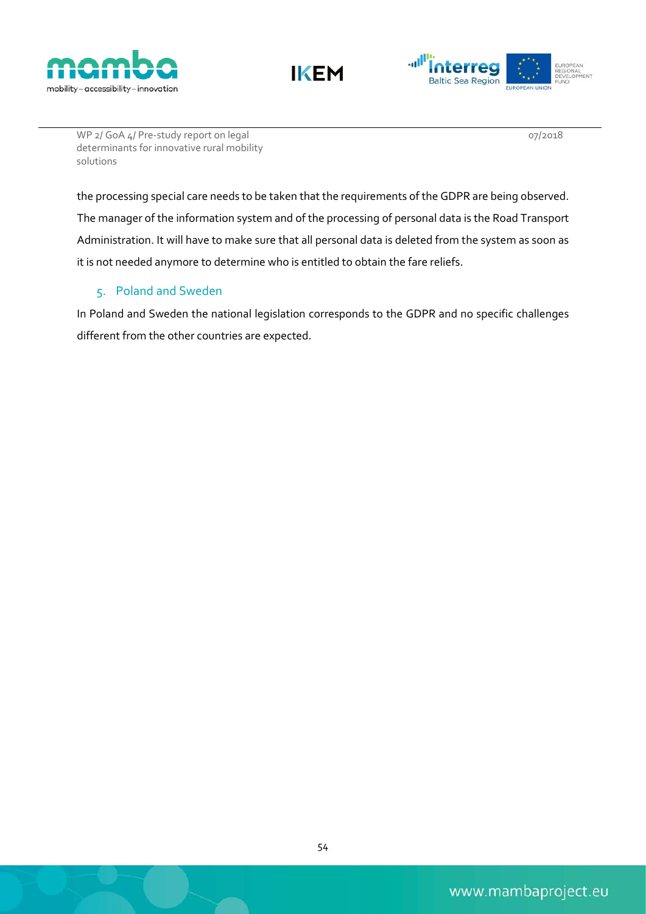the processing special care needs to be taken that the requirements of the GDPR are being observed. The manager of the information system and of the processing of personal data is the Road Transport Administration. It will have to make sure that all personal data is deleted from the system as soon as it is not needed anymore to determine who is entitled to obtain the fare reliefs.

### 5. Poland and Sweden

In Poland and Sweden the national legislation corresponds to the GDPR and no specific challenges different from the other countries are expected.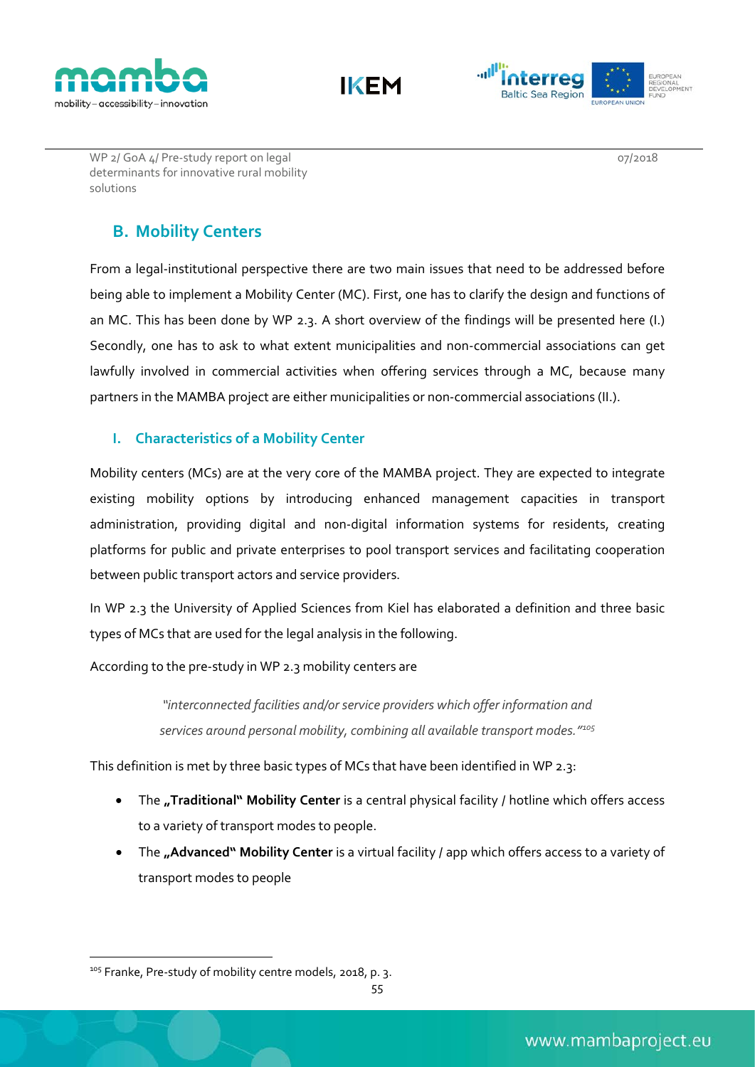## B. Mobility Centers

From a legal-institutional perspective there are two main issues that need to be addressed before being able to implement a Mobility Center (MC). First, one has to clarify the design and functions of an MC. This has been done by WP 2.3. A short overview of the findings will be presented here (I.) Secondly, one has to ask to what extent municipalities and non-commercial associations can get lawfully involved in commercial activities when offering services through a MC, because many partners in the MAMBA project are either municipalities or non-commercial associations (II.).

### I. Characteristics of a Mobility Center

Mobility centers (MCs) are at the very core of the MAMBA project. They are expected to integrate existing mobility options by introducing enhanced management capacities in transport administration, providing digital and non-digital information systems for residents, creating platforms for public and private enterprises to pool transport services and facilitating cooperation between public transport actors and service providers.

In WP 2.3 the University of Applied Sciences from Kiel has elaborated a definition and three basic types of MCs that are used for the legal analysis in the following.

According to the pre-study in WP 2.3 mobility centers are

> *"interconnected facilities and/or service providers which offer information and services around personal mobility, combining all available transport modes."*[105]

This definition is met by three basic types of MCs that have been identified in WP 2.3:

- The **„Traditional" Mobility Center** is a central physical facility / hotline which offers access to a variety of transport modes to people.
- The **„Advanced" Mobility Center** is a virtual facility / app which offers access to a variety of transport modes to people

---

[105] Franke, Pre-study of mobility centre models, 2018, p. 3.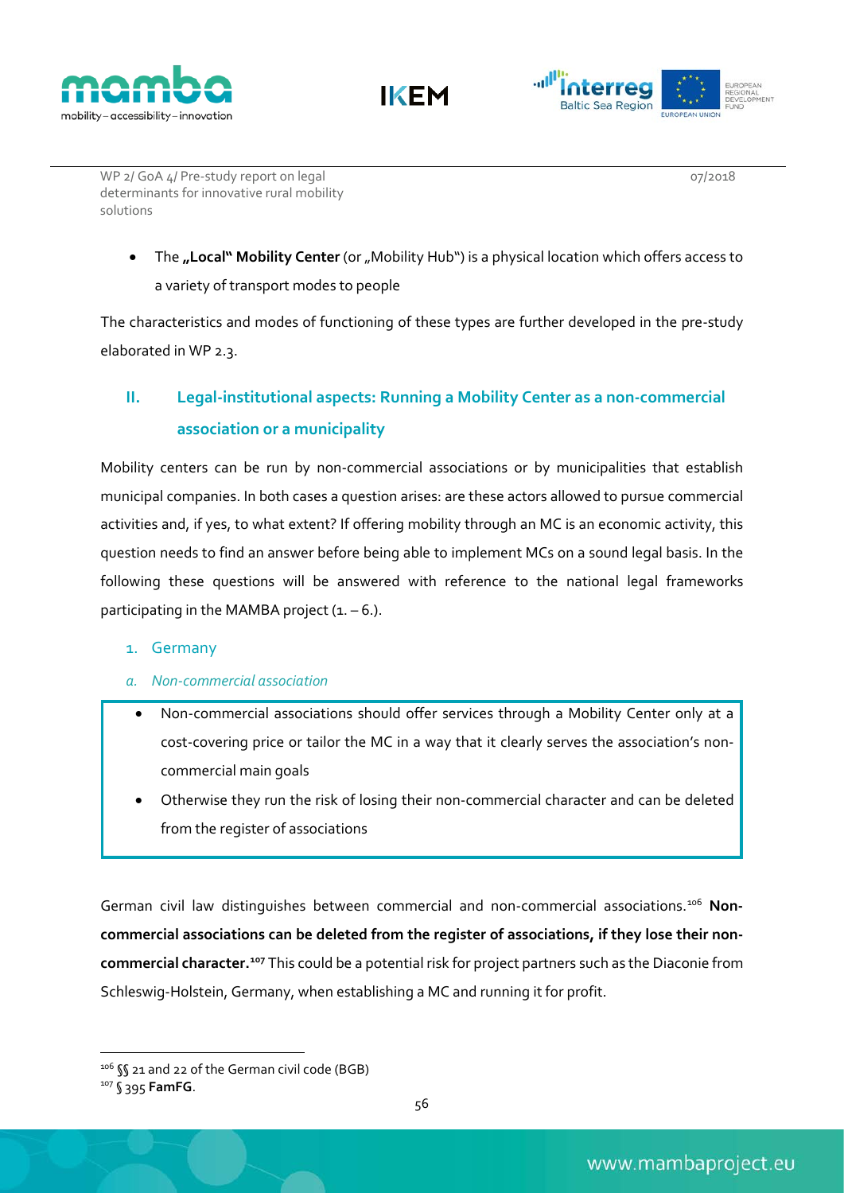- The **„Local" Mobility Center** (or „Mobility Hub") is a physical location which offers access to a variety of transport modes to people

The characteristics and modes of functioning of these types are further developed in the pre-study elaborated in WP 2.3.

## II. Legal-institutional aspects: Running a Mobility Center as a non-commercial association or a municipality

Mobility centers can be run by non-commercial associations or by municipalities that establish municipal companies. In both cases a question arises: are these actors allowed to pursue commercial activities and, if yes, to what extent? If offering mobility through an MC is an economic activity, this question needs to find an answer before being able to implement MCs on a sound legal basis. In the following these questions will be answered with reference to the national legal frameworks participating in the MAMBA project (1. – 6.).

### 1. Germany

#### *a. Non-commercial association*

- Non-commercial associations should offer services through a Mobility Center only at a cost-covering price or tailor the MC in a way that it clearly serves the association's non-commercial main goals
- Otherwise they run the risk of losing their non-commercial character and can be deleted from the register of associations

German civil law distinguishes between commercial and non-commercial associations.[106] **Non-commercial associations can be deleted from the register of associations, if they lose their non-commercial character.**[107] This could be a potential risk for project partners such as the Diaconie from Schleswig-Holstein, Germany, when establishing a MC and running it for profit.

[106] §§ 21 and 22 of the German civil code (BGB)

[107] § 395 **FamFG**.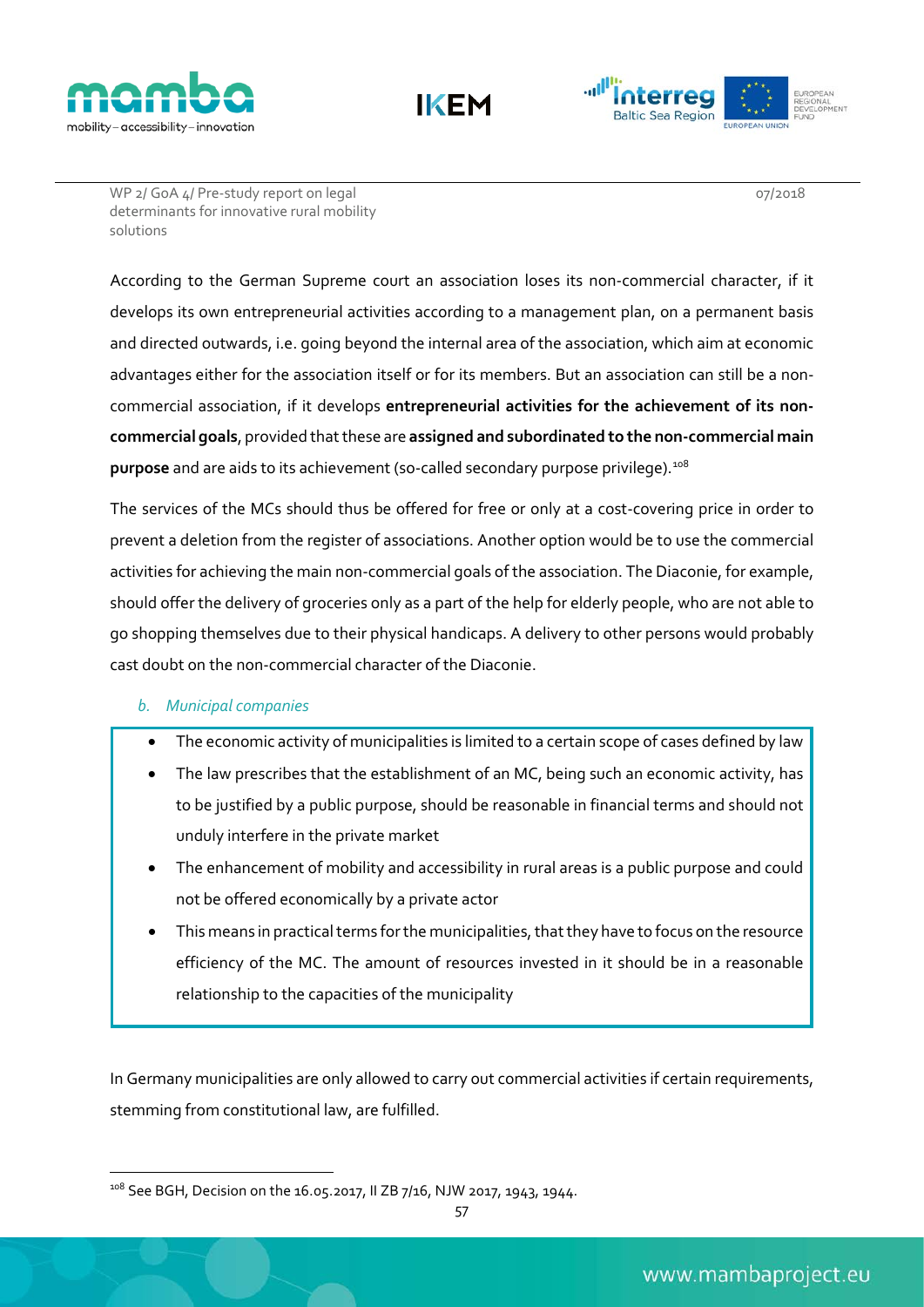According to the German Supreme court an association loses its non-commercial character, if it develops its own entrepreneurial activities according to a management plan, on a permanent basis and directed outwards, i.e. going beyond the internal area of the association, which aim at economic advantages either for the association itself or for its members. But an association can still be a non-commercial association, if it develops **entrepreneurial activities for the achievement of its non-commercial goals**, provided that these are **assigned and subordinated to the non-commercial main purpose** and are aids to its achievement (so-called secondary purpose privilege).[108]

The services of the MCs should thus be offered for free or only at a cost-covering price in order to prevent a deletion from the register of associations. Another option would be to use the commercial activities for achieving the main non-commercial goals of the association. The Diaconie, for example, should offer the delivery of groceries only as a part of the help for elderly people, who are not able to go shopping themselves due to their physical handicaps. A delivery to other persons would probably cast doubt on the non-commercial character of the Diaconie.

### *b. Municipal companies*

- The economic activity of municipalities is limited to a certain scope of cases defined by law
- The law prescribes that the establishment of an MC, being such an economic activity, has to be justified by a public purpose, should be reasonable in financial terms and should not unduly interfere in the private market
- The enhancement of mobility and accessibility in rural areas is a public purpose and could not be offered economically by a private actor
- This means in practical terms for the municipalities, that they have to focus on the resource efficiency of the MC. The amount of resources invested in it should be in a reasonable relationship to the capacities of the municipality

In Germany municipalities are only allowed to carry out commercial activities if certain requirements, stemming from constitutional law, are fulfilled.

[108] See BGH, Decision on the 16.05.2017, II ZB 7/16, NJW 2017, 1943, 1944.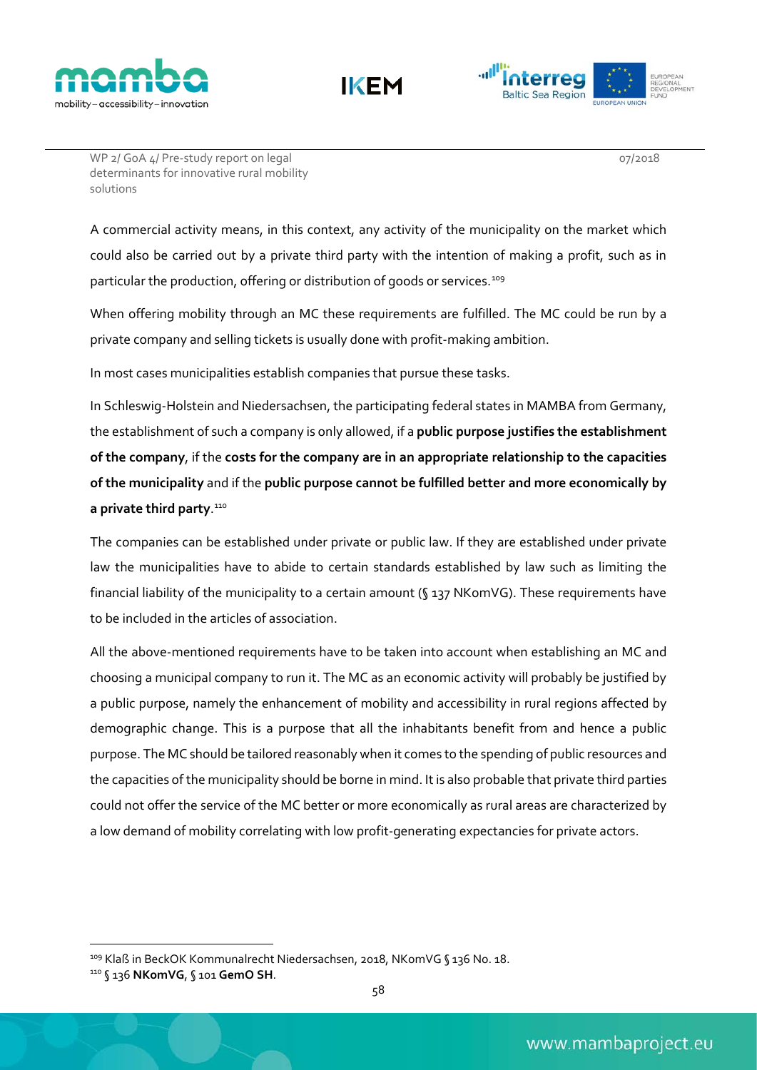A commercial activity means, in this context, any activity of the municipality on the market which could also be carried out by a private third party with the intention of making a profit, such as in particular the production, offering or distribution of goods or services.[109]

When offering mobility through an MC these requirements are fulfilled. The MC could be run by a private company and selling tickets is usually done with profit-making ambition.

In most cases municipalities establish companies that pursue these tasks.

In Schleswig-Holstein and Niedersachsen, the participating federal states in MAMBA from Germany, the establishment of such a company is only allowed, if a **public purpose justifies the establishment of the company**, if the **costs for the company are in an appropriate relationship to the capacities of the municipality** and if the **public purpose cannot be fulfilled better and more economically by a private third party**.[110]

The companies can be established under private or public law. If they are established under private law the municipalities have to abide to certain standards established by law such as limiting the financial liability of the municipality to a certain amount (§ 137 NKomVG). These requirements have to be included in the articles of association.

All the above-mentioned requirements have to be taken into account when establishing an MC and choosing a municipal company to run it. The MC as an economic activity will probably be justified by a public purpose, namely the enhancement of mobility and accessibility in rural regions affected by demographic change. This is a purpose that all the inhabitants benefit from and hence a public purpose. The MC should be tailored reasonably when it comes to the spending of public resources and the capacities of the municipality should be borne in mind. It is also probable that private third parties could not offer the service of the MC better or more economically as rural areas are characterized by a low demand of mobility correlating with low profit-generating expectancies for private actors.

---

[109] Klaß in BeckOK Kommunalrecht Niedersachsen, 2018, NKomVG § 136 No. 18.

[110] § 136 **NKomVG**, § 101 **GemO SH**.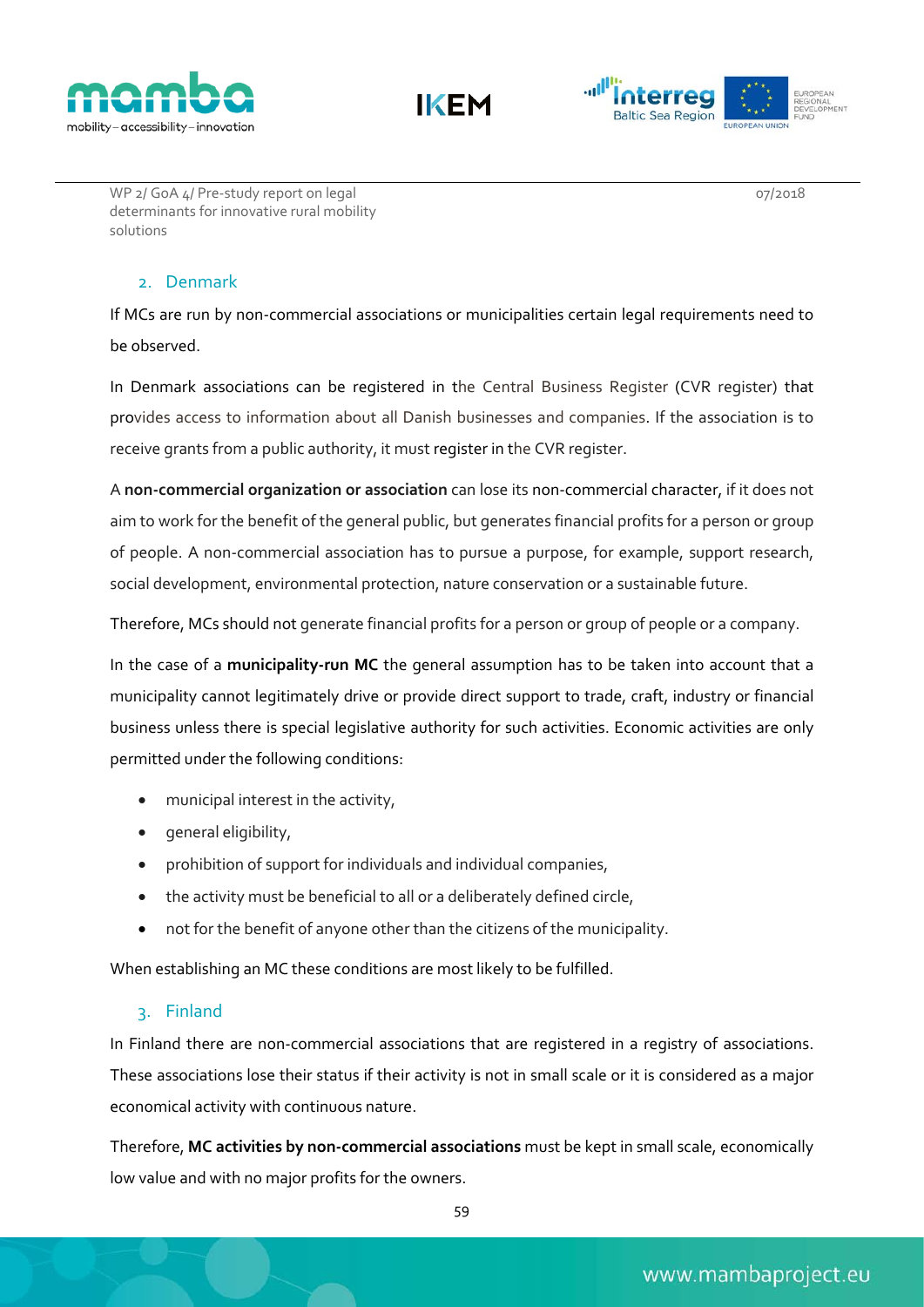## 2. Denmark

If MCs are run by non-commercial associations or municipalities certain legal requirements need to be observed.

In Denmark associations can be registered in the Central Business Register (CVR register) that provides access to information about all Danish businesses and companies. If the association is to receive grants from a public authority, it must register in the CVR register.

A **non-commercial organization or association** can lose its non-commercial character, if it does not aim to work for the benefit of the general public, but generates financial profits for a person or group of people. A non-commercial association has to pursue a purpose, for example, support research, social development, environmental protection, nature conservation or a sustainable future.

Therefore, MCs should not generate financial profits for a person or group of people or a company.

In the case of a **municipality-run MC** the general assumption has to be taken into account that a municipality cannot legitimately drive or provide direct support to trade, craft, industry or financial business unless there is special legislative authority for such activities. Economic activities are only permitted under the following conditions:

- municipal interest in the activity,
- general eligibility,
- prohibition of support for individuals and individual companies,
- the activity must be beneficial to all or a deliberately defined circle,
- not for the benefit of anyone other than the citizens of the municipality.

When establishing an MC these conditions are most likely to be fulfilled.

## 3. Finland

In Finland there are non-commercial associations that are registered in a registry of associations. These associations lose their status if their activity is not in small scale or it is considered as a major economical activity with continuous nature.

Therefore, **MC activities by non-commercial associations** must be kept in small scale, economically low value and with no major profits for the owners.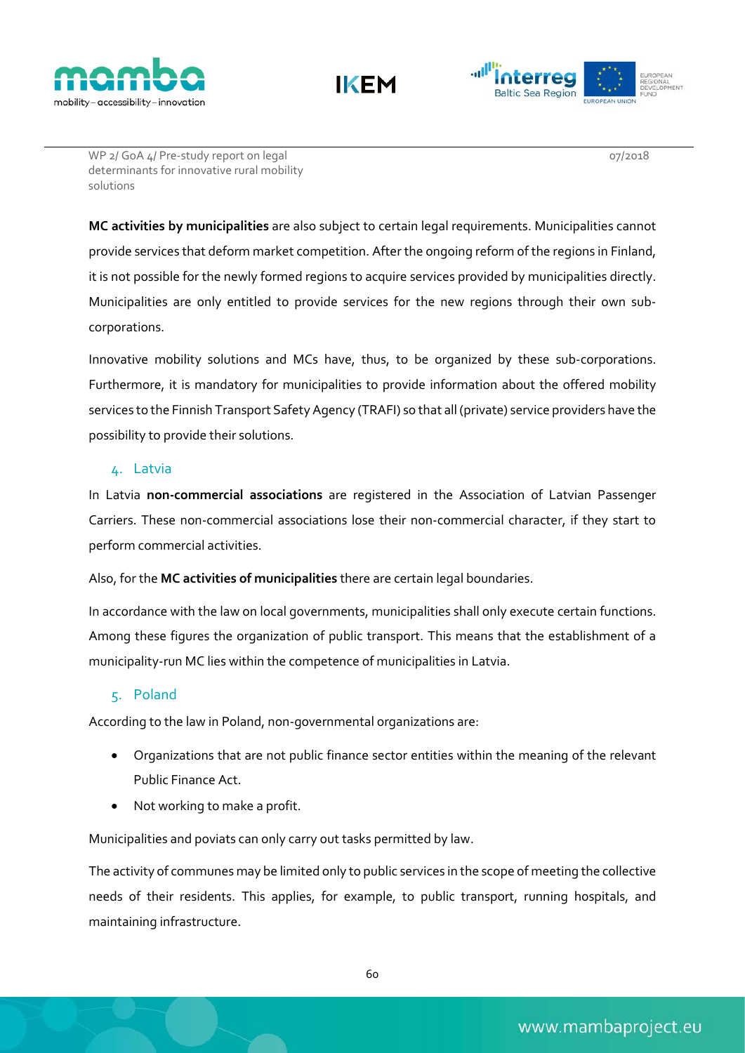**MC activities by municipalities** are also subject to certain legal requirements. Municipalities cannot provide services that deform market competition. After the ongoing reform of the regions in Finland, it is not possible for the newly formed regions to acquire services provided by municipalities directly. Municipalities are only entitled to provide services for the new regions through their own sub-corporations.

Innovative mobility solutions and MCs have, thus, to be organized by these sub-corporations. Furthermore, it is mandatory for municipalities to provide information about the offered mobility services to the Finnish Transport Safety Agency (TRAFI) so that all (private) service providers have the possibility to provide their solutions.

### 4. Latvia

In Latvia **non-commercial associations** are registered in the Association of Latvian Passenger Carriers. These non-commercial associations lose their non-commercial character, if they start to perform commercial activities.

Also, for the **MC activities of municipalities** there are certain legal boundaries.

In accordance with the law on local governments, municipalities shall only execute certain functions. Among these figures the organization of public transport. This means that the establishment of a municipality-run MC lies within the competence of municipalities in Latvia.

### 5. Poland

According to the law in Poland, non-governmental organizations are:

- Organizations that are not public finance sector entities within the meaning of the relevant Public Finance Act.
- Not working to make a profit.

Municipalities and poviats can only carry out tasks permitted by law.

The activity of communes may be limited only to public services in the scope of meeting the collective needs of their residents. This applies, for example, to public transport, running hospitals, and maintaining infrastructure.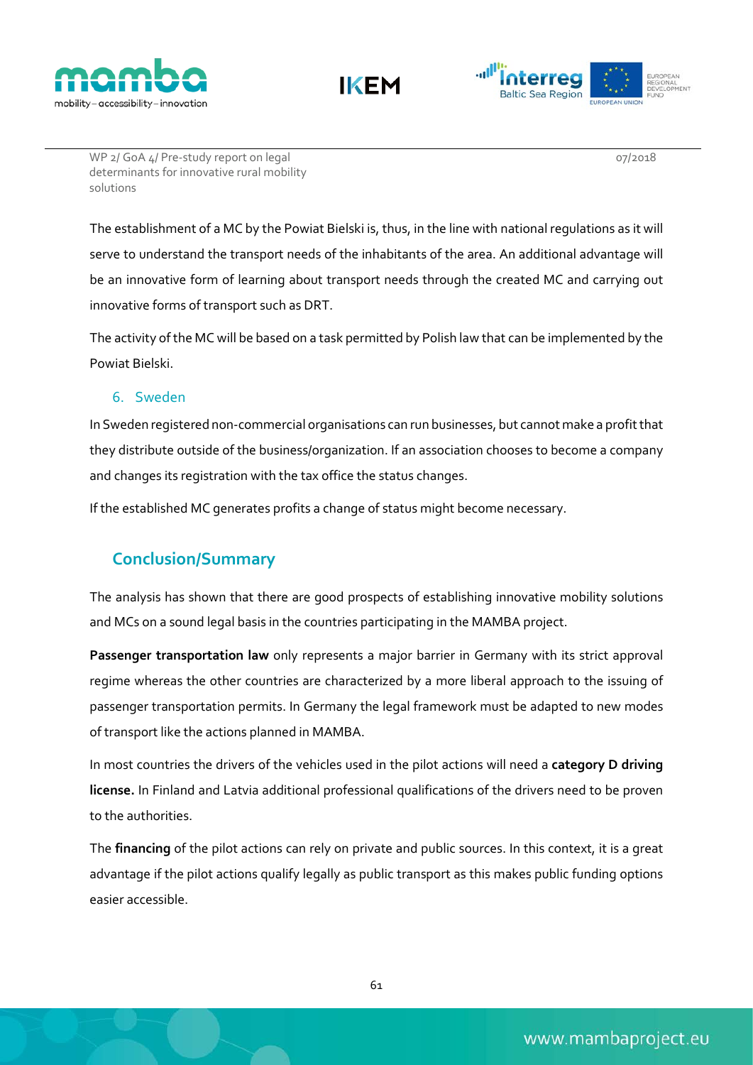The establishment of a MC by the Powiat Bielski is, thus, in the line with national regulations as it will serve to understand the transport needs of the inhabitants of the area. An additional advantage will be an innovative form of learning about transport needs through the created MC and carrying out innovative forms of transport such as DRT.

The activity of the MC will be based on a task permitted by Polish law that can be implemented by the Powiat Bielski.

### 6. Sweden

In Sweden registered non-commercial organisations can run businesses, but cannot make a profit that they distribute outside of the business/organization. If an association chooses to become a company and changes its registration with the tax office the status changes.

If the established MC generates profits a change of status might become necessary.

## Conclusion/Summary

The analysis has shown that there are good prospects of establishing innovative mobility solutions and MCs on a sound legal basis in the countries participating in the MAMBA project.

**Passenger transportation law** only represents a major barrier in Germany with its strict approval regime whereas the other countries are characterized by a more liberal approach to the issuing of passenger transportation permits. In Germany the legal framework must be adapted to new modes of transport like the actions planned in MAMBA.

In most countries the drivers of the vehicles used in the pilot actions will need a **category D driving license.** In Finland and Latvia additional professional qualifications of the drivers need to be proven to the authorities.

The **financing** of the pilot actions can rely on private and public sources. In this context, it is a great advantage if the pilot actions qualify legally as public transport as this makes public funding options easier accessible.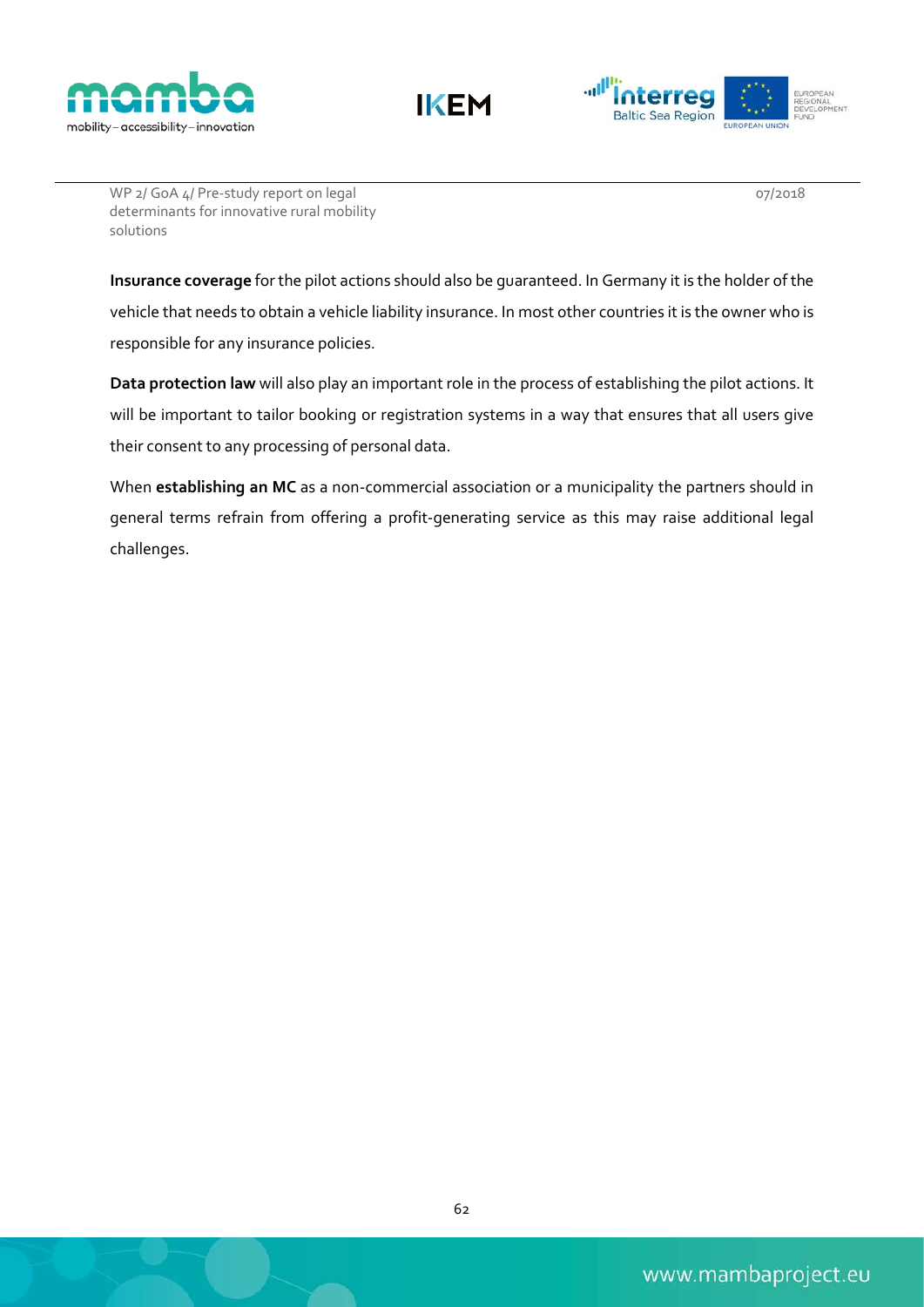**Insurance coverage** for the pilot actions should also be guaranteed. In Germany it is the holder of the vehicle that needs to obtain a vehicle liability insurance. In most other countries it is the owner who is responsible for any insurance policies.

**Data protection law** will also play an important role in the process of establishing the pilot actions. It will be important to tailor booking or registration systems in a way that ensures that all users give their consent to any processing of personal data.

When **establishing an MC** as a non-commercial association or a municipality the partners should in general terms refrain from offering a profit-generating service as this may raise additional legal challenges.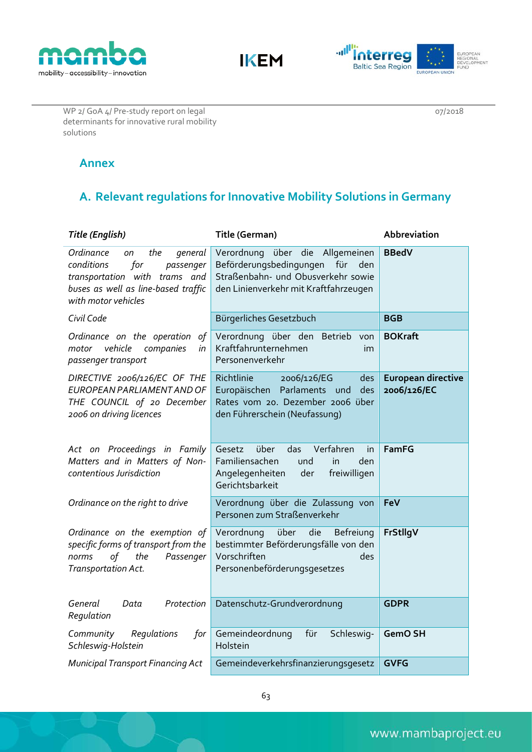## Annex

## A. Relevant regulations for Innovative Mobility Solutions in Germany

| *Title (English)* | Title (German) | Abbreviation |
|---|---|---|
| *Ordinance on the general conditions for passenger transportation with trams and buses as well as line-based traffic with motor vehicles* | Verordnung über die Allgemeinen Beförderungsbedingungen für den Straßenbahn- und Obusverkehr sowie den Linienverkehr mit Kraftfahrzeugen | **BBedV** |
| *Civil Code* | Bürgerliches Gesetzbuch | **BGB** |
| *Ordinance on the operation of motor vehicle companies in passenger transport* | Verordnung über den Betrieb von Kraftfahrunternehmen im Personenverkehr | **BOKraft** |
| *DIRECTIVE 2006/126/EC OF THE EUROPEAN PARLIAMENT AND OF THE COUNCIL of 20 December 2006 on driving licences* | Richtlinie 2006/126/EG des Europäischen Parlaments und des Rates vom 20. Dezember 2006 über den Führerschein (Neufassung) | **European directive 2006/126/EC** |
| *Act on Proceedings in Family Matters and in Matters of Non-contentious Jurisdiction* | Gesetz über das Verfahren in Familiensachen und in den Angelegenheiten der freiwilligen Gerichtsbarkeit | **FamFG** |
| *Ordinance on the right to drive* | Verordnung über die Zulassung von Personen zum Straßenverkehr | **FeV** |
| *Ordinance on the exemption of specific forms of transport from the norms of the Passenger Transportation Act.* | Verordnung über die Befreiung bestimmter Beförderungsfälle von den Vorschriften des Personenbeförderungsgesetzes | **FrStllgV** |
| *General Data Protection Regulation* | Datenschutz-Grundverordnung | **GDPR** |
| *Community Regulations for Schleswig-Holstein* | Gemeindeordnung für Schleswig-Holstein | **GemO SH** |
| *Municipal Transport Financing Act* | Gemeindeverkehrsfinanzierungsgesetz | **GVFG** |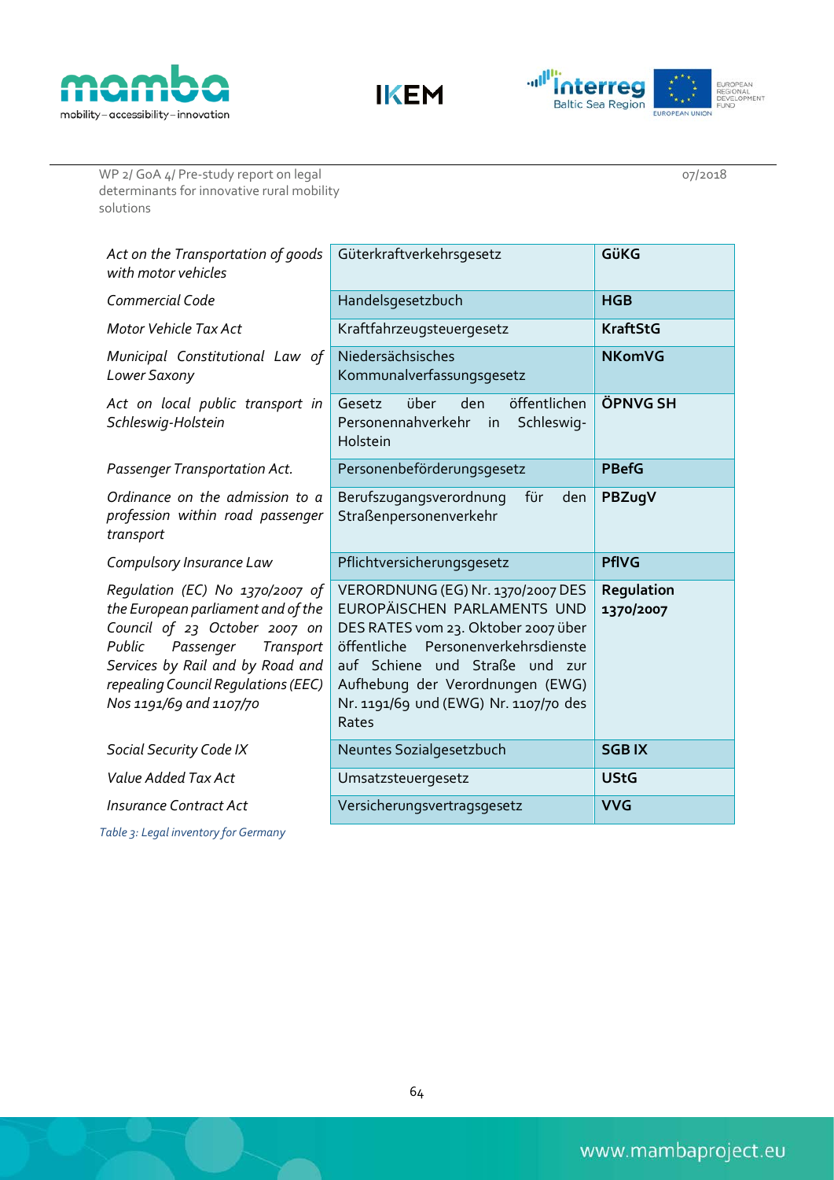| | | |
|---|---|---|
| *Act on the Transportation of goods with motor vehicles* | Güterkraftverkehrsgesetz | **GüKG** |
| *Commercial Code* | Handelsgesetzbuch | **HGB** |
| *Motor Vehicle Tax Act* | Kraftfahrzeugsteuergesetz | **KraftStG** |
| *Municipal Constitutional Law of Lower Saxony* | Niedersächsisches Kommunalverfassungsgesetz | **NKomVG** |
| *Act on local public transport in Schleswig-Holstein* | Gesetz über den öffentlichen Personennahverkehr in Schleswig-Holstein | **ÖPNVG SH** |
| *Passenger Transportation Act.* | Personenbeförderungsgesetz | **PBefG** |
| *Ordinance on the admission to a profession within road passenger transport* | Berufszugangsverordnung für den Straßenpersonenverkehr | **PBZugV** |
| *Compulsory Insurance Law* | Pflichtversicherungsgesetz | **PflVG** |
| *Regulation (EC) No 1370/2007 of the European parliament and of the Council of 23 October 2007 on Public Passenger Transport Services by Rail and by Road and repealing Council Regulations (EEC) Nos 1191/69 and 1107/70* | VERORDNUNG (EG) Nr. 1370/2007 DES EUROPÄISCHEN PARLAMENTS UND DES RATES vom 23. Oktober 2007 über öffentliche Personenverkehrsdienste auf Schiene und Straße und zur Aufhebung der Verordnungen (EWG) Nr. 1191/69 und (EWG) Nr. 1107/70 des Rates | **Regulation 1370/2007** |
| *Social Security Code IX* | Neuntes Sozialgesetzbuch | **SGB IX** |
| *Value Added Tax Act* | Umsatzsteuergesetz | **UStG** |
| *Insurance Contract Act* | Versicherungsvertragsgesetz | **VVG** |

*Table 3: Legal inventory for Germany*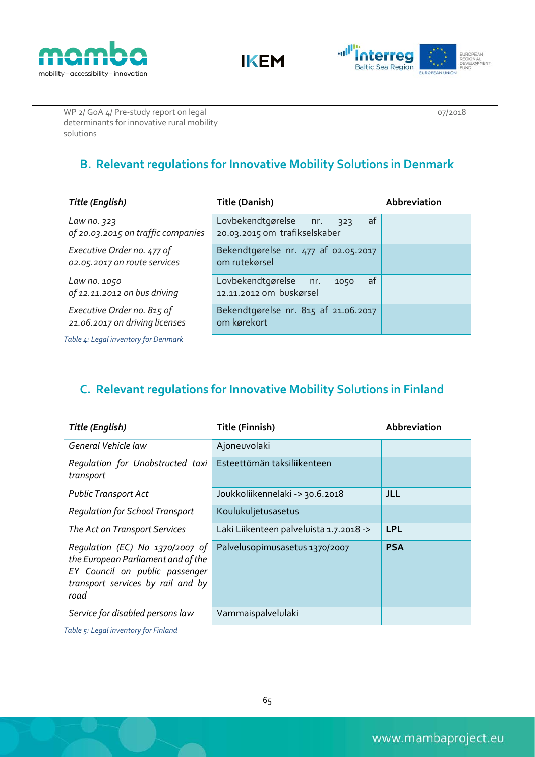## B. Relevant regulations for Innovative Mobility Solutions in Denmark

| *Title (English)* | Title (Danish) | Abbreviation |
|---|---|---|
| *Law no. 323 of 20.03.2015 on traffic companies* | Lovbekendtgørelse nr. 323 af 20.03.2015 om trafikselskaber | |
| *Executive Order no. 477 of 02.05.2017 on route services* | Bekendtgørelse nr. 477 af 02.05.2017 om rutekørsel | |
| *Law no. 1050 of 12.11.2012 on bus driving* | Lovbekendtgørelse nr. 1050 af 12.11.2012 om buskørsel | |
| *Executive Order no. 815 of 21.06.2017 on driving licenses* | Bekendtgørelse nr. 815 af 21.06.2017 om kørekort | |

*Table 4: Legal inventory for Denmark*

## C. Relevant regulations for Innovative Mobility Solutions in Finland

| *Title (English)* | Title (Finnish) | Abbreviation |
|---|---|---|
| *General Vehicle law* | Ajoneuvolaki | |
| *Regulation for Unobstructed taxi transport* | Esteettömän taksiliikenteen | |
| *Public Transport Act* | Joukkoliikennelaki -> 30.6.2018 | **JLL** |
| *Regulation for School Transport* | Koulukuljetusasetus | |
| *The Act on Transport Services* | Laki Liikenteen palveluista 1.7.2018 -> | **LPL** |
| *Regulation (EC) No 1370/2007 of the European Parliament and of the EY Council on public passenger transport services by rail and by road* | Palvelusopimusasetus 1370/2007 | **PSA** |
| *Service for disabled persons law* | Vammaispalvelulaki | |

*Table 5: Legal inventory for Finland*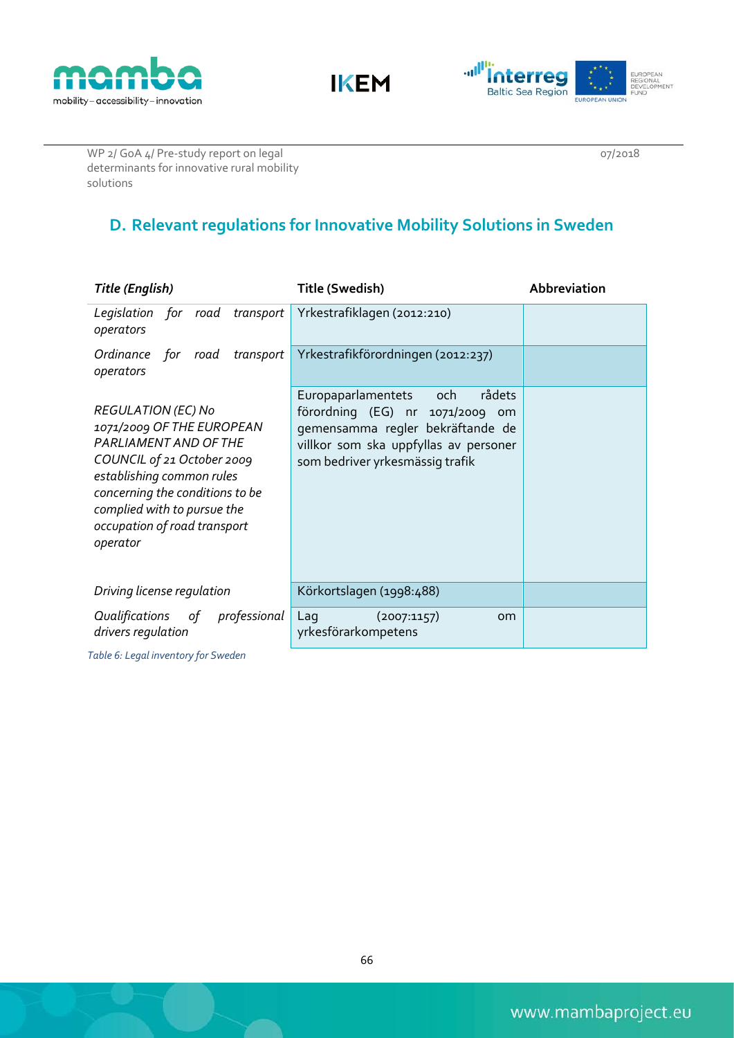## D. Relevant regulations for Innovative Mobility Solutions in Sweden

| *Title (English)* | Title (Swedish) | Abbreviation |
|---|---|---|
| *Legislation for road transport operators* | Yrkestrafiklagen (2012:210) | |
| *Ordinance for road transport operators* | Yrkestrafikförordningen (2012:237) | |
| *REGULATION (EC) No 1071/2009 OF THE EUROPEAN PARLIAMENT AND OF THE COUNCIL of 21 October 2009 establishing common rules concerning the conditions to be complied with to pursue the occupation of road transport operator* | Europaparlamentets och rådets förordning (EG) nr 1071/2009 om gemensamma regler bekräftande de villkor som ska uppfyllas av personer som bedriver yrkesmässig trafik | |
| *Driving license regulation* | Körkortslagen (1998:488) | |
| *Qualifications of professional drivers regulation* | Lag (2007:1157) om yrkesförarkompetens | |

*Table 6: Legal inventory for Sweden*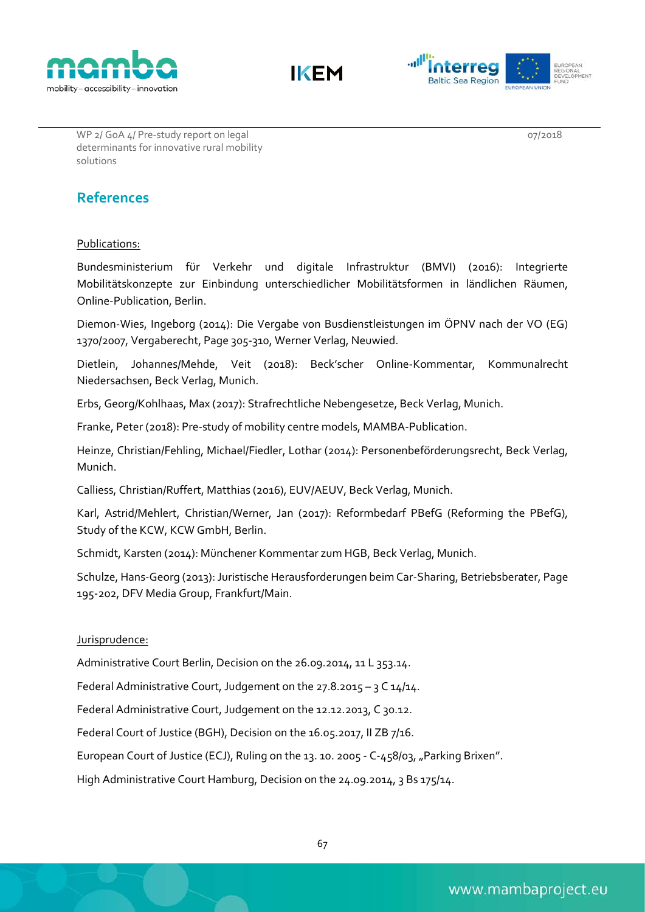## References

Publications:

Bundesministerium für Verkehr und digitale Infrastruktur (BMVI) (2016): Integrierte Mobilitätskonzepte zur Einbindung unterschiedlicher Mobilitätsformen in ländlichen Räumen, Online-Publication, Berlin.

Diemon-Wies, Ingeborg (2014): Die Vergabe von Busdienstleistungen im ÖPNV nach der VO (EG) 1370/2007, Vergaberecht, Page 305-310, Werner Verlag, Neuwied.

Dietlein, Johannes/Mehde, Veit (2018): Beck'scher Online-Kommentar, Kommunalrecht Niedersachsen, Beck Verlag, Munich.

Erbs, Georg/Kohlhaas, Max (2017): Strafrechtliche Nebengesetze, Beck Verlag, Munich.

Franke, Peter (2018): Pre-study of mobility centre models, MAMBA-Publication.

Heinze, Christian/Fehling, Michael/Fiedler, Lothar (2014): Personenbeförderungsrecht, Beck Verlag, Munich.

Calliess, Christian/Ruffert, Matthias (2016), EUV/AEUV, Beck Verlag, Munich.

Karl, Astrid/Mehlert, Christian/Werner, Jan (2017): Reformbedarf PBefG (Reforming the PBefG), Study of the KCW, KCW GmbH, Berlin.

Schmidt, Karsten (2014): Münchener Kommentar zum HGB, Beck Verlag, Munich.

Schulze, Hans-Georg (2013): Juristische Herausforderungen beim Car-Sharing, Betriebsberater, Page 195-202, DFV Media Group, Frankfurt/Main.

Jurisprudence:

Administrative Court Berlin, Decision on the 26.09.2014, 11 L 353.14.

Federal Administrative Court, Judgement on the 27.8.2015 – 3 C 14/14.

Federal Administrative Court, Judgement on the 12.12.2013, C 30.12.

Federal Court of Justice (BGH), Decision on the 16.05.2017, II ZB 7/16.

European Court of Justice (ECJ), Ruling on the 13. 10. 2005 - C-458/03, „Parking Brixen".

High Administrative Court Hamburg, Decision on the 24.09.2014, 3 Bs 175/14.